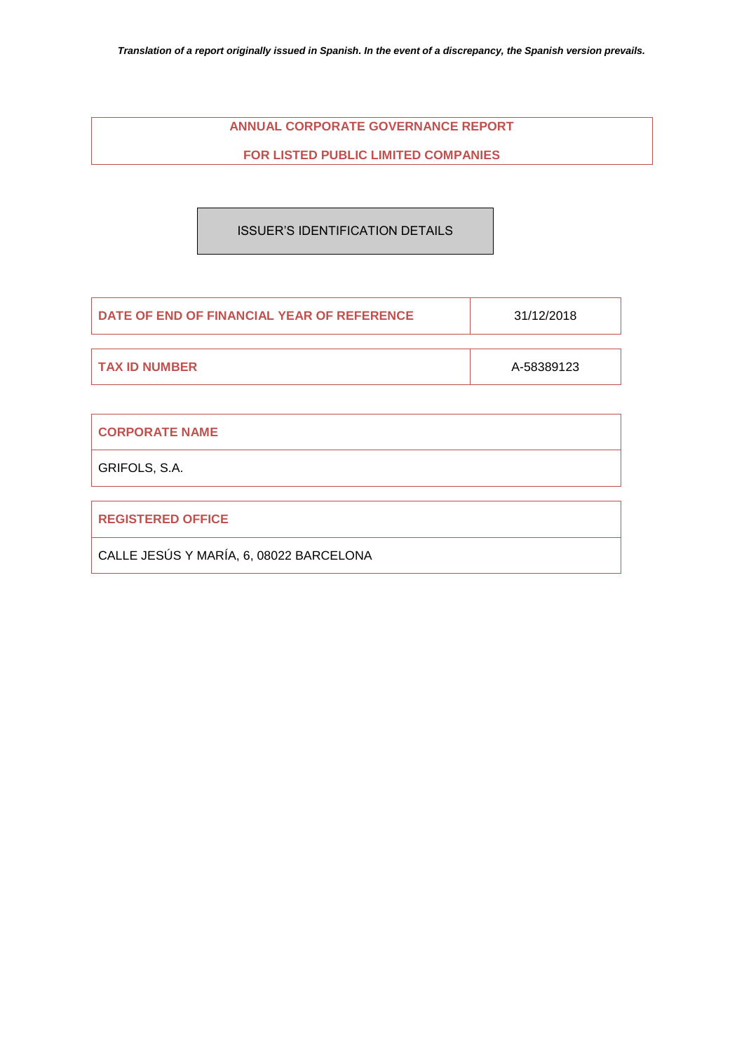*Translation of a report originally issued in Spanish. In the event of a discrepancy, the Spanish version prevails.*

# ANNUAL CORPORATE GOVERNANCE REPORT

# FOR LISTED PUBLIC LIMITED COMPANIES

## ISSUER'S IDENTIFICATION DETAILS

| DATE OF END OF FINANCIAL YEAR OF REFERENCE | 31/12/2018 |
| --- | --- |

| TAX ID NUMBER | A-58389123 |
| --- | --- |

| CORPORATE NAME |
| --- |
| GRIFOLS, S.A. |

| REGISTERED OFFICE |
| --- |
| CALLE JESÚS Y MARÍA, 6, 08022 BARCELONA |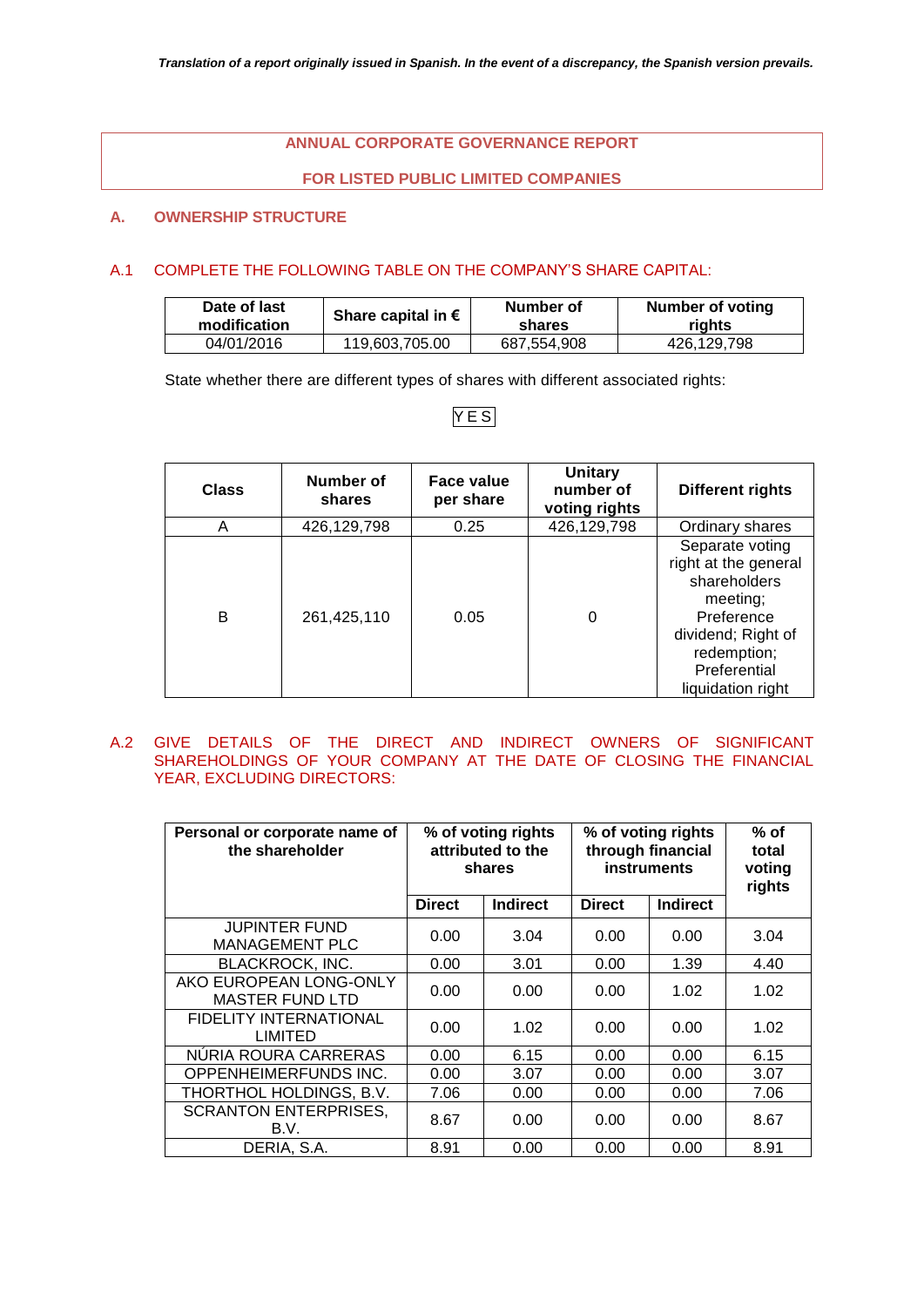*Translation of a report originally issued in Spanish. In the event of a discrepancy, the Spanish version prevails.*

# ANNUAL CORPORATE GOVERNANCE REPORT

# FOR LISTED PUBLIC LIMITED COMPANIES

## A. OWNERSHIP STRUCTURE

### A.1 COMPLETE THE FOLLOWING TABLE ON THE COMPANY'S SHARE CAPITAL:

| Date of last modification | Share capital in € | Number of shares | Number of voting rights |
|---|---|---|---|
| 04/01/2016 | 119,603,705.00 | 687,554,908 | 426,129,798 |

State whether there are different types of shares with different associated rights:

YES

| Class | Number of shares | Face value per share | Unitary number of voting rights | Different rights |
|---|---|---|---|---|
| A | 426,129,798 | 0.25 | 426,129,798 | Ordinary shares |
| B | 261,425,110 | 0.05 | 0 | Separate voting right at the general shareholders meeting; Preference dividend; Right of redemption; Preferential liquidation right |

### A.2 GIVE DETAILS OF THE DIRECT AND INDIRECT OWNERS OF SIGNIFICANT SHAREHOLDINGS OF YOUR COMPANY AT THE DATE OF CLOSING THE FINANCIAL YEAR, EXCLUDING DIRECTORS:

| Personal or corporate name of the shareholder | % of voting rights attributed to the shares | | % of voting rights through financial instruments | | % of total voting rights |
|---|---|---|---|---|---|
| | Direct | Indirect | Direct | Indirect | |
| JUPINTER FUND MANAGEMENT PLC | 0.00 | 3.04 | 0.00 | 0.00 | 3.04 |
| BLACKROCK, INC. | 0.00 | 3.01 | 0.00 | 1.39 | 4.40 |
| AKO EUROPEAN LONG-ONLY MASTER FUND LTD | 0.00 | 0.00 | 0.00 | 1.02 | 1.02 |
| FIDELITY INTERNATIONAL LIMITED | 0.00 | 1.02 | 0.00 | 0.00 | 1.02 |
| NÚRIA ROURA CARRERAS | 0.00 | 6.15 | 0.00 | 0.00 | 6.15 |
| OPPENHEIMERFUNDS INC. | 0.00 | 3.07 | 0.00 | 0.00 | 3.07 |
| THORTHOL HOLDINGS, B.V. | 7.06 | 0.00 | 0.00 | 0.00 | 7.06 |
| SCRANTON ENTERPRISES, B.V. | 8.67 | 0.00 | 0.00 | 0.00 | 8.67 |
| DERIA, S.A. | 8.91 | 0.00 | 0.00 | 0.00 | 8.91 |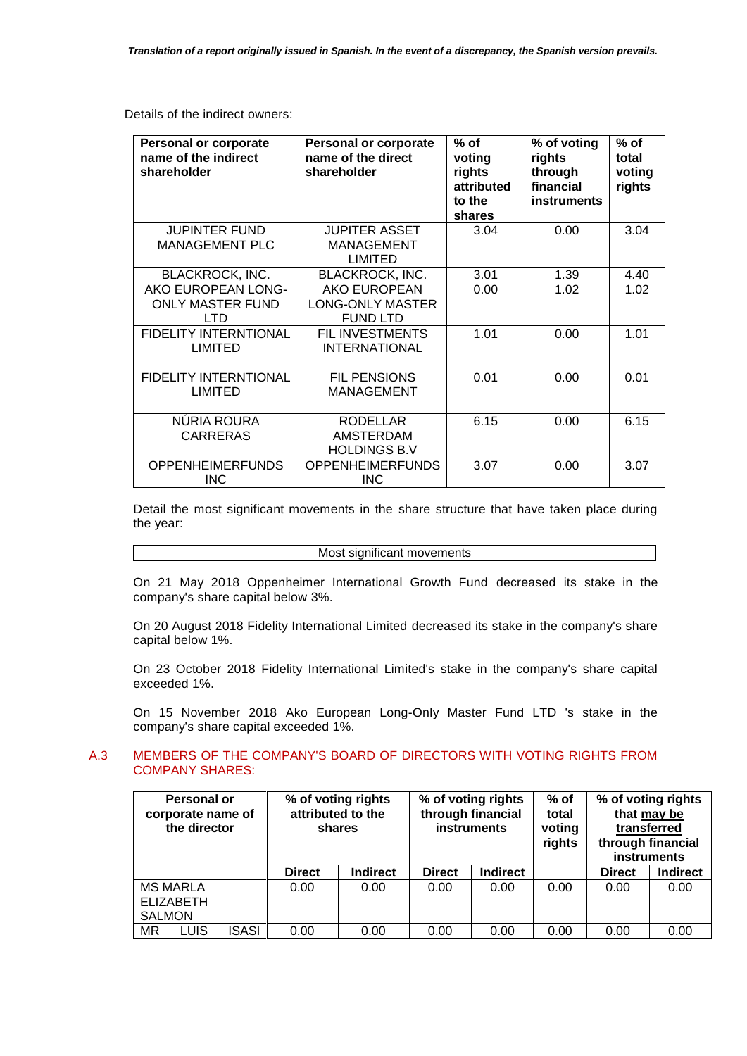Details of the indirect owners:

| Personal or corporate name of the indirect shareholder | Personal or corporate name of the direct shareholder | % of voting rights attributed to the shares | % of voting rights through financial instruments | % of total voting rights |
|---|---|---|---|---|
| JUPINTER FUND MANAGEMENT PLC | JUPITER ASSET MANAGEMENT LIMITED | 3.04 | 0.00 | 3.04 |
| BLACKROCK, INC. | BLACKROCK, INC. | 3.01 | 1.39 | 4.40 |
| AKO EUROPEAN LONG-ONLY MASTER FUND LTD | AKO EUROPEAN LONG-ONLY MASTER FUND LTD | 0.00 | 1.02 | 1.02 |
| FIDELITY INTERNTIONAL LIMITED | FIL INVESTMENTS INTERNATIONAL | 1.01 | 0.00 | 1.01 |
| FIDELITY INTERNTIONAL LIMITED | FIL PENSIONS MANAGEMENT | 0.01 | 0.00 | 0.01 |
| NÚRIA ROURA CARRERAS | RODELLAR AMSTERDAM HOLDINGS B.V | 6.15 | 0.00 | 6.15 |
| OPPENHEIMERFUNDS INC | OPPENHEIMERFUNDS INC | 3.07 | 0.00 | 3.07 |

Detail the most significant movements in the share structure that have taken place during the year:

| Most significant movements |
|---|

On 21 May 2018 Oppenheimer International Growth Fund decreased its stake in the company's share capital below 3%.

On 20 August 2018 Fidelity International Limited decreased its stake in the company's share capital below 1%.

On 23 October 2018 Fidelity International Limited's stake in the company's share capital exceeded 1%.

On 15 November 2018 Ako European Long-Only Master Fund LTD 's stake in the company's share capital exceeded 1%.

## A.3 MEMBERS OF THE COMPANY'S BOARD OF DIRECTORS WITH VOTING RIGHTS FROM COMPANY SHARES:

| Personal or corporate name of the director | % of voting rights attributed to the shares | | % of voting rights through financial instruments | | % of total voting rights | % of voting rights that may be transferred through financial instruments | |
|---|---|---|---|---|---|---|---|
| | Direct | Indirect | Direct | Indirect | | Direct | Indirect |
| MS MARLA ELIZABETH SALMON | 0.00 | 0.00 | 0.00 | 0.00 | 0.00 | 0.00 | 0.00 |
| MR LUIS ISASI | 0.00 | 0.00 | 0.00 | 0.00 | 0.00 | 0.00 | 0.00 |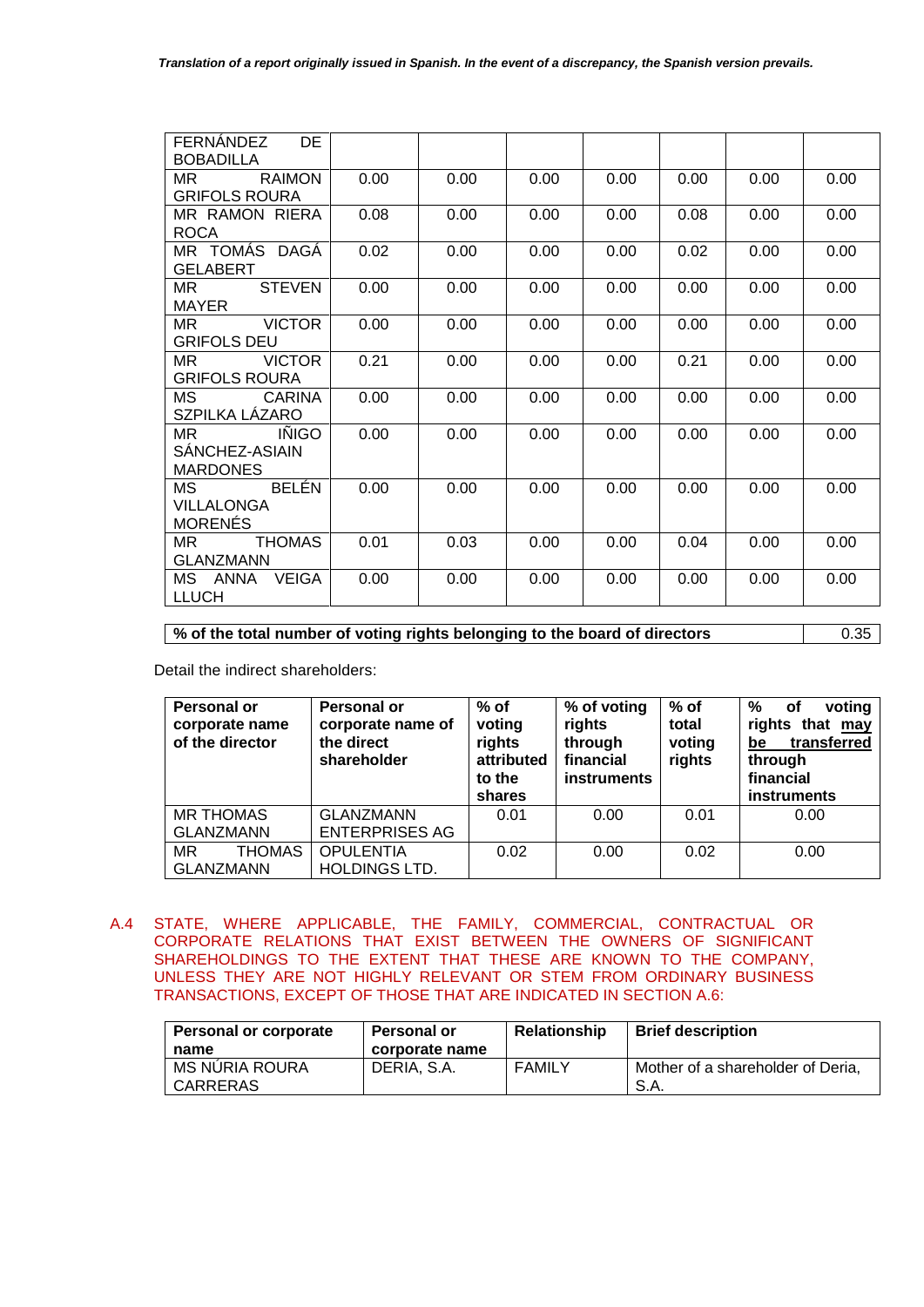*Translation of a report originally issued in Spanish. In the event of a discrepancy, the Spanish version prevails.*

| | | | | | | | |
|---|---|---|---|---|---|---|---|
| FERNÁNDEZ DE BOBADILLA | | | | | | | |
| MR RAIMON GRIFOLS ROURA | 0.00 | 0.00 | 0.00 | 0.00 | 0.00 | 0.00 | 0.00 |
| MR RAMON RIERA ROCA | 0.08 | 0.00 | 0.00 | 0.00 | 0.08 | 0.00 | 0.00 |
| MR TOMÁS DAGÁ GELABERT | 0.02 | 0.00 | 0.00 | 0.00 | 0.02 | 0.00 | 0.00 |
| MR STEVEN MAYER | 0.00 | 0.00 | 0.00 | 0.00 | 0.00 | 0.00 | 0.00 |
| MR VICTOR GRIFOLS DEU | 0.00 | 0.00 | 0.00 | 0.00 | 0.00 | 0.00 | 0.00 |
| MR VICTOR GRIFOLS ROURA | 0.21 | 0.00 | 0.00 | 0.00 | 0.21 | 0.00 | 0.00 |
| MS CARINA SZPILKA LÁZARO | 0.00 | 0.00 | 0.00 | 0.00 | 0.00 | 0.00 | 0.00 |
| MR IÑIGO SÁNCHEZ-ASIAIN MARDONES | 0.00 | 0.00 | 0.00 | 0.00 | 0.00 | 0.00 | 0.00 |
| MS BELÉN VILLALONGA MORENÉS | 0.00 | 0.00 | 0.00 | 0.00 | 0.00 | 0.00 | 0.00 |
| MR THOMAS GLANZMANN | 0.01 | 0.03 | 0.00 | 0.00 | 0.04 | 0.00 | 0.00 |
| MS ANNA VEIGA LLUCH | 0.00 | 0.00 | 0.00 | 0.00 | 0.00 | 0.00 | 0.00 |

| **% of the total number of voting rights belonging to the board of directors** | 0.35 |
|---|---|

Detail the indirect shareholders:

| Personal or corporate name of the director | Personal or corporate name of the direct shareholder | % of voting rights attributed to the shares | % of voting rights through financial instruments | % of total voting rights | % of voting rights that may be transferred through financial instruments |
|---|---|---|---|---|---|
| MR THOMAS GLANZMANN | GLANZMANN ENTERPRISES AG | 0.01 | 0.00 | 0.01 | 0.00 |
| MR THOMAS GLANZMANN | OPULENTIA HOLDINGS LTD. | 0.02 | 0.00 | 0.02 | 0.00 |

A.4 STATE, WHERE APPLICABLE, THE FAMILY, COMMERCIAL, CONTRACTUAL OR CORPORATE RELATIONS THAT EXIST BETWEEN THE OWNERS OF SIGNIFICANT SHAREHOLDINGS TO THE EXTENT THAT THESE ARE KNOWN TO THE COMPANY, UNLESS THEY ARE NOT HIGHLY RELEVANT OR STEM FROM ORDINARY BUSINESS TRANSACTIONS, EXCEPT OF THOSE THAT ARE INDICATED IN SECTION A.6:

| Personal or corporate name | Personal or corporate name | Relationship | Brief description |
|---|---|---|---|
| MS NÚRIA ROURA CARRERAS | DERIA, S.A. | FAMILY | Mother of a shareholder of Deria, S.A. |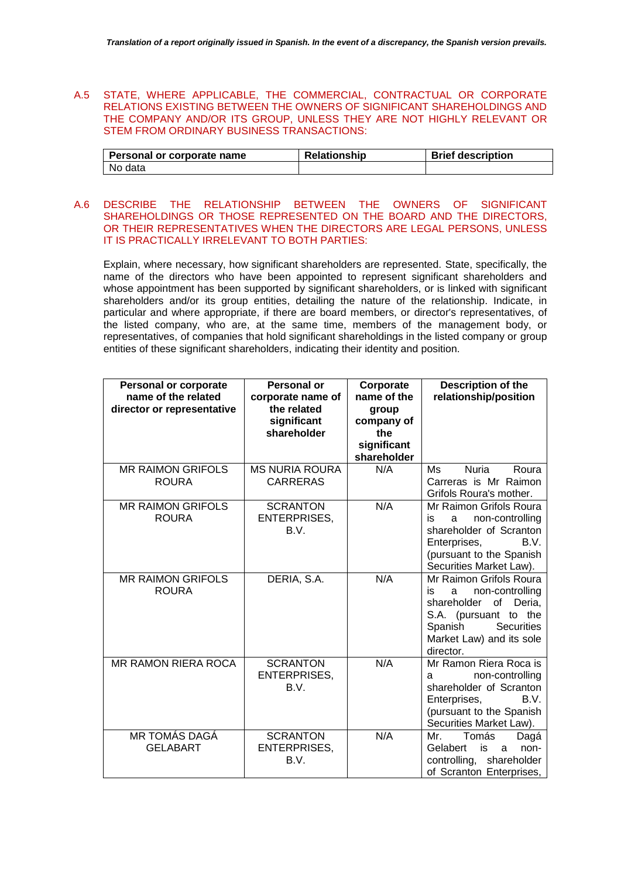A.5 STATE, WHERE APPLICABLE, THE COMMERCIAL, CONTRACTUAL OR CORPORATE RELATIONS EXISTING BETWEEN THE OWNERS OF SIGNIFICANT SHAREHOLDINGS AND THE COMPANY AND/OR ITS GROUP, UNLESS THEY ARE NOT HIGHLY RELEVANT OR STEM FROM ORDINARY BUSINESS TRANSACTIONS:

| Personal or corporate name | Relationship | Brief description |
|---|---|---|
| No data | | |

A.6 DESCRIBE THE RELATIONSHIP BETWEEN THE OWNERS OF SIGNIFICANT SHAREHOLDINGS OR THOSE REPRESENTED ON THE BOARD AND THE DIRECTORS, OR THEIR REPRESENTATIVES WHEN THE DIRECTORS ARE LEGAL PERSONS, UNLESS IT IS PRACTICALLY IRRELEVANT TO BOTH PARTIES:

Explain, where necessary, how significant shareholders are represented. State, specifically, the name of the directors who have been appointed to represent significant shareholders and whose appointment has been supported by significant shareholders, or is linked with significant shareholders and/or its group entities, detailing the nature of the relationship. Indicate, in particular and where appropriate, if there are board members, or director's representatives, of the listed company, who are, at the same time, members of the management body, or representatives, of companies that hold significant shareholdings in the listed company or group entities of these significant shareholders, indicating their identity and position.

| Personal or corporate name of the related director or representative | Personal or corporate name of the related significant shareholder | Corporate name of the group company of the significant shareholder | Description of the relationship/position |
|---|---|---|---|
| MR RAIMON GRIFOLS ROURA | MS NURIA ROURA CARRERAS | N/A | Ms Nuria Roura Carreras is Mr Raimon Grifols Roura's mother. |
| MR RAIMON GRIFOLS ROURA | SCRANTON ENTERPRISES, B.V. | N/A | Mr Raimon Grifols Roura is a non-controlling shareholder of Scranton Enterprises, B.V. (pursuant to the Spanish Securities Market Law). |
| MR RAIMON GRIFOLS ROURA | DERIA, S.A. | N/A | Mr Raimon Grifols Roura is a non-controlling shareholder of Deria, S.A. (pursuant to the Spanish Securities Market Law) and its sole director. |
| MR RAMON RIERA ROCA | SCRANTON ENTERPRISES, B.V. | N/A | Mr Ramon Riera Roca is a non-controlling shareholder of Scranton Enterprises, B.V. (pursuant to the Spanish Securities Market Law). |
| MR TOMÁS DAGÁ GELABART | SCRANTON ENTERPRISES, B.V. | N/A | Mr. Tomás Dagá Gelabert is a non-controlling, shareholder of Scranton Enterprises, |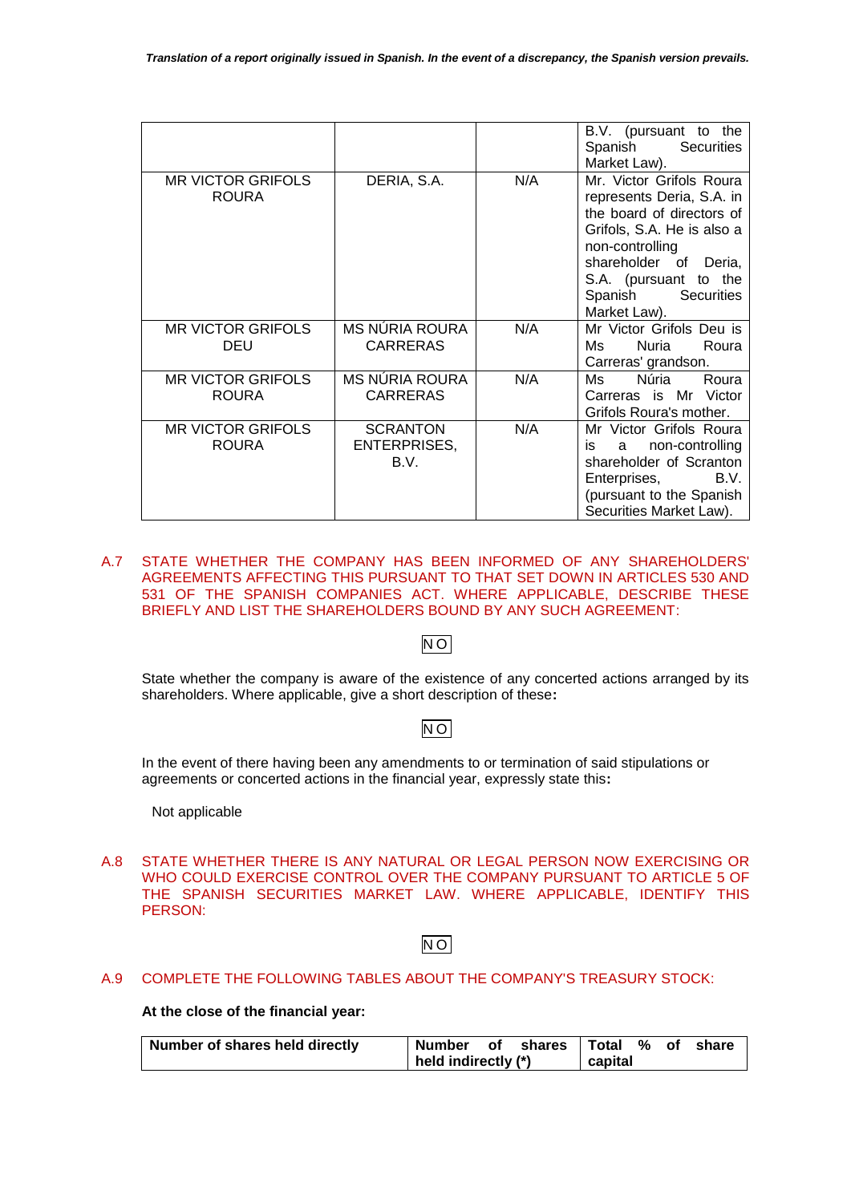| | | | B.V. (pursuant to the Spanish Securities Market Law). |
|---|---|---|---|
| MR VICTOR GRIFOLS ROURA | DERIA, S.A. | N/A | Mr. Victor Grifols Roura represents Deria, S.A. in the board of directors of Grifols, S.A. He is also a non-controlling shareholder of Deria, S.A. (pursuant to the Spanish Securities Market Law). |
| MR VICTOR GRIFOLS DEU | MS NÚRIA ROURA CARRERAS | N/A | Mr Victor Grifols Deu is Ms Nuria Roura Carreras' grandson. |
| MR VICTOR GRIFOLS ROURA | MS NÚRIA ROURA CARRERAS | N/A | Ms Núria Roura Carreras is Mr Victor Grifols Roura's mother. |
| MR VICTOR GRIFOLS ROURA | SCRANTON ENTERPRISES, B.V. | N/A | Mr Victor Grifols Roura is a non-controlling shareholder of Scranton Enterprises, B.V. (pursuant to the Spanish Securities Market Law). |

A.7 STATE WHETHER THE COMPANY HAS BEEN INFORMED OF ANY SHAREHOLDERS' AGREEMENTS AFFECTING THIS PURSUANT TO THAT SET DOWN IN ARTICLES 530 AND 531 OF THE SPANISH COMPANIES ACT. WHERE APPLICABLE, DESCRIBE THESE BRIEFLY AND LIST THE SHAREHOLDERS BOUND BY ANY SUCH AGREEMENT:

NO

State whether the company is aware of the existence of any concerted actions arranged by its shareholders. Where applicable, give a short description of these**:**

NO

In the event of there having been any amendments to or termination of said stipulations or agreements or concerted actions in the financial year, expressly state this**:**

Not applicable

A.8 STATE WHETHER THERE IS ANY NATURAL OR LEGAL PERSON NOW EXERCISING OR WHO COULD EXERCISE CONTROL OVER THE COMPANY PURSUANT TO ARTICLE 5 OF THE SPANISH SECURITIES MARKET LAW. WHERE APPLICABLE, IDENTIFY THIS PERSON:

NO

A.9 COMPLETE THE FOLLOWING TABLES ABOUT THE COMPANY'S TREASURY STOCK:

**At the close of the financial year:**

| Number of shares held directly | Number of shares held indirectly (*) | Total % of share capital |
|---|---|---|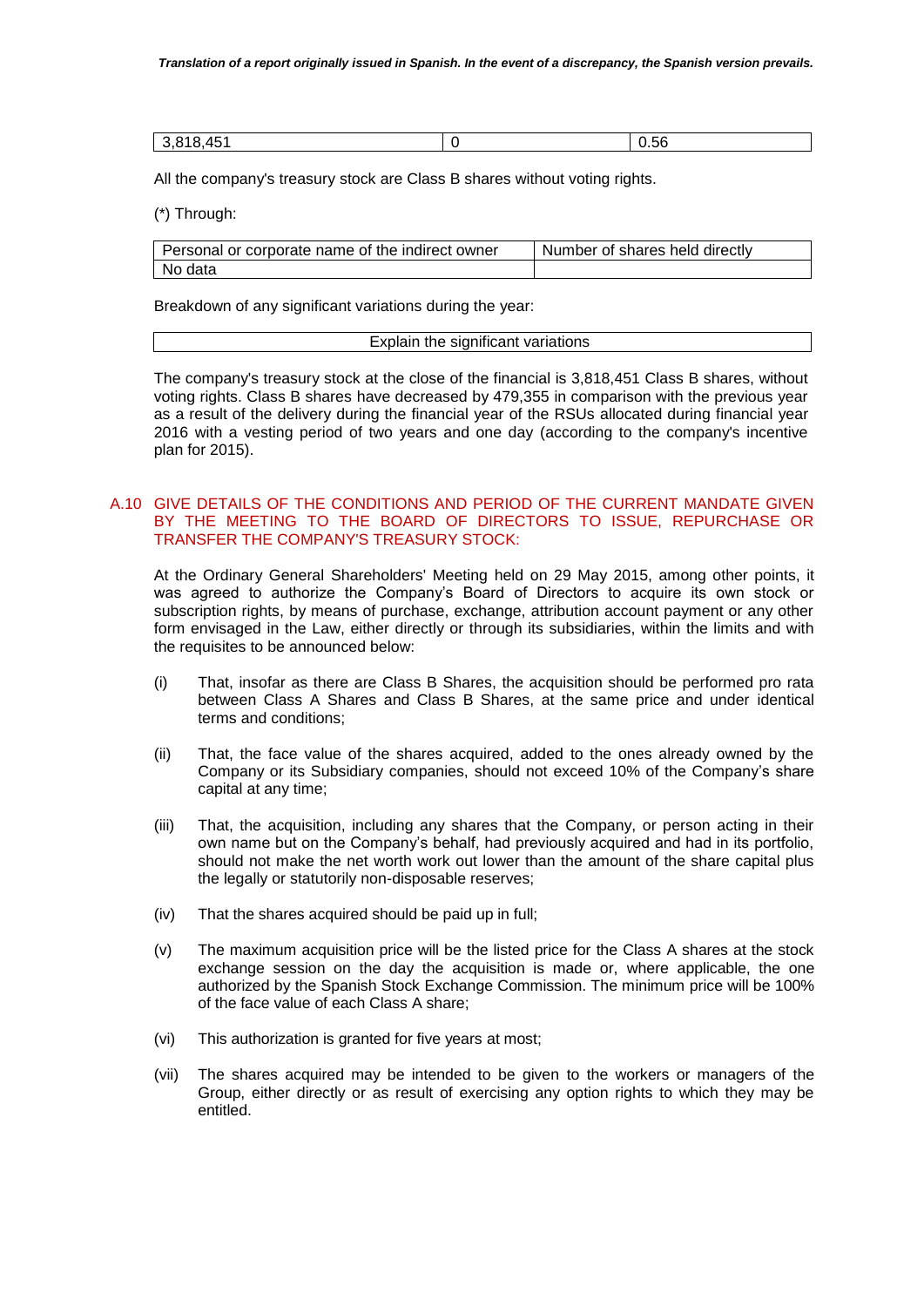| 3,818,451 | 0 | 0.56 |
|---|---|---|

All the company's treasury stock are Class B shares without voting rights.

(*) Through:

| Personal or corporate name of the indirect owner | Number of shares held directly |
|---|---|
| No data | |

Breakdown of any significant variations during the year:

| Explain the significant variations |
|---|

The company's treasury stock at the close of the financial is 3,818,451 Class B shares, without voting rights. Class B shares have decreased by 479,355 in comparison with the previous year as a result of the delivery during the financial year of the RSUs allocated during financial year 2016 with a vesting period of two years and one day (according to the company's incentive plan for 2015).

## A.10 GIVE DETAILS OF THE CONDITIONS AND PERIOD OF THE CURRENT MANDATE GIVEN BY THE MEETING TO THE BOARD OF DIRECTORS TO ISSUE, REPURCHASE OR TRANSFER THE COMPANY'S TREASURY STOCK:

At the Ordinary General Shareholders' Meeting held on 29 May 2015, among other points, it was agreed to authorize the Company's Board of Directors to acquire its own stock or subscription rights, by means of purchase, exchange, attribution account payment or any other form envisaged in the Law, either directly or through its subsidiaries, within the limits and with the requisites to be announced below:

(i) That, insofar as there are Class B Shares, the acquisition should be performed pro rata between Class A Shares and Class B Shares, at the same price and under identical terms and conditions;

(ii) That, the face value of the shares acquired, added to the ones already owned by the Company or its Subsidiary companies, should not exceed 10% of the Company's share capital at any time;

(iii) That, the acquisition, including any shares that the Company, or person acting in their own name but on the Company's behalf, had previously acquired and had in its portfolio, should not make the net worth work out lower than the amount of the share capital plus the legally or statutorily non-disposable reserves;

(iv) That the shares acquired should be paid up in full;

(v) The maximum acquisition price will be the listed price for the Class A shares at the stock exchange session on the day the acquisition is made or, where applicable, the one authorized by the Spanish Stock Exchange Commission. The minimum price will be 100% of the face value of each Class A share;

(vi) This authorization is granted for five years at most;

(vii) The shares acquired may be intended to be given to the workers or managers of the Group, either directly or as result of exercising any option rights to which they may be entitled.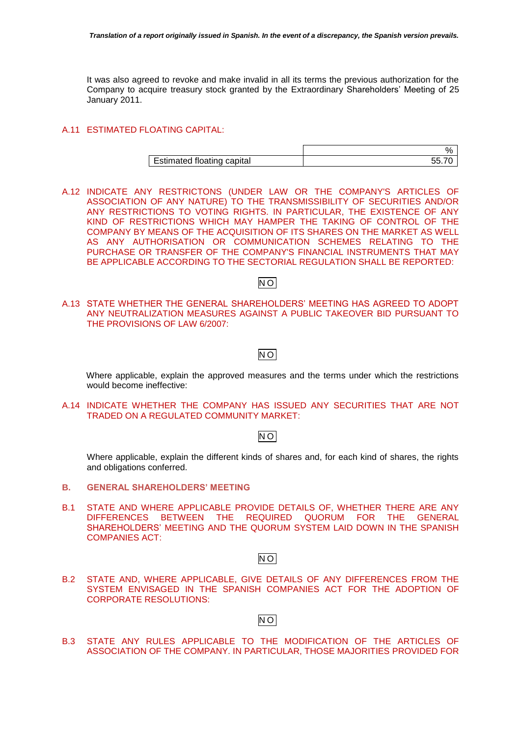It was also agreed to revoke and make invalid in all its terms the previous authorization for the Company to acquire treasury stock granted by the Extraordinary Shareholders' Meeting of 25 January 2011.

### A.11 ESTIMATED FLOATING CAPITAL:

| | % |
|---|---|
| Estimated floating capital | 55.70 |

### A.12 INDICATE ANY RESTRICTONS (UNDER LAW OR THE COMPANY'S ARTICLES OF ASSOCIATION OF ANY NATURE) TO THE TRANSMISSIBILITY OF SECURITIES AND/OR ANY RESTRICTIONS TO VOTING RIGHTS. IN PARTICULAR, THE EXISTENCE OF ANY KIND OF RESTRICTIONS WHICH MAY HAMPER THE TAKING OF CONTROL OF THE COMPANY BY MEANS OF THE ACQUISITION OF ITS SHARES ON THE MARKET AS WELL AS ANY AUTHORISATION OR COMMUNICATION SCHEMES RELATING TO THE PURCHASE OR TRANSFER OF THE COMPANY'S FINANCIAL INSTRUMENTS THAT MAY BE APPLICABLE ACCORDING TO THE SECTORIAL REGULATION SHALL BE REPORTED:

NO

### A.13 STATE WHETHER THE GENERAL SHAREHOLDERS' MEETING HAS AGREED TO ADOPT ANY NEUTRALIZATION MEASURES AGAINST A PUBLIC TAKEOVER BID PURSUANT TO THE PROVISIONS OF LAW 6/2007:

NO

Where applicable, explain the approved measures and the terms under which the restrictions would become ineffective:

### A.14 INDICATE WHETHER THE COMPANY HAS ISSUED ANY SECURITIES THAT ARE NOT TRADED ON A REGULATED COMMUNITY MARKET:

NO

Where applicable, explain the different kinds of shares and, for each kind of shares, the rights and obligations conferred.

## B. GENERAL SHAREHOLDERS' MEETING

### B.1 STATE AND WHERE APPLICABLE PROVIDE DETAILS OF, WHETHER THERE ARE ANY DIFFERENCES BETWEEN THE REQUIRED QUORUM FOR THE GENERAL SHAREHOLDERS' MEETING AND THE QUORUM SYSTEM LAID DOWN IN THE SPANISH COMPANIES ACT:

NO

### B.2 STATE AND, WHERE APPLICABLE, GIVE DETAILS OF ANY DIFFERENCES FROM THE SYSTEM ENVISAGED IN THE SPANISH COMPANIES ACT FOR THE ADOPTION OF CORPORATE RESOLUTIONS:

NO

### B.3 STATE ANY RULES APPLICABLE TO THE MODIFICATION OF THE ARTICLES OF ASSOCIATION OF THE COMPANY. IN PARTICULAR, THOSE MAJORITIES PROVIDED FOR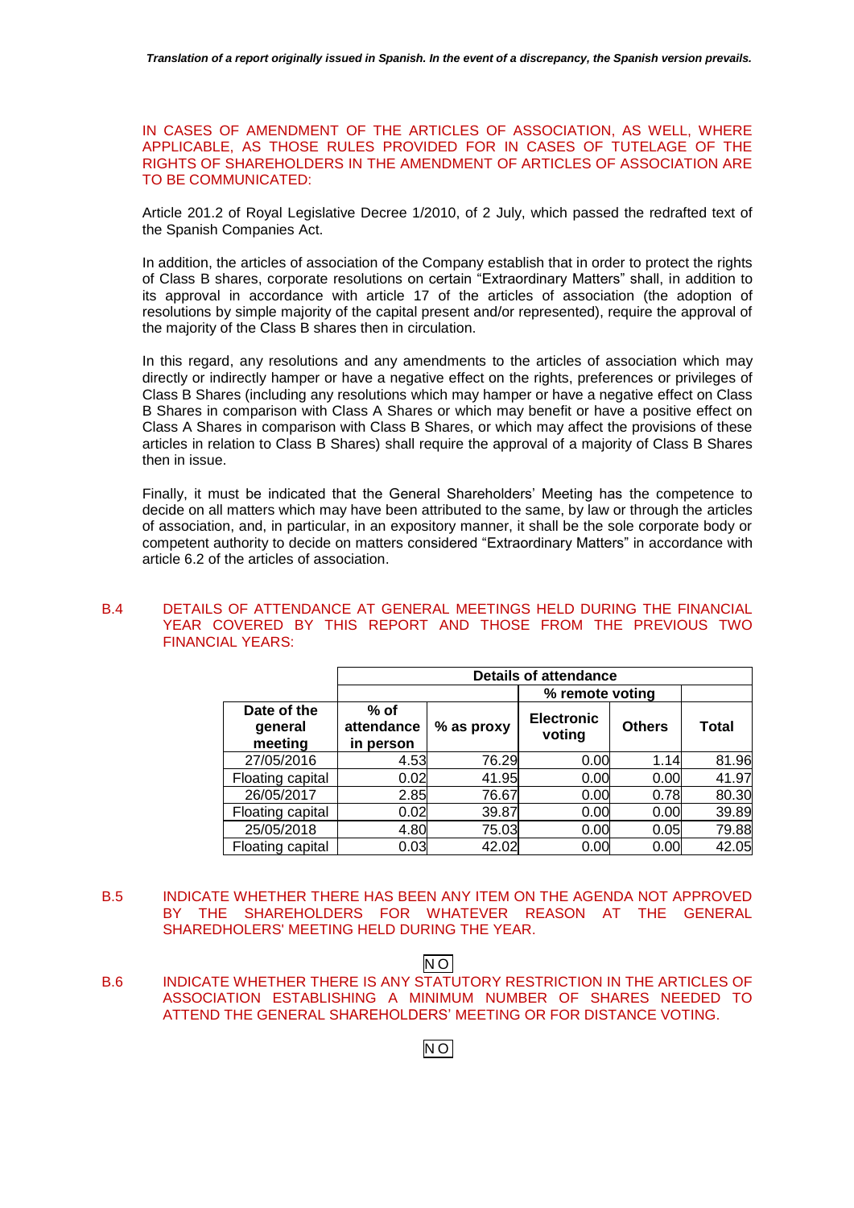IN CASES OF AMENDMENT OF THE ARTICLES OF ASSOCIATION, AS WELL, WHERE APPLICABLE, AS THOSE RULES PROVIDED FOR IN CASES OF TUTELAGE OF THE RIGHTS OF SHAREHOLDERS IN THE AMENDMENT OF ARTICLES OF ASSOCIATION ARE TO BE COMMUNICATED:

Article 201.2 of Royal Legislative Decree 1/2010, of 2 July, which passed the redrafted text of the Spanish Companies Act.

In addition, the articles of association of the Company establish that in order to protect the rights of Class B shares, corporate resolutions on certain "Extraordinary Matters" shall, in addition to its approval in accordance with article 17 of the articles of association (the adoption of resolutions by simple majority of the capital present and/or represented), require the approval of the majority of the Class B shares then in circulation.

In this regard, any resolutions and any amendments to the articles of association which may directly or indirectly hamper or have a negative effect on the rights, preferences or privileges of Class B Shares (including any resolutions which may hamper or have a negative effect on Class B Shares in comparison with Class A Shares or which may benefit or have a positive effect on Class A Shares in comparison with Class B Shares, or which may affect the provisions of these articles in relation to Class B Shares) shall require the approval of a majority of Class B Shares then in issue.

Finally, it must be indicated that the General Shareholders' Meeting has the competence to decide on all matters which may have been attributed to the same, by law or through the articles of association, and, in particular, in an expository manner, it shall be the sole corporate body or competent authority to decide on matters considered "Extraordinary Matters" in accordance with article 6.2 of the articles of association.

## B.4 DETAILS OF ATTENDANCE AT GENERAL MEETINGS HELD DURING THE FINANCIAL YEAR COVERED BY THIS REPORT AND THOSE FROM THE PREVIOUS TWO FINANCIAL YEARS:

| | Details of attendance | | | | |
|---|---|---|---|---|---|
| | | | % remote voting | | |
| Date of the general meeting | % of attendance in person | % as proxy | Electronic voting | Others | Total |
| 27/05/2016 | 4.53 | 76.29 | 0.00 | 1.14 | 81.96 |
| Floating capital | 0.02 | 41.95 | 0.00 | 0.00 | 41.97 |
| 26/05/2017 | 2.85 | 76.67 | 0.00 | 0.78 | 80.30 |
| Floating capital | 0.02 | 39.87 | 0.00 | 0.00 | 39.89 |
| 25/05/2018 | 4.80 | 75.03 | 0.00 | 0.05 | 79.88 |
| Floating capital | 0.03 | 42.02 | 0.00 | 0.00 | 42.05 |

## B.5 INDICATE WHETHER THERE HAS BEEN ANY ITEM ON THE AGENDA NOT APPROVED BY THE SHAREHOLDERS FOR WHATEVER REASON AT THE GENERAL SHAREDHOLERS' MEETING HELD DURING THE YEAR.

NO

## B.6 INDICATE WHETHER THERE IS ANY STATUTORY RESTRICTION IN THE ARTICLES OF ASSOCIATION ESTABLISHING A MINIMUM NUMBER OF SHARES NEEDED TO ATTEND THE GENERAL SHAREHOLDERS' MEETING OR FOR DISTANCE VOTING.

NO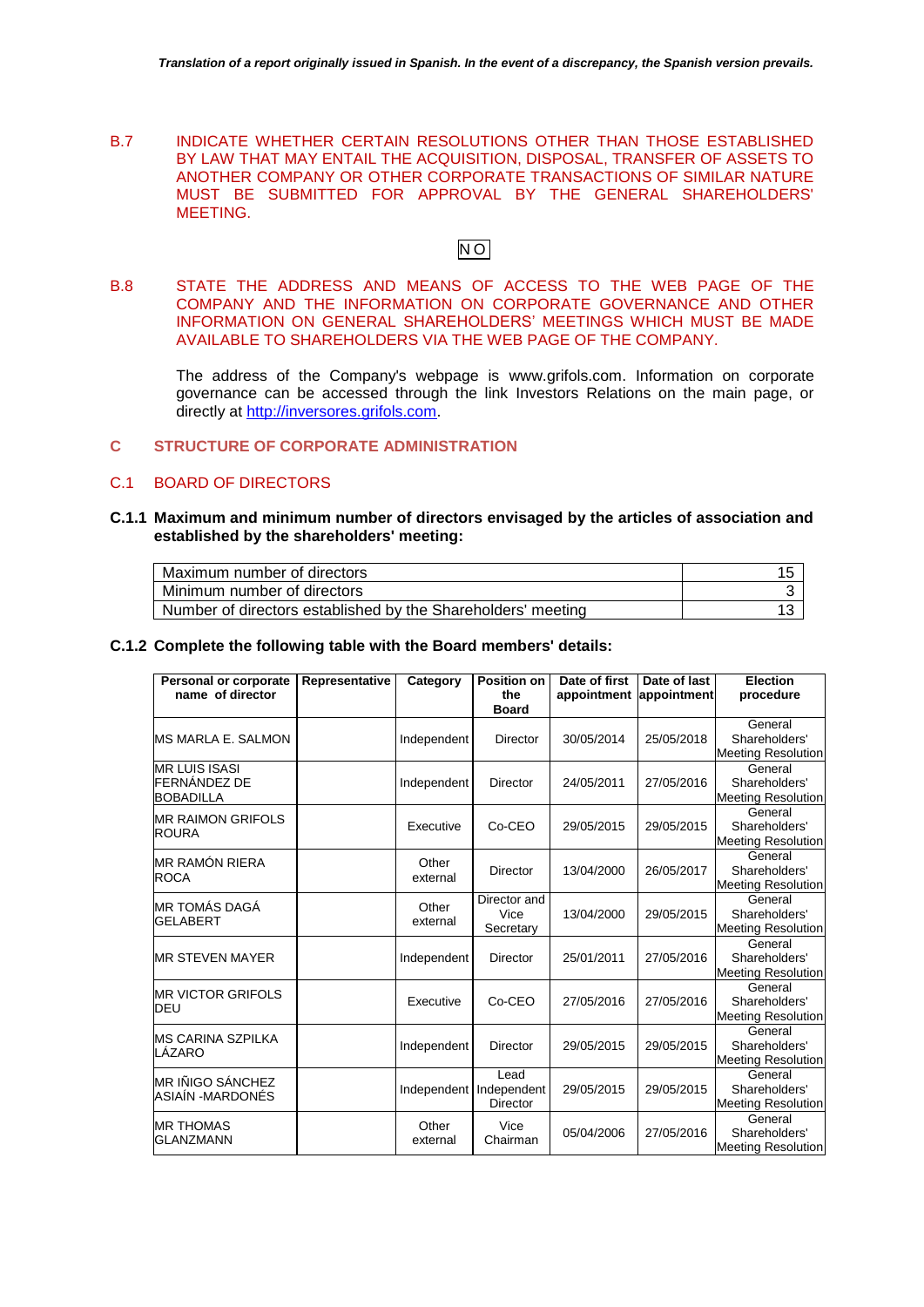*Translation of a report originally issued in Spanish. In the event of a discrepancy, the Spanish version prevails.*

B.7 INDICATE WHETHER CERTAIN RESOLUTIONS OTHER THAN THOSE ESTABLISHED BY LAW THAT MAY ENTAIL THE ACQUISITION, DISPOSAL, TRANSFER OF ASSETS TO ANOTHER COMPANY OR OTHER CORPORATE TRANSACTIONS OF SIMILAR NATURE MUST BE SUBMITTED FOR APPROVAL BY THE GENERAL SHAREHOLDERS' MEETING.

NO

B.8 STATE THE ADDRESS AND MEANS OF ACCESS TO THE WEB PAGE OF THE COMPANY AND THE INFORMATION ON CORPORATE GOVERNANCE AND OTHER INFORMATION ON GENERAL SHAREHOLDERS' MEETINGS WHICH MUST BE MADE AVAILABLE TO SHAREHOLDERS VIA THE WEB PAGE OF THE COMPANY.

The address of the Company's webpage is www.grifols.com. Information on corporate governance can be accessed through the link Investors Relations on the main page, or directly at http://inversores.grifols.com.

## C STRUCTURE OF CORPORATE ADMINISTRATION

### C.1 BOARD OF DIRECTORS

**C.1.1 Maximum and minimum number of directors envisaged by the articles of association and established by the shareholders' meeting:**

| | |
|---|---|
| Maximum number of directors | 15 |
| Minimum number of directors | 3 |
| Number of directors established by the Shareholders' meeting | 13 |

**C.1.2 Complete the following table with the Board members' details:**

| Personal or corporate name of director | Representative | Category | Position on the Board | Date of first appointment | Date of last appointment | Election procedure |
|---|---|---|---|---|---|---|
| MS MARLA E. SALMON | | Independent | Director | 30/05/2014 | 25/05/2018 | General Shareholders' Meeting Resolution |
| MR LUIS ISASI FERNÁNDEZ DE BOBADILLA | | Independent | Director | 24/05/2011 | 27/05/2016 | General Shareholders' Meeting Resolution |
| MR RAIMON GRIFOLS ROURA | | Executive | Co-CEO | 29/05/2015 | 29/05/2015 | General Shareholders' Meeting Resolution |
| MR RAMÓN RIERA ROCA | | Other external | Director | 13/04/2000 | 26/05/2017 | General Shareholders' Meeting Resolution |
| MR TOMÁS DAGÁ GELABERT | | Other external | Director and Vice Secretary | 13/04/2000 | 29/05/2015 | General Shareholders' Meeting Resolution |
| MR STEVEN MAYER | | Independent | Director | 25/01/2011 | 27/05/2016 | General Shareholders' Meeting Resolution |
| MR VICTOR GRIFOLS DEU | | Executive | Co-CEO | 27/05/2016 | 27/05/2016 | General Shareholders' Meeting Resolution |
| MS CARINA SZPILKA LÁZARO | | Independent | Director | 29/05/2015 | 29/05/2015 | General Shareholders' Meeting Resolution |
| MR IÑIGO SÁNCHEZ ASIAÍN -MARDONÉS | | Independent | Lead Independent Director | 29/05/2015 | 29/05/2015 | General Shareholders' Meeting Resolution |
| MR THOMAS GLANZMANN | | Other external | Vice Chairman | 05/04/2006 | 27/05/2016 | General Shareholders' Meeting Resolution |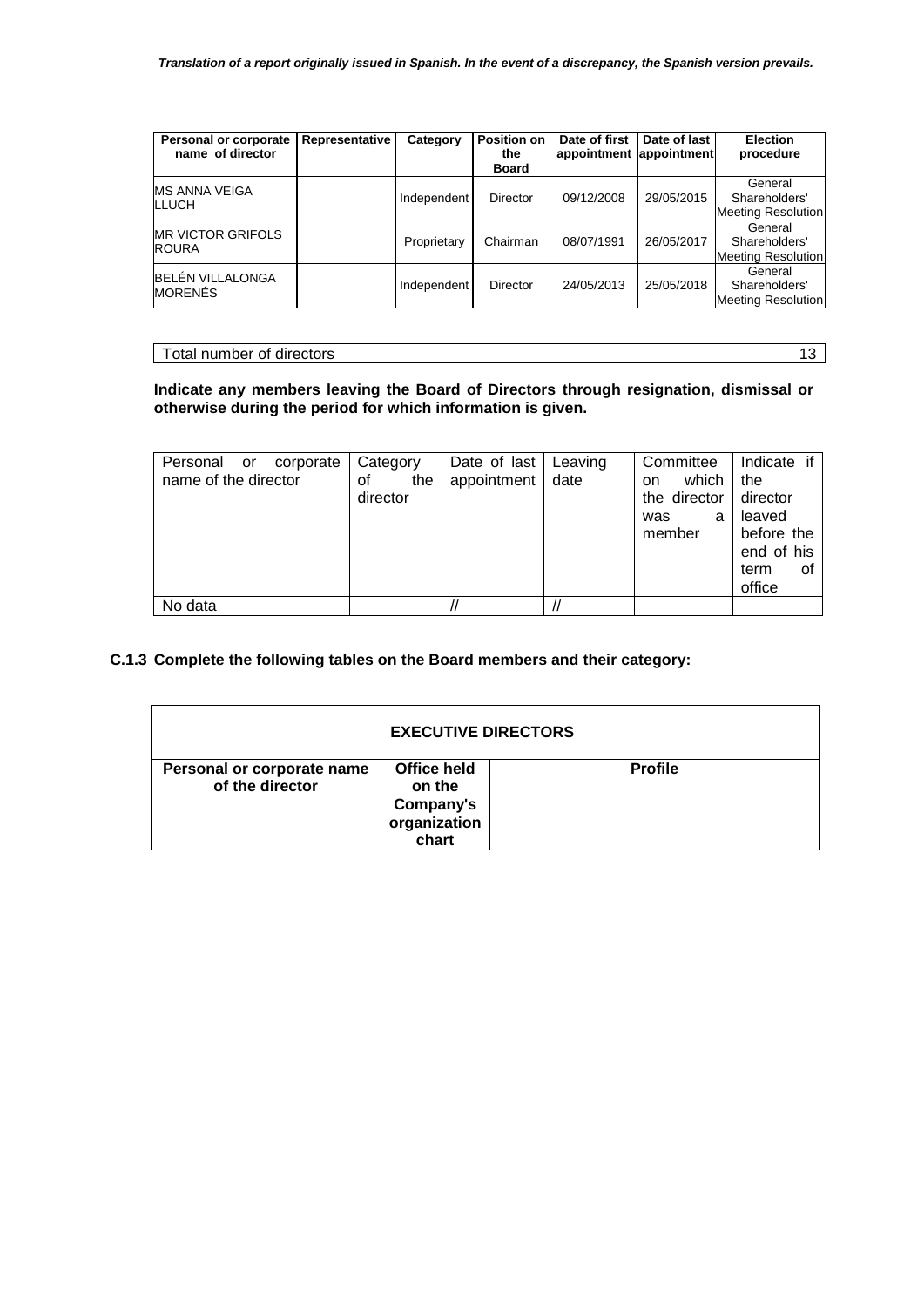*Translation of a report originally issued in Spanish. In the event of a discrepancy, the Spanish version prevails.*

| Personal or corporate name of director | Representative | Category | Position on the Board | Date of first appointment | Date of last appointment | Election procedure |
|---|---|---|---|---|---|---|
| MS ANNA VEIGA LLUCH | | Independent | Director | 09/12/2008 | 29/05/2015 | General Shareholders' Meeting Resolution |
| MR VICTOR GRIFOLS ROURA | | Proprietary | Chairman | 08/07/1991 | 26/05/2017 | General Shareholders' Meeting Resolution |
| BELÉN VILLALONGA MORENÉS | | Independent | Director | 24/05/2013 | 25/05/2018 | General Shareholders' Meeting Resolution |

| Total number of directors | 13 |
|---|---|

**Indicate any members leaving the Board of Directors through resignation, dismissal or otherwise during the period for which information is given.**

| Personal or corporate name of the director | Category of the director | Date of last appointment | Leaving date | Committee on which the director was a member | Indicate if the director leaved before the end of his term of office |
|---|---|---|---|---|---|
| No data | | // | // | | |

**C.1.3 Complete the following tables on the Board members and their category:**

| EXECUTIVE DIRECTORS | | |
|---|---|---|
| **Personal or corporate name of the director** | **Office held on the Company's organization chart** | **Profile** |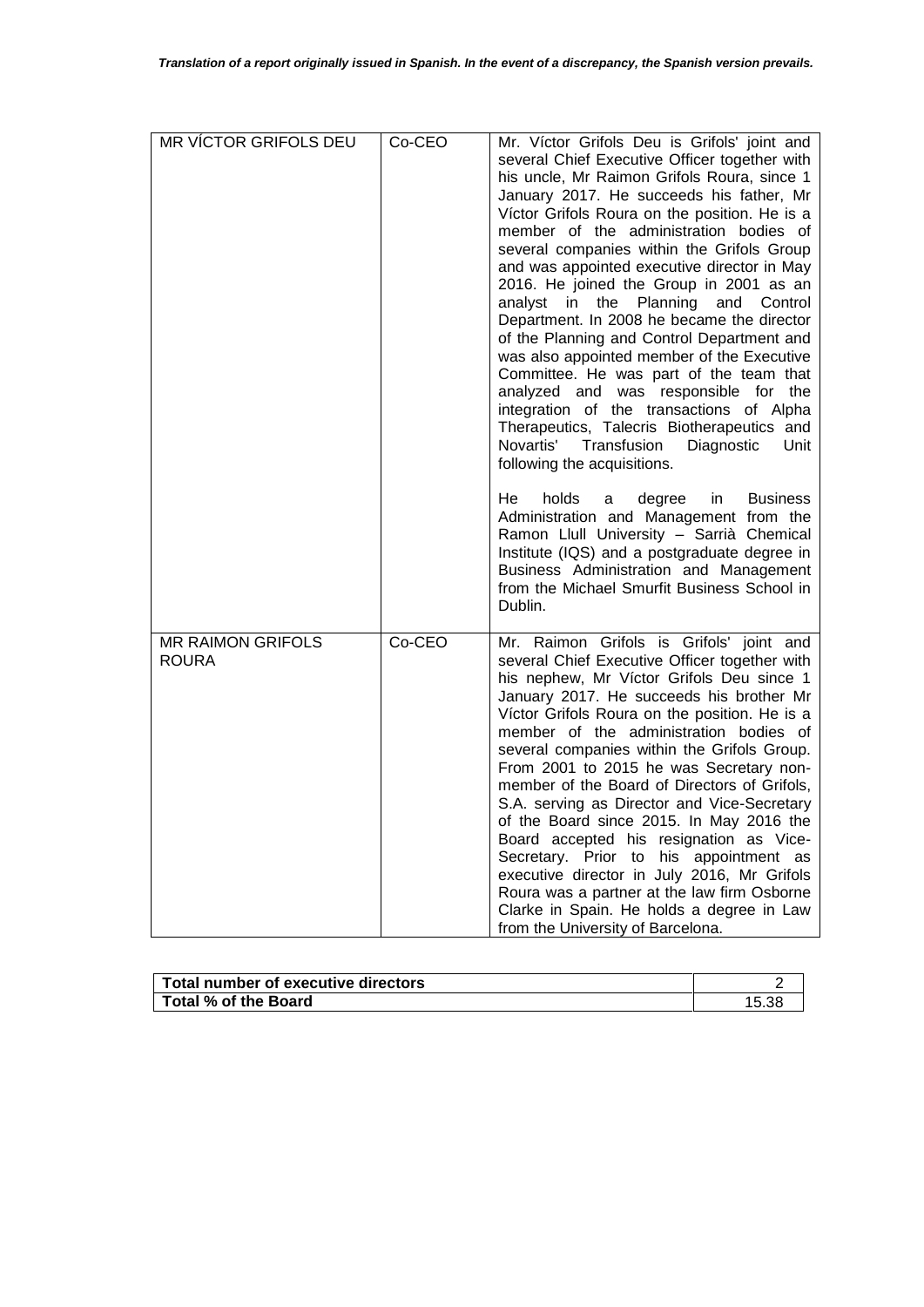| MR VÍCTOR GRIFOLS DEU | Co-CEO | Mr. Víctor Grifols Deu is Grifols' joint and several Chief Executive Officer together with his uncle, Mr Raimon Grifols Roura, since 1 January 2017. He succeeds his father, Mr Víctor Grifols Roura on the position. He is a member of the administration bodies of several companies within the Grifols Group and was appointed executive director in May 2016. He joined the Group in 2001 as an analyst in the Planning and Control Department. In 2008 he became the director of the Planning and Control Department and was also appointed member of the Executive Committee. He was part of the team that analyzed and was responsible for the integration of the transactions of Alpha Therapeutics, Talecris Biotherapeutics and Novartis' Transfusion Diagnostic Unit following the acquisitions.<br><br>He holds a degree in Business Administration and Management from the Ramon Llull University – Sarrià Chemical Institute (IQS) and a postgraduate degree in Business Administration and Management from the Michael Smurfit Business School in Dublin. |
|---|---|---|
| MR RAIMON GRIFOLS ROURA | Co-CEO | Mr. Raimon Grifols is Grifols' joint and several Chief Executive Officer together with his nephew, Mr Víctor Grifols Deu since 1 January 2017. He succeeds his brother Mr Víctor Grifols Roura on the position. He is a member of the administration bodies of several companies within the Grifols Group. From 2001 to 2015 he was Secretary non-member of the Board of Directors of Grifols, S.A. serving as Director and Vice-Secretary of the Board since 2015. In May 2016 the Board accepted his resignation as Vice-Secretary. Prior to his appointment as executive director in July 2016, Mr Grifols Roura was a partner at the law firm Osborne Clarke in Spain. He holds a degree in Law from the University of Barcelona. |

| **Total number of executive directors** | 2 |
|---|---|
| **Total % of the Board** | 15.38 |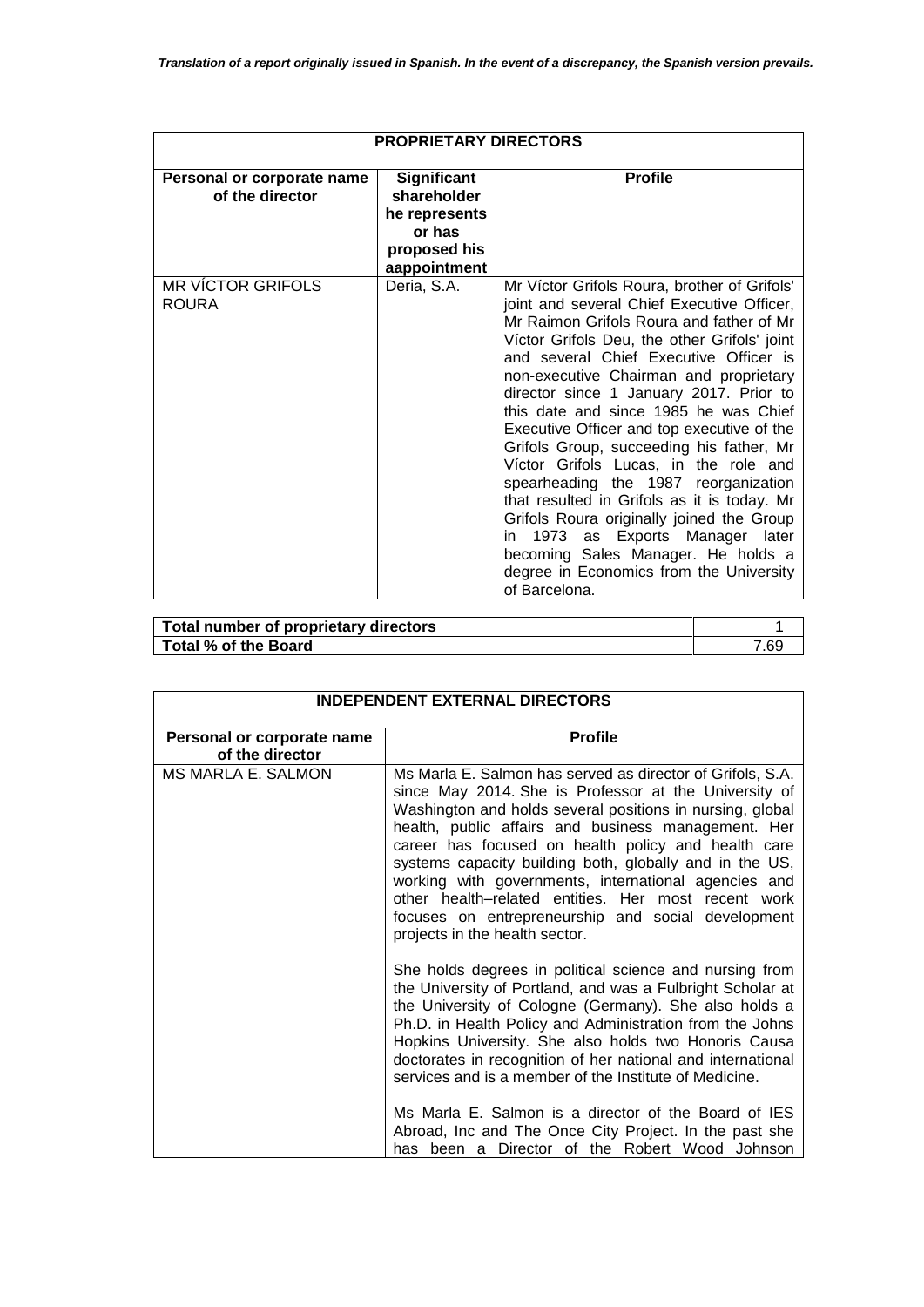*Translation of a report originally issued in Spanish. In the event of a discrepancy, the Spanish version prevails.*

| PROPRIETARY DIRECTORS | | |
|---|---|---|
| **Personal or corporate name of the director** | **Significant shareholder he represents or has proposed his aappointment** | **Profile** |
| MR VÍCTOR GRIFOLS ROURA | Deria, S.A. | Mr Víctor Grifols Roura, brother of Grifols' joint and several Chief Executive Officer, Mr Raimon Grifols Roura and father of Mr Víctor Grifols Deu, the other Grifols' joint and several Chief Executive Officer is non-executive Chairman and proprietary director since 1 January 2017. Prior to this date and since 1985 he was Chief Executive Officer and top executive of the Grifols Group, succeeding his father, Mr Víctor Grifols Lucas, in the role and spearheading the 1987 reorganization that resulted in Grifols as it is today. Mr Grifols Roura originally joined the Group in 1973 as Exports Manager later becoming Sales Manager. He holds a degree in Economics from the University of Barcelona. |

| | |
|---|---|
| **Total number of proprietary directors** | 1 |
| **Total % of the Board** | 7.69 |

| INDEPENDENT EXTERNAL DIRECTORS | |
|---|---|
| **Personal or corporate name of the director** | **Profile** |
| MS MARLA E. SALMON | Ms Marla E. Salmon has served as director of Grifols, S.A. since May 2014. She is Professor at the University of Washington and holds several positions in nursing, global health, public affairs and business management. Her career has focused on health policy and health care systems capacity building both, globally and in the US, working with governments, international agencies and other health–related entities. Her most recent work focuses on entrepreneurship and social development projects in the health sector.<br><br>She holds degrees in political science and nursing from the University of Portland, and was a Fulbright Scholar at the University of Cologne (Germany). She also holds a Ph.D. in Health Policy and Administration from the Johns Hopkins University. She also holds two Honoris Causa doctorates in recognition of her national and international services and is a member of the Institute of Medicine.<br><br>Ms Marla E. Salmon is a director of the Board of IES Abroad, Inc and The Once City Project. In the past she has been a Director of the Robert Wood Johnson |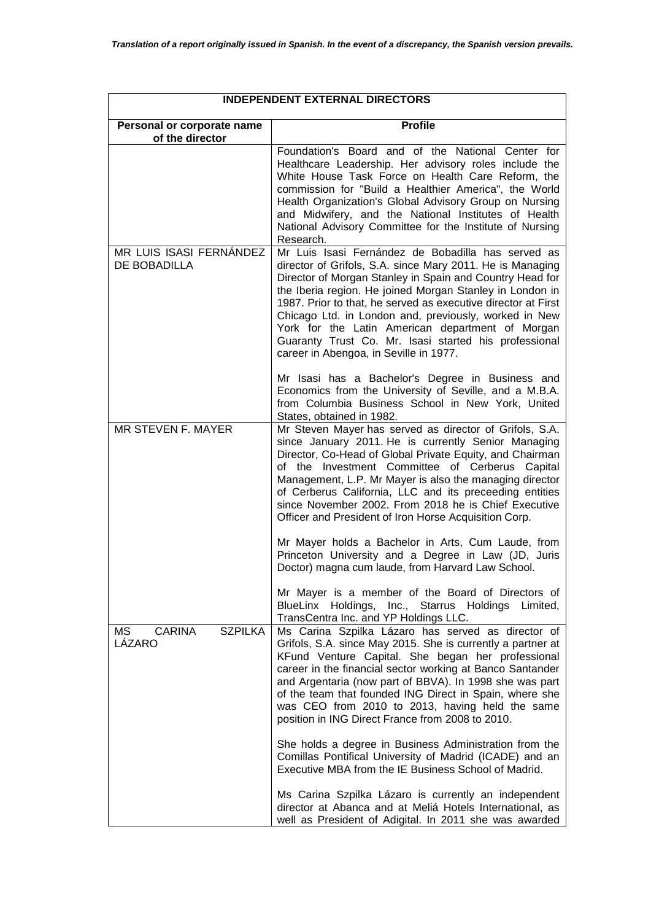*Translation of a report originally issued in Spanish. In the event of a discrepancy, the Spanish version prevails.*

| INDEPENDENT EXTERNAL DIRECTORS | |
|---|---|
| **Personal or corporate name of the director** | **Profile** |
| | Foundation's Board and of the National Center for Healthcare Leadership. Her advisory roles include the White House Task Force on Health Care Reform, the commission for "Build a Healthier America", the World Health Organization's Global Advisory Group on Nursing and Midwifery, and the National Institutes of Health National Advisory Committee for the Institute of Nursing Research. |
| MR LUIS ISASI FERNÁNDEZ DE BOBADILLA | Mr Luis Isasi Fernández de Bobadilla has served as director of Grifols, S.A. since Mary 2011. He is Managing Director of Morgan Stanley in Spain and Country Head for the Iberia region. He joined Morgan Stanley in London in 1987. Prior to that, he served as executive director at First Chicago Ltd. in London and, previously, worked in New York for the Latin American department of Morgan Guaranty Trust Co. Mr. Isasi started his professional career in Abengoa, in Seville in 1977.<br><br>Mr Isasi has a Bachelor's Degree in Business and Economics from the University of Seville, and a M.B.A. from Columbia Business School in New York, United States, obtained in 1982. |
| MR STEVEN F. MAYER | Mr Steven Mayer has served as director of Grifols, S.A. since January 2011. He is currently Senior Managing Director, Co-Head of Global Private Equity, and Chairman of the Investment Committee of Cerberus Capital Management, L.P. Mr Mayer is also the managing director of Cerberus California, LLC and its preceeding entities since November 2002. From 2018 he is Chief Executive Officer and President of Iron Horse Acquisition Corp.<br><br>Mr Mayer holds a Bachelor in Arts, Cum Laude, from Princeton University and a Degree in Law (JD, Juris Doctor) magna cum laude, from Harvard Law School.<br><br>Mr Mayer is a member of the Board of Directors of BlueLinx Holdings, Inc., Starrus Holdings Limited, TransCentra Inc. and YP Holdings LLC. |
| MS CARINA SZPILKA LÁZARO | Ms Carina Szpilka Lázaro has served as director of Grifols, S.A. since May 2015. She is currently a partner at KFund Venture Capital. She began her professional career in the financial sector working at Banco Santander and Argentaria (now part of BBVA). In 1998 she was part of the team that founded ING Direct in Spain, where she was CEO from 2010 to 2013, having held the same position in ING Direct France from 2008 to 2010.<br><br>She holds a degree in Business Administration from the Comillas Pontifical University of Madrid (ICADE) and an Executive MBA from the IE Business School of Madrid.<br><br>Ms Carina Szpilka Lázaro is currently an independent director at Abanca and at Meliá Hotels International, as well as President of Adigital. In 2011 she was awarded |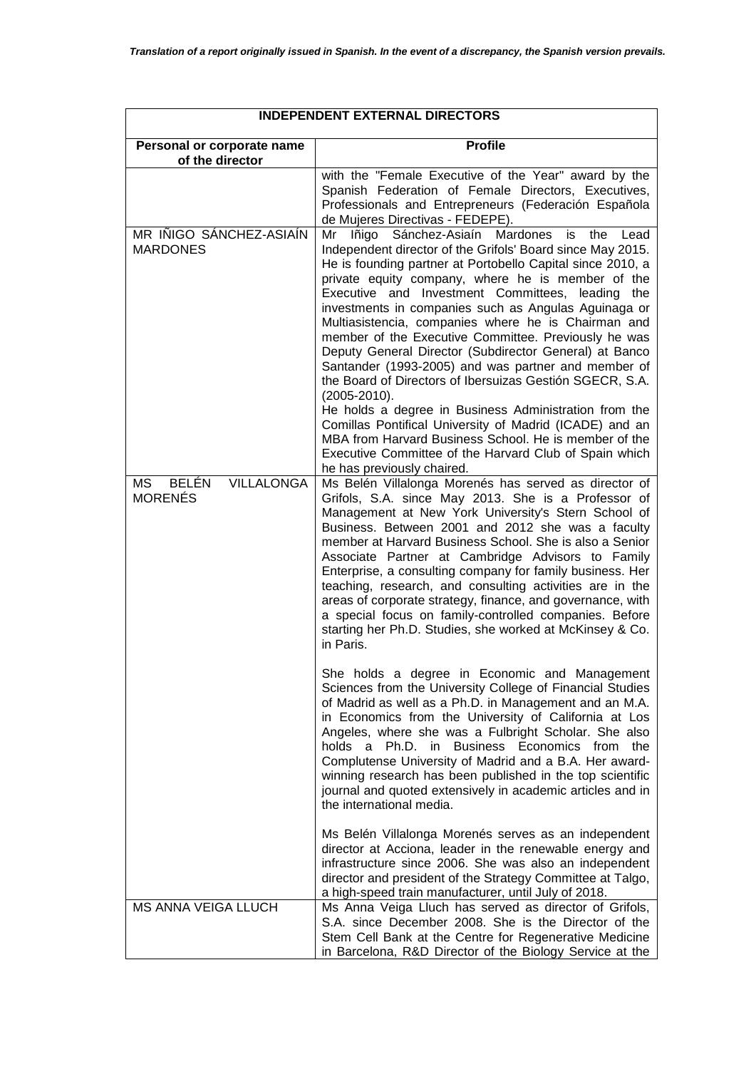*Translation of a report originally issued in Spanish. In the event of a discrepancy, the Spanish version prevails.*

| INDEPENDENT EXTERNAL DIRECTORS | |
|---|---|
| **Personal or corporate name of the director** | **Profile** |
| | with the "Female Executive of the Year" award by the Spanish Federation of Female Directors, Executives, Professionals and Entrepreneurs (Federación Española de Mujeres Directivas - FEDEPE). |
| MR IÑIGO SÁNCHEZ-ASIAÍN MARDONES | Mr Iñigo Sánchez-Asiaín Mardones is the Lead Independent director of the Grifols' Board since May 2015. He is founding partner at Portobello Capital since 2010, a private equity company, where he is member of the Executive and Investment Committees, leading the investments in companies such as Angulas Aguinaga or Multiasistencia, companies where he is Chairman and member of the Executive Committee. Previously he was Deputy General Director (Subdirector General) at Banco Santander (1993-2005) and was partner and member of the Board of Directors of Ibersuizas Gestión SGECR, S.A. (2005-2010).<br>He holds a degree in Business Administration from the Comillas Pontifical University of Madrid (ICADE) and an MBA from Harvard Business School. He is member of the Executive Committee of the Harvard Club of Spain which he has previously chaired. |
| MS BELÉN VILLALONGA MORENÉS | Ms Belén Villalonga Morenés has served as director of Grifols, S.A. since May 2013. She is a Professor of Management at New York University's Stern School of Business. Between 2001 and 2012 she was a faculty member at Harvard Business School. She is also a Senior Associate Partner at Cambridge Advisors to Family Enterprise, a consulting company for family business. Her teaching, research, and consulting activities are in the areas of corporate strategy, finance, and governance, with a special focus on family-controlled companies. Before starting her Ph.D. Studies, she worked at McKinsey & Co. in Paris.<br><br>She holds a degree in Economic and Management Sciences from the University College of Financial Studies of Madrid as well as a Ph.D. in Management and an M.A. in Economics from the University of California at Los Angeles, where she was a Fulbright Scholar. She also holds a Ph.D. in Business Economics from the Complutense University of Madrid and a B.A. Her award-winning research has been published in the top scientific journal and quoted extensively in academic articles and in the international media.<br><br>Ms Belén Villalonga Morenés serves as an independent director at Acciona, leader in the renewable energy and infrastructure since 2006. She was also an independent director and president of the Strategy Committee at Talgo, a high-speed train manufacturer, until July of 2018. |
| MS ANNA VEIGA LLUCH | Ms Anna Veiga Lluch has served as director of Grifols, S.A. since December 2008. She is the Director of the Stem Cell Bank at the Centre for Regenerative Medicine in Barcelona, R&D Director of the Biology Service at the |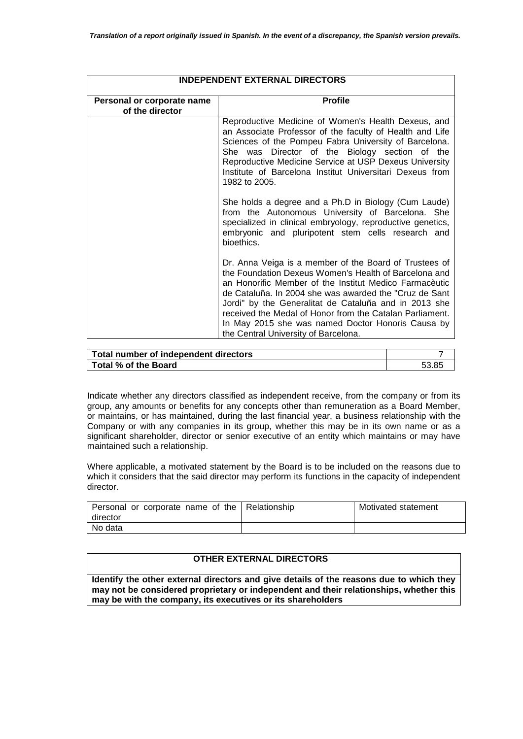*Translation of a report originally issued in Spanish. In the event of a discrepancy, the Spanish version prevails.*

| INDEPENDENT EXTERNAL DIRECTORS | |
|---|---|
| **Personal or corporate name of the director** | **Profile** |
| | Reproductive Medicine of Women's Health Dexeus, and an Associate Professor of the faculty of Health and Life Sciences of the Pompeu Fabra University of Barcelona. She was Director of the Biology section of the Reproductive Medicine Service at USP Dexeus University Institute of Barcelona Institut Universitari Dexeus from 1982 to 2005.<br><br>She holds a degree and a Ph.D in Biology (Cum Laude) from the Autonomous University of Barcelona. She specialized in clinical embryology, reproductive genetics, embryonic and pluripotent stem cells research and bioethics.<br><br>Dr. Anna Veiga is a member of the Board of Trustees of the Foundation Dexeus Women's Health of Barcelona and an Honorific Member of the Institut Medico Farmacèutic de Cataluña. In 2004 she was awarded the "Cruz de Sant Jordi" by the Generalitat de Cataluña and in 2013 she received the Medal of Honor from the Catalan Parliament. In May 2015 she was named Doctor Honoris Causa by the Central University of Barcelona. |

| | |
|---|---|
| **Total number of independent directors** | 7 |
| **Total % of the Board** | 53.85 |

Indicate whether any directors classified as independent receive, from the company or from its group, any amounts or benefits for any concepts other than remuneration as a Board Member, or maintains, or has maintained, during the last financial year, a business relationship with the Company or with any companies in its group, whether this may be in its own name or as a significant shareholder, director or senior executive of an entity which maintains or may have maintained such a relationship.

Where applicable, a motivated statement by the Board is to be included on the reasons due to which it considers that the said director may perform its functions in the capacity of independent director.

| Personal or corporate name of the director | Relationship | Motivated statement |
|---|---|---|
| No data | | |

| OTHER EXTERNAL DIRECTORS |
|---|
| **Identify the other external directors and give details of the reasons due to which they may not be considered proprietary or independent and their relationships, whether this may be with the company, its executives or its shareholders** |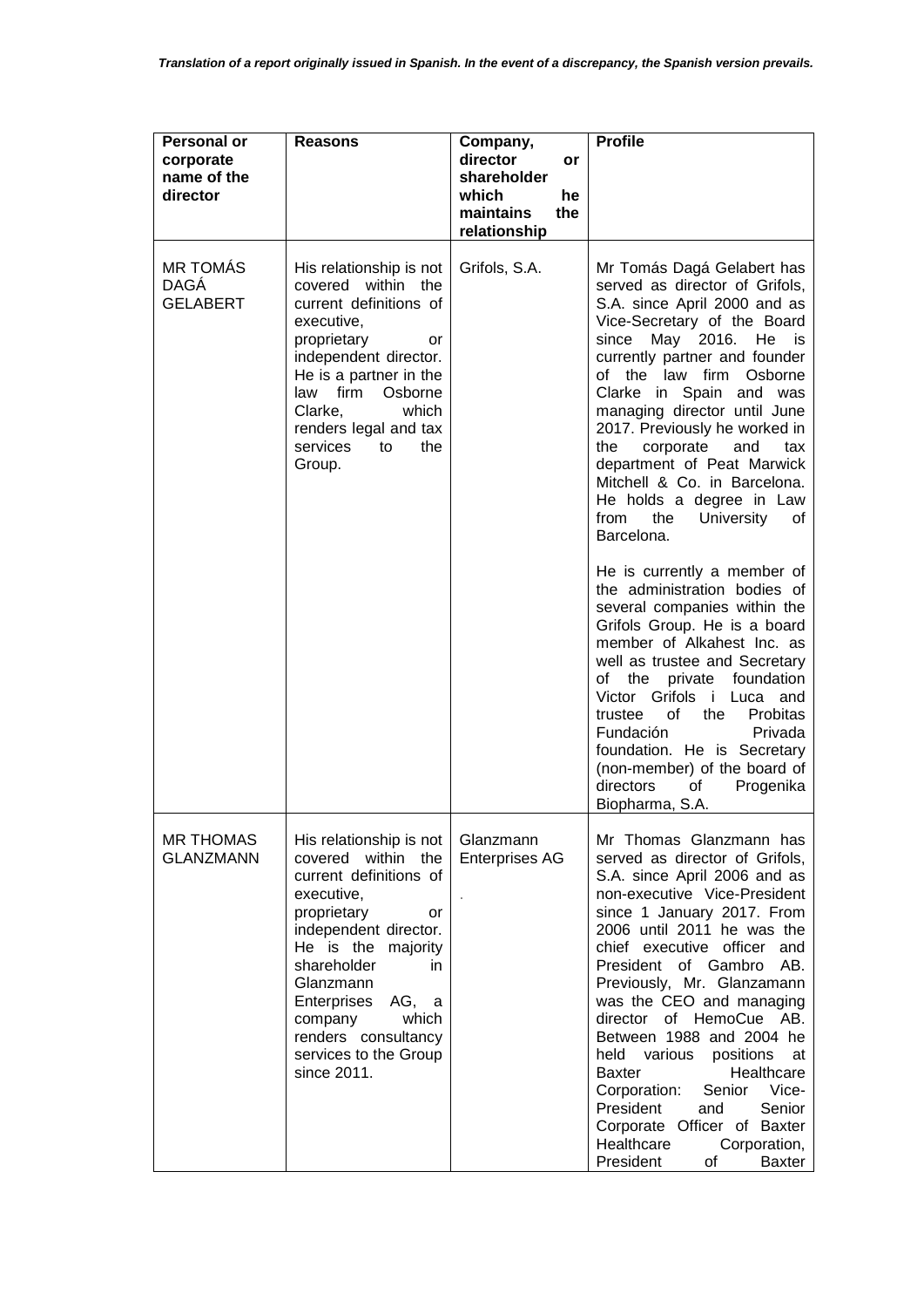| Personal or corporate name of the director | Reasons | Company, director or shareholder which he maintains the relationship | Profile |
|---|---|---|---|
| MR TOMÁS DAGÁ GELABERT | His relationship is not covered within the current definitions of executive, proprietary or independent director. He is a partner in the law firm Osborne Clarke, which renders legal and tax services to the Group. | Grifols, S.A. | Mr Tomás Dagá Gelabert has served as director of Grifols, S.A. since April 2000 and as Vice-Secretary of the Board since May 2016. He is currently partner and founder of the law firm Osborne Clarke in Spain and was managing director until June 2017. Previously he worked in the corporate and tax department of Peat Marwick Mitchell & Co. in Barcelona. He holds a degree in Law from the University of Barcelona.<br><br>He is currently a member of the administration bodies of several companies within the Grifols Group. He is a board member of Alkahest Inc. as well as trustee and Secretary of the private foundation Victor Grifols i Luca and trustee of the Probitas Fundación Privada foundation. He is Secretary (non-member) of the board of directors of Progenika Biopharma, S.A. |
| MR THOMAS GLANZMANN | His relationship is not covered within the current definitions of executive, proprietary or independent director. He is the majority shareholder in Glanzmann Enterprises AG, a company which renders consultancy services to the Group since 2011. | Glanzmann Enterprises AG<br><br>. | Mr Thomas Glanzmann has served as director of Grifols, S.A. since April 2006 and as non-executive Vice-President since 1 January 2017. From 2006 until 2011 he was the chief executive officer and President of Gambro AB. Previously, Mr. Glanzamann was the CEO and managing director of HemoCue AB. Between 1988 and 2004 he held various positions at Baxter Healthcare Corporation: Senior Vice-President and Senior Corporate Officer of Baxter Healthcare Corporation, President of Baxter |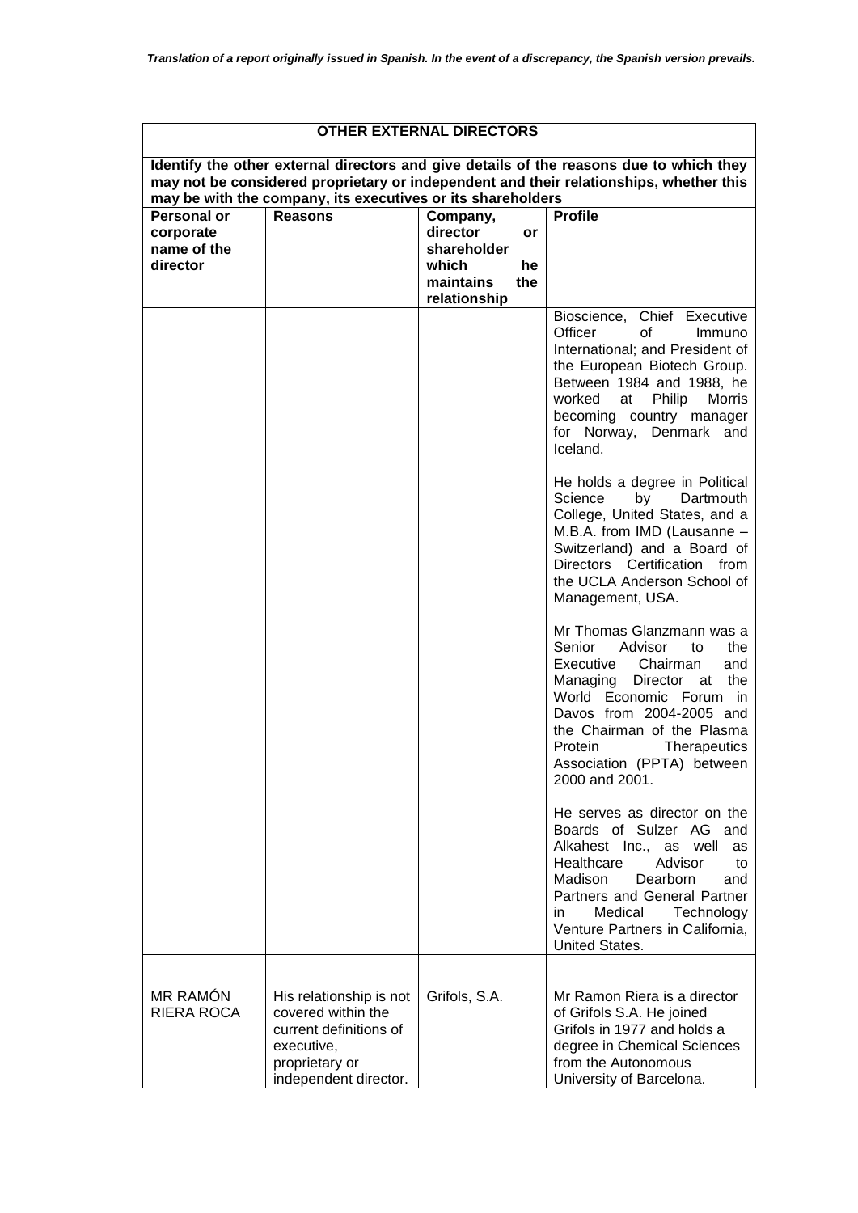*Translation of a report originally issued in Spanish. In the event of a discrepancy, the Spanish version prevails.*

| OTHER EXTERNAL DIRECTORS | | | |
|---|---|---|---|
| **Identify the other external directors and give details of the reasons due to which they may not be considered proprietary or independent and their relationships, whether this may be with the company, its executives or its shareholders** | | | |
| **Personal or corporate name of the director** | **Reasons** | **Company, director or shareholder which he maintains the relationship** | **Profile** |
| | | | Bioscience, Chief Executive Officer of Immuno International; and President of the European Biotech Group. Between 1984 and 1988, he worked at Philip Morris becoming country manager for Norway, Denmark and Iceland.<br><br>He holds a degree in Political Science by Dartmouth College, United States, and a M.B.A. from IMD (Lausanne – Switzerland) and a Board of Directors Certification from the UCLA Anderson School of Management, USA.<br><br>Mr Thomas Glanzmann was a Senior Advisor to the Executive Chairman and Managing Director at the World Economic Forum in Davos from 2004-2005 and the Chairman of the Plasma Protein Therapeutics Association (PPTA) between 2000 and 2001.<br><br>He serves as director on the Boards of Sulzer AG and Alkahest Inc., as well as Healthcare Advisor to Madison Dearborn and Partners and General Partner in Medical Technology Venture Partners in California, United States. |
| MR RAMÓN RIERA ROCA | His relationship is not covered within the current definitions of executive, proprietary or independent director. | Grifols, S.A. | Mr Ramon Riera is a director of Grifols S.A. He joined Grifols in 1977 and holds a degree in Chemical Sciences from the Autonomous University of Barcelona. |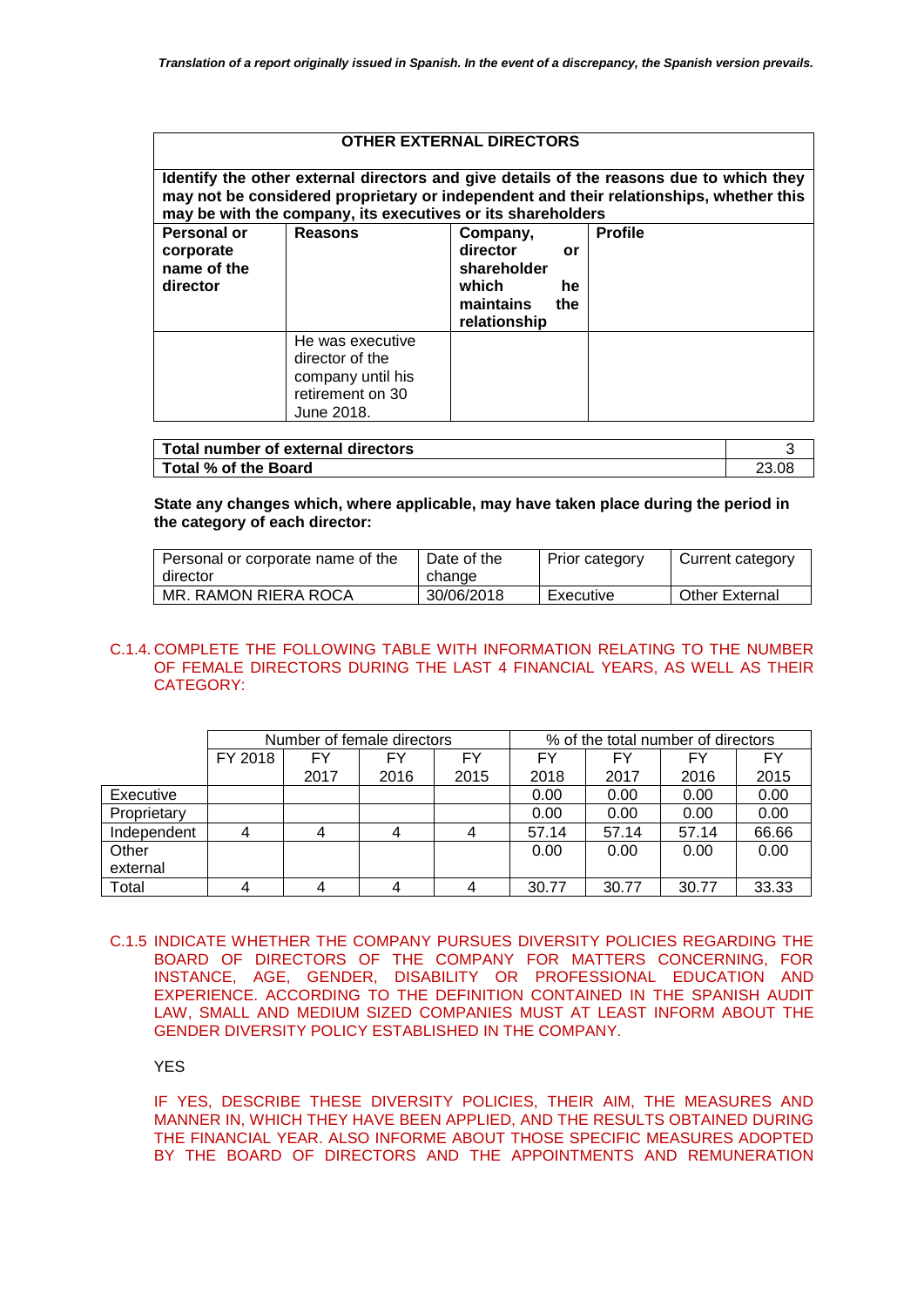*Translation of a report originally issued in Spanish. In the event of a discrepancy, the Spanish version prevails.*

| **OTHER EXTERNAL DIRECTORS** | | | |
|---|---|---|---|
| **Identify the other external directors and give details of the reasons due to which they may not be considered proprietary or independent and their relationships, whether this may be with the company, its executives or its shareholders** | | | |
| **Personal or corporate name of the director** | **Reasons** | **Company, director or shareholder which he maintains the relationship** | **Profile** |
| | He was executive director of the company until his retirement on 30 June 2018. | | |

| **Total number of external directors** | 3 |
|---|---|
| **Total % of the Board** | 23.08 |

**State any changes which, where applicable, may have taken place during the period in the category of each director:**

| Personal or corporate name of the director | Date of the change | Prior category | Current category |
|---|---|---|---|
| MR. RAMON RIERA ROCA | 30/06/2018 | Executive | Other External |

C.1.4. COMPLETE THE FOLLOWING TABLE WITH INFORMATION RELATING TO THE NUMBER OF FEMALE DIRECTORS DURING THE LAST 4 FINANCIAL YEARS, AS WELL AS THEIR CATEGORY:

| | Number of female directors | | | | % of the total number of directors | | | |
|---|---|---|---|---|---|---|---|---|
| | FY 2018 | FY 2017 | FY 2016 | FY 2015 | FY 2018 | FY 2017 | FY 2016 | FY 2015 |
| Executive | | | | | 0.00 | 0.00 | 0.00 | 0.00 |
| Proprietary | | | | | 0.00 | 0.00 | 0.00 | 0.00 |
| Independent | 4 | 4 | 4 | 4 | 57.14 | 57.14 | 57.14 | 66.66 |
| Other external | | | | | 0.00 | 0.00 | 0.00 | 0.00 |
| Total | 4 | 4 | 4 | 4 | 30.77 | 30.77 | 30.77 | 33.33 |

C.1.5 INDICATE WHETHER THE COMPANY PURSUES DIVERSITY POLICIES REGARDING THE BOARD OF DIRECTORS OF THE COMPANY FOR MATTERS CONCERNING, FOR INSTANCE, AGE, GENDER, DISABILITY OR PROFESSIONAL EDUCATION AND EXPERIENCE. ACCORDING TO THE DEFINITION CONTAINED IN THE SPANISH AUDIT LAW, SMALL AND MEDIUM SIZED COMPANIES MUST AT LEAST INFORM ABOUT THE GENDER DIVERSITY POLICY ESTABLISHED IN THE COMPANY.

YES

IF YES, DESCRIBE THESE DIVERSITY POLICIES, THEIR AIM, THE MEASURES AND MANNER IN, WHICH THEY HAVE BEEN APPLIED, AND THE RESULTS OBTAINED DURING THE FINANCIAL YEAR. ALSO INFORME ABOUT THOSE SPECIFIC MEASURES ADOPTED BY THE BOARD OF DIRECTORS AND THE APPOINTMENTS AND REMUNERATION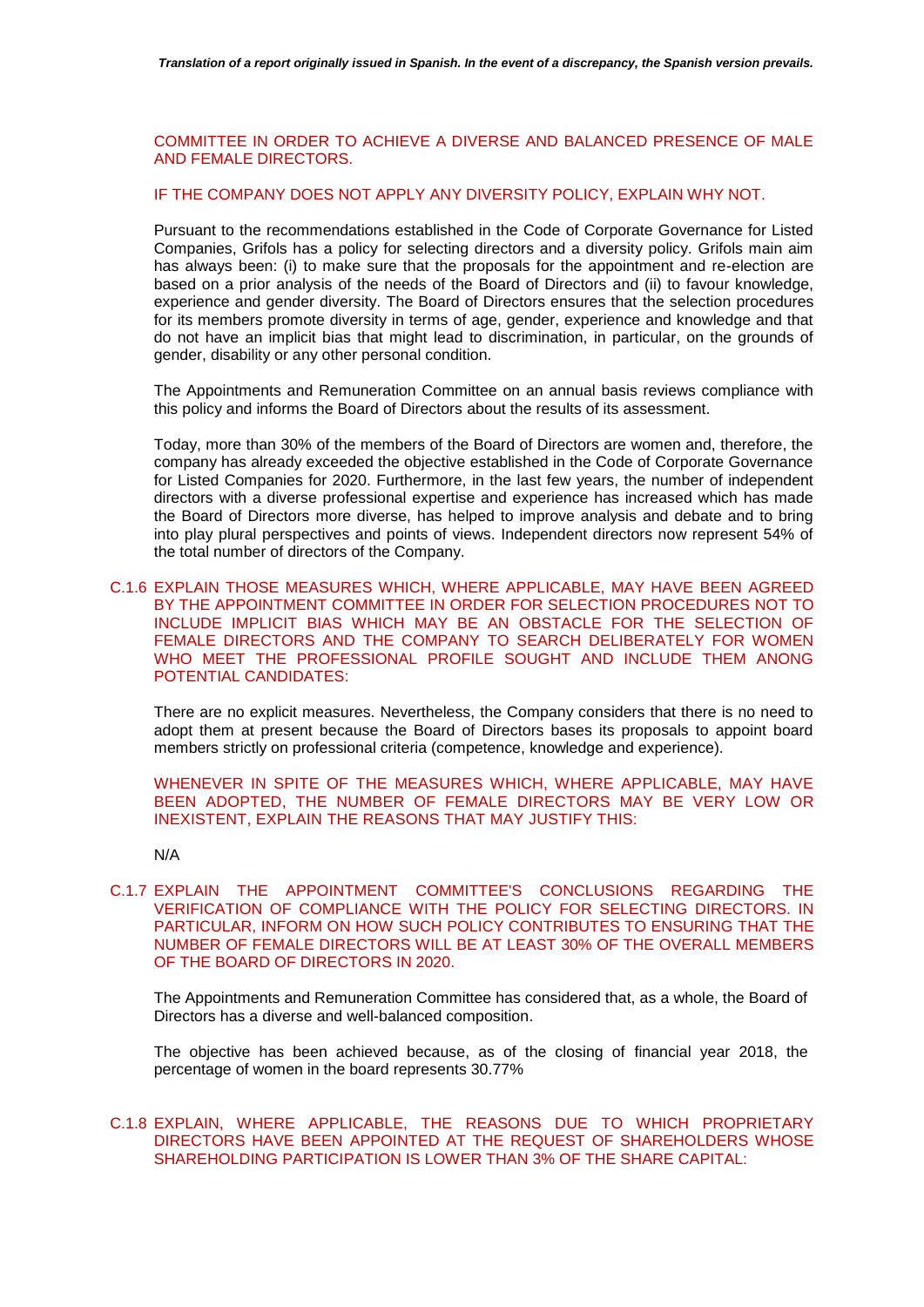COMMITTEE IN ORDER TO ACHIEVE A DIVERSE AND BALANCED PRESENCE OF MALE AND FEMALE DIRECTORS.

IF THE COMPANY DOES NOT APPLY ANY DIVERSITY POLICY, EXPLAIN WHY NOT.

Pursuant to the recommendations established in the Code of Corporate Governance for Listed Companies, Grifols has a policy for selecting directors and a diversity policy. Grifols main aim has always been: (i) to make sure that the proposals for the appointment and re-election are based on a prior analysis of the needs of the Board of Directors and (ii) to favour knowledge, experience and gender diversity. The Board of Directors ensures that the selection procedures for its members promote diversity in terms of age, gender, experience and knowledge and that do not have an implicit bias that might lead to discrimination, in particular, on the grounds of gender, disability or any other personal condition.

The Appointments and Remuneration Committee on an annual basis reviews compliance with this policy and informs the Board of Directors about the results of its assessment.

Today, more than 30% of the members of the Board of Directors are women and, therefore, the company has already exceeded the objective established in the Code of Corporate Governance for Listed Companies for 2020. Furthermore, in the last few years, the number of independent directors with a diverse professional expertise and experience has increased which has made the Board of Directors more diverse, has helped to improve analysis and debate and to bring into play plural perspectives and points of views. Independent directors now represent 54% of the total number of directors of the Company.

C.1.6 EXPLAIN THOSE MEASURES WHICH, WHERE APPLICABLE, MAY HAVE BEEN AGREED BY THE APPOINTMENT COMMITTEE IN ORDER FOR SELECTION PROCEDURES NOT TO INCLUDE IMPLICIT BIAS WHICH MAY BE AN OBSTACLE FOR THE SELECTION OF FEMALE DIRECTORS AND THE COMPANY TO SEARCH DELIBERATELY FOR WOMEN WHO MEET THE PROFESSIONAL PROFILE SOUGHT AND INCLUDE THEM ANONG POTENTIAL CANDIDATES:

There are no explicit measures. Nevertheless, the Company considers that there is no need to adopt them at present because the Board of Directors bases its proposals to appoint board members strictly on professional criteria (competence, knowledge and experience).

WHENEVER IN SPITE OF THE MEASURES WHICH, WHERE APPLICABLE, MAY HAVE BEEN ADOPTED, THE NUMBER OF FEMALE DIRECTORS MAY BE VERY LOW OR INEXISTENT, EXPLAIN THE REASONS THAT MAY JUSTIFY THIS:

N/A

C.1.7 EXPLAIN THE APPOINTMENT COMMITTEE'S CONCLUSIONS REGARDING THE VERIFICATION OF COMPLIANCE WITH THE POLICY FOR SELECTING DIRECTORS. IN PARTICULAR, INFORM ON HOW SUCH POLICY CONTRIBUTES TO ENSURING THAT THE NUMBER OF FEMALE DIRECTORS WILL BE AT LEAST 30% OF THE OVERALL MEMBERS OF THE BOARD OF DIRECTORS IN 2020.

The Appointments and Remuneration Committee has considered that, as a whole, the Board of Directors has a diverse and well-balanced composition.

The objective has been achieved because, as of the closing of financial year 2018, the percentage of women in the board represents 30.77%

C.1.8 EXPLAIN, WHERE APPLICABLE, THE REASONS DUE TO WHICH PROPRIETARY DIRECTORS HAVE BEEN APPOINTED AT THE REQUEST OF SHAREHOLDERS WHOSE SHAREHOLDING PARTICIPATION IS LOWER THAN 3% OF THE SHARE CAPITAL: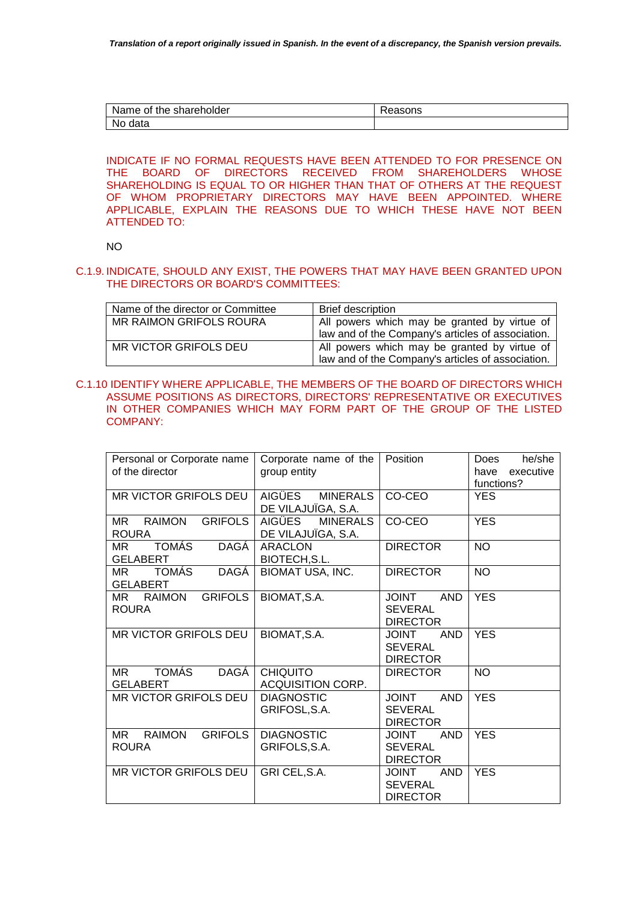*Translation of a report originally issued in Spanish. In the event of a discrepancy, the Spanish version prevails.*

| Name of the shareholder | Reasons |
|---|---|
| No data | |

INDICATE IF NO FORMAL REQUESTS HAVE BEEN ATTENDED TO FOR PRESENCE ON THE BOARD OF DIRECTORS RECEIVED FROM SHAREHOLDERS WHOSE SHAREHOLDING IS EQUAL TO OR HIGHER THAN THAT OF OTHERS AT THE REQUEST OF WHOM PROPRIETARY DIRECTORS MAY HAVE BEEN APPOINTED. WHERE APPLICABLE, EXPLAIN THE REASONS DUE TO WHICH THESE HAVE NOT BEEN ATTENDED TO:

NO

C.1.9. INDICATE, SHOULD ANY EXIST, THE POWERS THAT MAY HAVE BEEN GRANTED UPON THE DIRECTORS OR BOARD'S COMMITTEES:

| Name of the director or Committee | Brief description |
|---|---|
| MR RAIMON GRIFOLS ROURA | All powers which may be granted by virtue of law and of the Company's articles of association. |
| MR VICTOR GRIFOLS DEU | All powers which may be granted by virtue of law and of the Company's articles of association. |

C.1.10 IDENTIFY WHERE APPLICABLE, THE MEMBERS OF THE BOARD OF DIRECTORS WHICH ASSUME POSITIONS AS DIRECTORS, DIRECTORS' REPRESENTATIVE OR EXECUTIVES IN OTHER COMPANIES WHICH MAY FORM PART OF THE GROUP OF THE LISTED COMPANY:

| Personal or Corporate name of the director | Corporate name of the group entity | Position | Does he/she have executive functions? |
|---|---|---|---|
| MR VICTOR GRIFOLS DEU | AIGÜES MINERALS DE VILAJUÏGA, S.A. | CO-CEO | YES |
| MR RAIMON GRIFOLS ROURA | AIGÜES MINERALS DE VILAJUÏGA, S.A. | CO-CEO | YES |
| MR TOMÁS DAGÁ GELABERT | ARACLON BIOTECH,S.L. | DIRECTOR | NO |
| MR TOMÁS DAGÁ GELABERT | BIOMAT USA, INC. | DIRECTOR | NO |
| MR RAIMON GRIFOLS ROURA | BIOMAT,S.A. | JOINT AND SEVERAL DIRECTOR | YES |
| MR VICTOR GRIFOLS DEU | BIOMAT,S.A. | JOINT AND SEVERAL DIRECTOR | YES |
| MR TOMÁS DAGÁ GELABERT | CHIQUITO ACQUISITION CORP. | DIRECTOR | NO |
| MR VICTOR GRIFOLS DEU | DIAGNOSTIC GRIFOSL,S.A. | JOINT AND SEVERAL DIRECTOR | YES |
| MR RAIMON GRIFOLS ROURA | DIAGNOSTIC GRIFOLS,S.A. | JOINT AND SEVERAL DIRECTOR | YES |
| MR VICTOR GRIFOLS DEU | GRI CEL,S.A. | JOINT AND SEVERAL DIRECTOR | YES |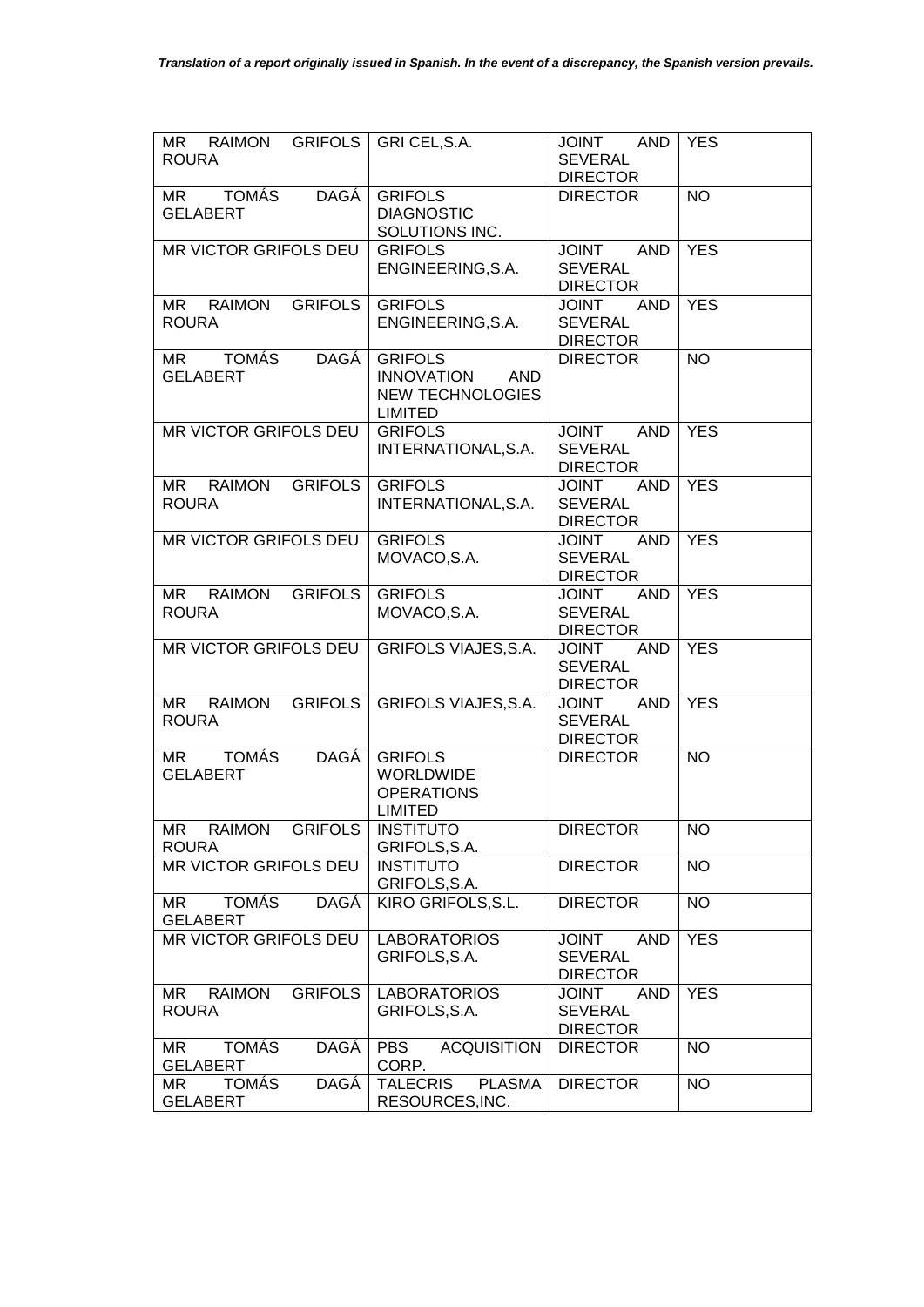*Translation of a report originally issued in Spanish. In the event of a discrepancy, the Spanish version prevails.*

| | | | |
|---|---|---|---|
| MR RAIMON GRIFOLS ROURA | GRI CEL,S.A. | JOINT AND SEVERAL DIRECTOR | YES |
| MR TOMÁS DAGÁ GELABERT | GRIFOLS DIAGNOSTIC SOLUTIONS INC. | DIRECTOR | NO |
| MR VICTOR GRIFOLS DEU | GRIFOLS ENGINEERING,S.A. | JOINT AND SEVERAL DIRECTOR | YES |
| MR RAIMON GRIFOLS ROURA | GRIFOLS ENGINEERING,S.A. | JOINT AND SEVERAL DIRECTOR | YES |
| MR TOMÁS DAGÁ GELABERT | GRIFOLS INNOVATION AND NEW TECHNOLOGIES LIMITED | DIRECTOR | NO |
| MR VICTOR GRIFOLS DEU | GRIFOLS INTERNATIONAL,S.A. | JOINT AND SEVERAL DIRECTOR | YES |
| MR RAIMON GRIFOLS ROURA | GRIFOLS INTERNATIONAL,S.A. | JOINT AND SEVERAL DIRECTOR | YES |
| MR VICTOR GRIFOLS DEU | GRIFOLS MOVACO,S.A. | JOINT AND SEVERAL DIRECTOR | YES |
| MR RAIMON GRIFOLS ROURA | GRIFOLS MOVACO,S.A. | JOINT AND SEVERAL DIRECTOR | YES |
| MR VICTOR GRIFOLS DEU | GRIFOLS VIAJES,S.A. | JOINT AND SEVERAL DIRECTOR | YES |
| MR RAIMON GRIFOLS ROURA | GRIFOLS VIAJES,S.A. | JOINT AND SEVERAL DIRECTOR | YES |
| MR TOMÁS DAGÁ GELABERT | GRIFOLS WORLDWIDE OPERATIONS LIMITED | DIRECTOR | NO |
| MR RAIMON GRIFOLS ROURA | INSTITUTO GRIFOLS,S.A. | DIRECTOR | NO |
| MR VICTOR GRIFOLS DEU | INSTITUTO GRIFOLS,S.A. | DIRECTOR | NO |
| MR TOMÁS DAGÁ GELABERT | KIRO GRIFOLS,S.L. | DIRECTOR | NO |
| MR VICTOR GRIFOLS DEU | LABORATORIOS GRIFOLS,S.A. | JOINT AND SEVERAL DIRECTOR | YES |
| MR RAIMON GRIFOLS ROURA | LABORATORIOS GRIFOLS,S.A. | JOINT AND SEVERAL DIRECTOR | YES |
| MR TOMÁS DAGÁ GELABERT | PBS ACQUISITION CORP. | DIRECTOR | NO |
| MR TOMÁS DAGÁ GELABERT | TALECRIS PLASMA RESOURCES,INC. | DIRECTOR | NO |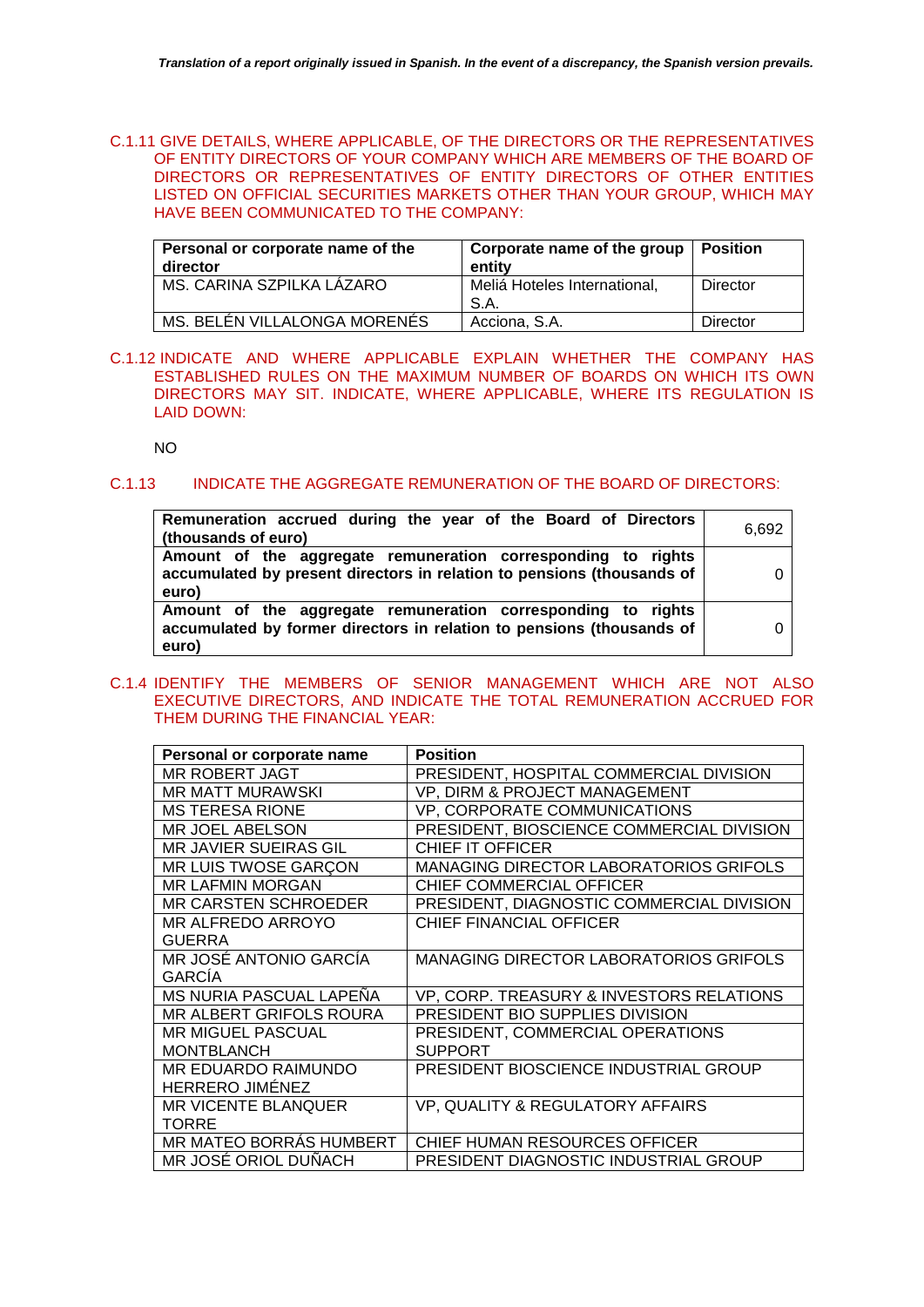C.1.11 GIVE DETAILS, WHERE APPLICABLE, OF THE DIRECTORS OR THE REPRESENTATIVES OF ENTITY DIRECTORS OF YOUR COMPANY WHICH ARE MEMBERS OF THE BOARD OF DIRECTORS OR REPRESENTATIVES OF ENTITY DIRECTORS OF OTHER ENTITIES LISTED ON OFFICIAL SECURITIES MARKETS OTHER THAN YOUR GROUP, WHICH MAY HAVE BEEN COMMUNICATED TO THE COMPANY:

| Personal or corporate name of the director | Corporate name of the group entity | Position |
|---|---|---|
| MS. CARINA SZPILKA LÁZARO | Meliá Hoteles International, S.A. | Director |
| MS. BELÉN VILLALONGA MORENÉS | Acciona, S.A. | Director |

C.1.12 INDICATE AND WHERE APPLICABLE EXPLAIN WHETHER THE COMPANY HAS ESTABLISHED RULES ON THE MAXIMUM NUMBER OF BOARDS ON WHICH ITS OWN DIRECTORS MAY SIT. INDICATE, WHERE APPLICABLE, WHERE ITS REGULATION IS LAID DOWN:

NO

C.1.13 INDICATE THE AGGREGATE REMUNERATION OF THE BOARD OF DIRECTORS:

| | |
|---|---|
| **Remuneration accrued during the year of the Board of Directors (thousands of euro)** | 6,692 |
| **Amount of the aggregate remuneration corresponding to rights accumulated by present directors in relation to pensions (thousands of euro)** | 0 |
| **Amount of the aggregate remuneration corresponding to rights accumulated by former directors in relation to pensions (thousands of euro)** | 0 |

C.1.4 IDENTIFY THE MEMBERS OF SENIOR MANAGEMENT WHICH ARE NOT ALSO EXECUTIVE DIRECTORS, AND INDICATE THE TOTAL REMUNERATION ACCRUED FOR THEM DURING THE FINANCIAL YEAR:

| Personal or corporate name | Position |
|---|---|
| MR ROBERT JAGT | PRESIDENT, HOSPITAL COMMERCIAL DIVISION |
| MR MATT MURAWSKI | VP, DIRM & PROJECT MANAGEMENT |
| MS TERESA RIONE | VP, CORPORATE COMMUNICATIONS |
| MR JOEL ABELSON | PRESIDENT, BIOSCIENCE COMMERCIAL DIVISION |
| MR JAVIER SUEIRAS GIL | CHIEF IT OFFICER |
| MR LUIS TWOSE GARÇON | MANAGING DIRECTOR LABORATORIOS GRIFOLS |
| MR LAFMIN MORGAN | CHIEF COMMERCIAL OFFICER |
| MR CARSTEN SCHROEDER | PRESIDENT, DIAGNOSTIC COMMERCIAL DIVISION |
| MR ALFREDO ARROYO GUERRA | CHIEF FINANCIAL OFFICER |
| MR JOSÉ ANTONIO GARCÍA GARCÍA | MANAGING DIRECTOR LABORATORIOS GRIFOLS |
| MS NURIA PASCUAL LAPEÑA | VP, CORP. TREASURY & INVESTORS RELATIONS |
| MR ALBERT GRIFOLS ROURA | PRESIDENT BIO SUPPLIES DIVISION |
| MR MIGUEL PASCUAL MONTBLANCH | PRESIDENT, COMMERCIAL OPERATIONS SUPPORT |
| MR EDUARDO RAIMUNDO HERRERO JIMÉNEZ | PRESIDENT BIOSCIENCE INDUSTRIAL GROUP |
| MR VICENTE BLANQUER TORRE | VP, QUALITY & REGULATORY AFFAIRS |
| MR MATEO BORRÁS HUMBERT | CHIEF HUMAN RESOURCES OFFICER |
| MR JOSÉ ORIOL DUÑACH | PRESIDENT DIAGNOSTIC INDUSTRIAL GROUP |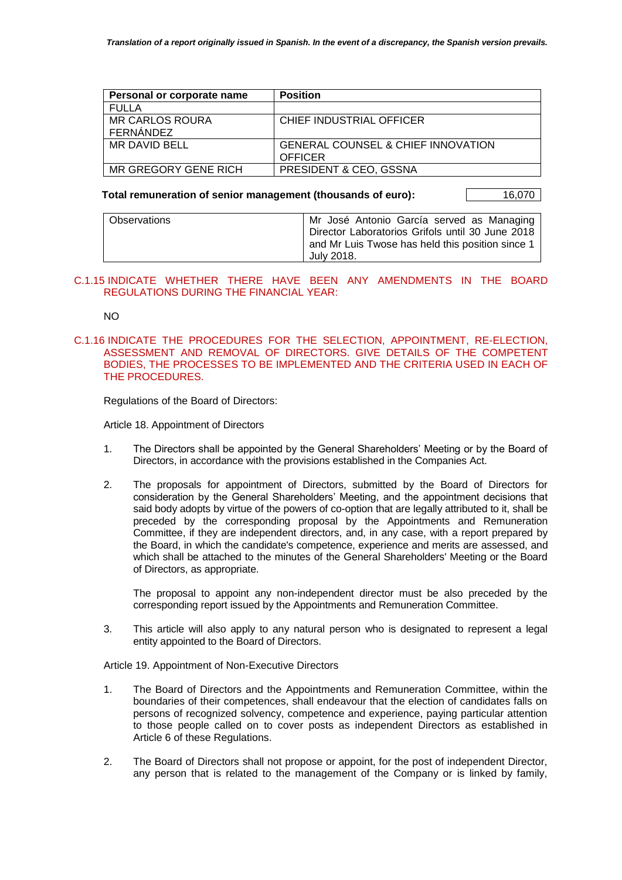| Personal or corporate name | Position |
|---|---|
| FULLA | |
| MR CARLOS ROURA FERNÁNDEZ | CHIEF INDUSTRIAL OFFICER |
| MR DAVID BELL | GENERAL COUNSEL & CHIEF INNOVATION OFFICER |
| MR GREGORY GENE RICH | PRESIDENT & CEO, GSSNA |

**Total remuneration of senior management (thousands of euro):** 16,070

| Observations | Mr José Antonio García served as Managing Director Laboratorios Grifols until 30 June 2018 and Mr Luis Twose has held this position since 1 July 2018. |
|---|---|

## C.1.15 INDICATE WHETHER THERE HAVE BEEN ANY AMENDMENTS IN THE BOARD REGULATIONS DURING THE FINANCIAL YEAR:

NO

## C.1.16 INDICATE THE PROCEDURES FOR THE SELECTION, APPOINTMENT, RE-ELECTION, ASSESSMENT AND REMOVAL OF DIRECTORS. GIVE DETAILS OF THE COMPETENT BODIES, THE PROCESSES TO BE IMPLEMENTED AND THE CRITERIA USED IN EACH OF THE PROCEDURES.

Regulations of the Board of Directors:

Article 18. Appointment of Directors

1. The Directors shall be appointed by the General Shareholders' Meeting or by the Board of Directors, in accordance with the provisions established in the Companies Act.

2. The proposals for appointment of Directors, submitted by the Board of Directors for consideration by the General Shareholders' Meeting, and the appointment decisions that said body adopts by virtue of the powers of co-option that are legally attributed to it, shall be preceded by the corresponding proposal by the Appointments and Remuneration Committee, if they are independent directors, and, in any case, with a report prepared by the Board, in which the candidate's competence, experience and merits are assessed, and which shall be attached to the minutes of the General Shareholders' Meeting or the Board of Directors, as appropriate.

   The proposal to appoint any non-independent director must be also preceded by the corresponding report issued by the Appointments and Remuneration Committee.

3. This article will also apply to any natural person who is designated to represent a legal entity appointed to the Board of Directors.

Article 19. Appointment of Non-Executive Directors

1. The Board of Directors and the Appointments and Remuneration Committee, within the boundaries of their competences, shall endeavour that the election of candidates falls on persons of recognized solvency, competence and experience, paying particular attention to those people called on to cover posts as independent Directors as established in Article 6 of these Regulations.

2. The Board of Directors shall not propose or appoint, for the post of independent Director, any person that is related to the management of the Company or is linked by family,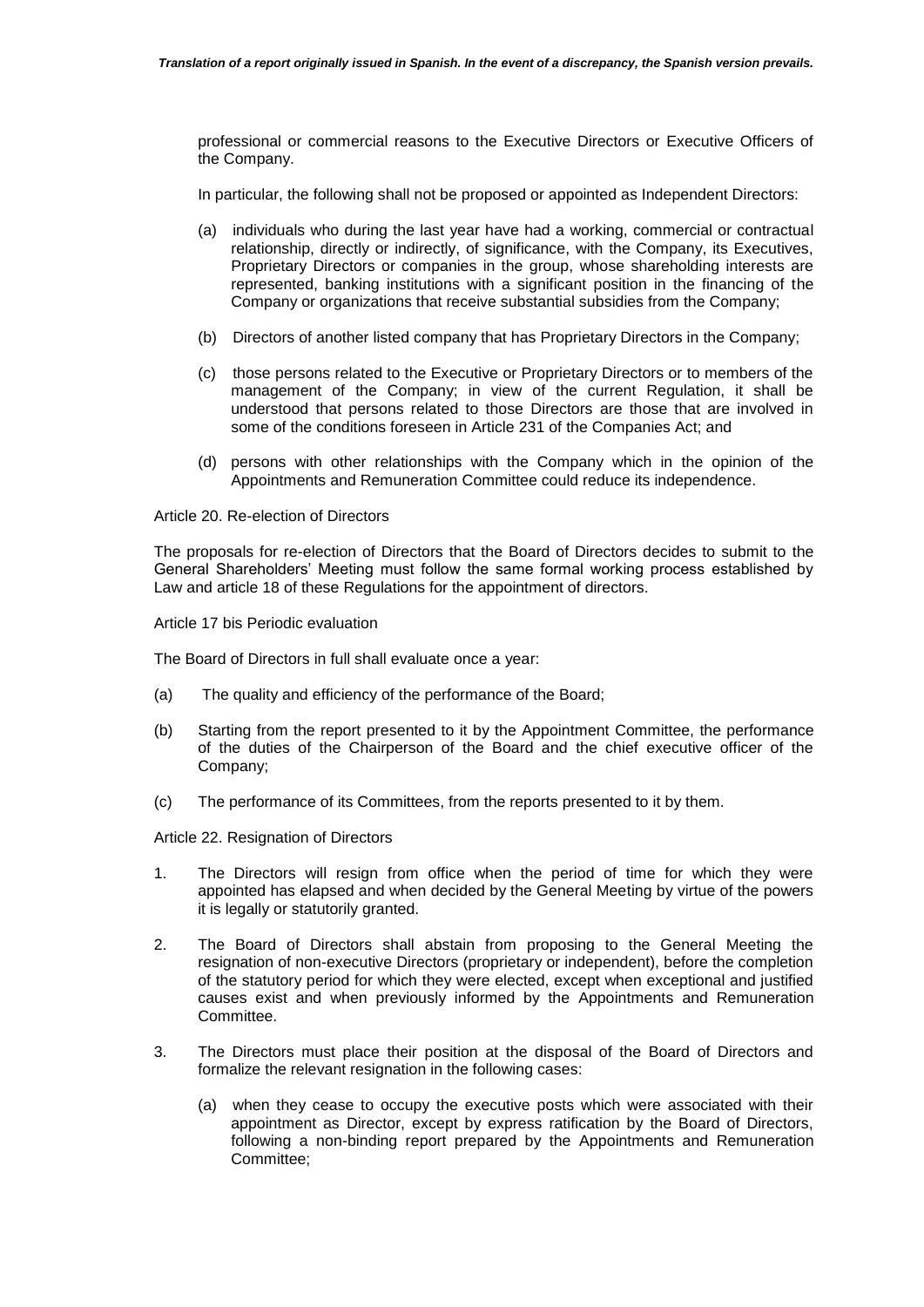professional or commercial reasons to the Executive Directors or Executive Officers of the Company.

In particular, the following shall not be proposed or appointed as Independent Directors:

(a) individuals who during the last year have had a working, commercial or contractual relationship, directly or indirectly, of significance, with the Company, its Executives, Proprietary Directors or companies in the group, whose shareholding interests are represented, banking institutions with a significant position in the financing of the Company or organizations that receive substantial subsidies from the Company;

(b) Directors of another listed company that has Proprietary Directors in the Company;

(c) those persons related to the Executive or Proprietary Directors or to members of the management of the Company; in view of the current Regulation, it shall be understood that persons related to those Directors are those that are involved in some of the conditions foreseen in Article 231 of the Companies Act; and

(d) persons with other relationships with the Company which in the opinion of the Appointments and Remuneration Committee could reduce its independence.

Article 20. Re-election of Directors

The proposals for re-election of Directors that the Board of Directors decides to submit to the General Shareholders' Meeting must follow the same formal working process established by Law and article 18 of these Regulations for the appointment of directors.

Article 17 bis Periodic evaluation

The Board of Directors in full shall evaluate once a year:

(a) The quality and efficiency of the performance of the Board;

(b) Starting from the report presented to it by the Appointment Committee, the performance of the duties of the Chairperson of the Board and the chief executive officer of the Company;

(c) The performance of its Committees, from the reports presented to it by them.

Article 22. Resignation of Directors

1. The Directors will resign from office when the period of time for which they were appointed has elapsed and when decided by the General Meeting by virtue of the powers it is legally or statutorily granted.

2. The Board of Directors shall abstain from proposing to the General Meeting the resignation of non-executive Directors (proprietary or independent), before the completion of the statutory period for which they were elected, except when exceptional and justified causes exist and when previously informed by the Appointments and Remuneration Committee.

3. The Directors must place their position at the disposal of the Board of Directors and formalize the relevant resignation in the following cases:

   (a) when they cease to occupy the executive posts which were associated with their appointment as Director, except by express ratification by the Board of Directors, following a non-binding report prepared by the Appointments and Remuneration Committee;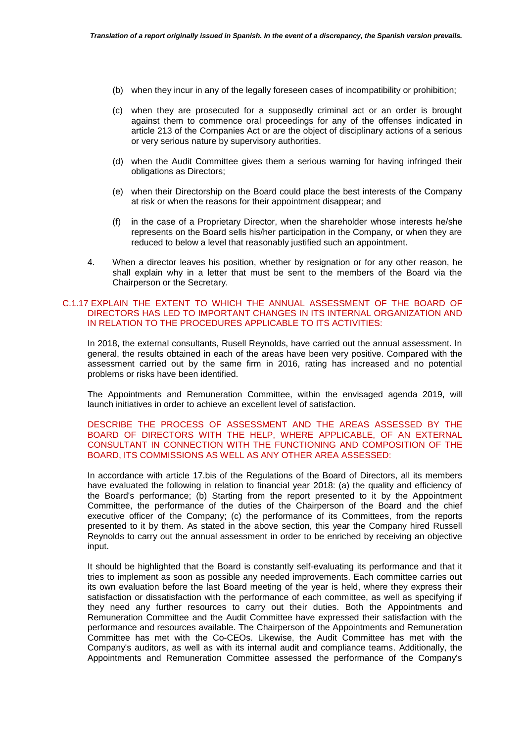(b) when they incur in any of the legally foreseen cases of incompatibility or prohibition;

(c) when they are prosecuted for a supposedly criminal act or an order is brought against them to commence oral proceedings for any of the offenses indicated in article 213 of the Companies Act or are the object of disciplinary actions of a serious or very serious nature by supervisory authorities.

(d) when the Audit Committee gives them a serious warning for having infringed their obligations as Directors;

(e) when their Directorship on the Board could place the best interests of the Company at risk or when the reasons for their appointment disappear; and

(f) in the case of a Proprietary Director, when the shareholder whose interests he/she represents on the Board sells his/her participation in the Company, or when they are reduced to below a level that reasonably justified such an appointment.

4. When a director leaves his position, whether by resignation or for any other reason, he shall explain why in a letter that must be sent to the members of the Board via the Chairperson or the Secretary.

C.1.17 EXPLAIN THE EXTENT TO WHICH THE ANNUAL ASSESSMENT OF THE BOARD OF DIRECTORS HAS LED TO IMPORTANT CHANGES IN ITS INTERNAL ORGANIZATION AND IN RELATION TO THE PROCEDURES APPLICABLE TO ITS ACTIVITIES:

In 2018, the external consultants, Rusell Reynolds, have carried out the annual assessment. In general, the results obtained in each of the areas have been very positive. Compared with the assessment carried out by the same firm in 2016, rating has increased and no potential problems or risks have been identified.

The Appointments and Remuneration Committee, within the envisaged agenda 2019, will launch initiatives in order to achieve an excellent level of satisfaction.

DESCRIBE THE PROCESS OF ASSESSMENT AND THE AREAS ASSESSED BY THE BOARD OF DIRECTORS WITH THE HELP, WHERE APPLICABLE, OF AN EXTERNAL CONSULTANT IN CONNECTION WITH THE FUNCTIONING AND COMPOSITION OF THE BOARD, ITS COMMISSIONS AS WELL AS ANY OTHER AREA ASSESSED:

In accordance with article 17.bis of the Regulations of the Board of Directors, all its members have evaluated the following in relation to financial year 2018: (a) the quality and efficiency of the Board's performance; (b) Starting from the report presented to it by the Appointment Committee, the performance of the duties of the Chairperson of the Board and the chief executive officer of the Company; (c) the performance of its Committees, from the reports presented to it by them. As stated in the above section, this year the Company hired Russell Reynolds to carry out the annual assessment in order to be enriched by receiving an objective input.

It should be highlighted that the Board is constantly self-evaluating its performance and that it tries to implement as soon as possible any needed improvements. Each committee carries out its own evaluation before the last Board meeting of the year is held, where they express their satisfaction or dissatisfaction with the performance of each committee, as well as specifying if they need any further resources to carry out their duties. Both the Appointments and Remuneration Committee and the Audit Committee have expressed their satisfaction with the performance and resources available. The Chairperson of the Appointments and Remuneration Committee has met with the Co-CEOs. Likewise, the Audit Committee has met with the Company's auditors, as well as with its internal audit and compliance teams. Additionally, the Appointments and Remuneration Committee assessed the performance of the Company's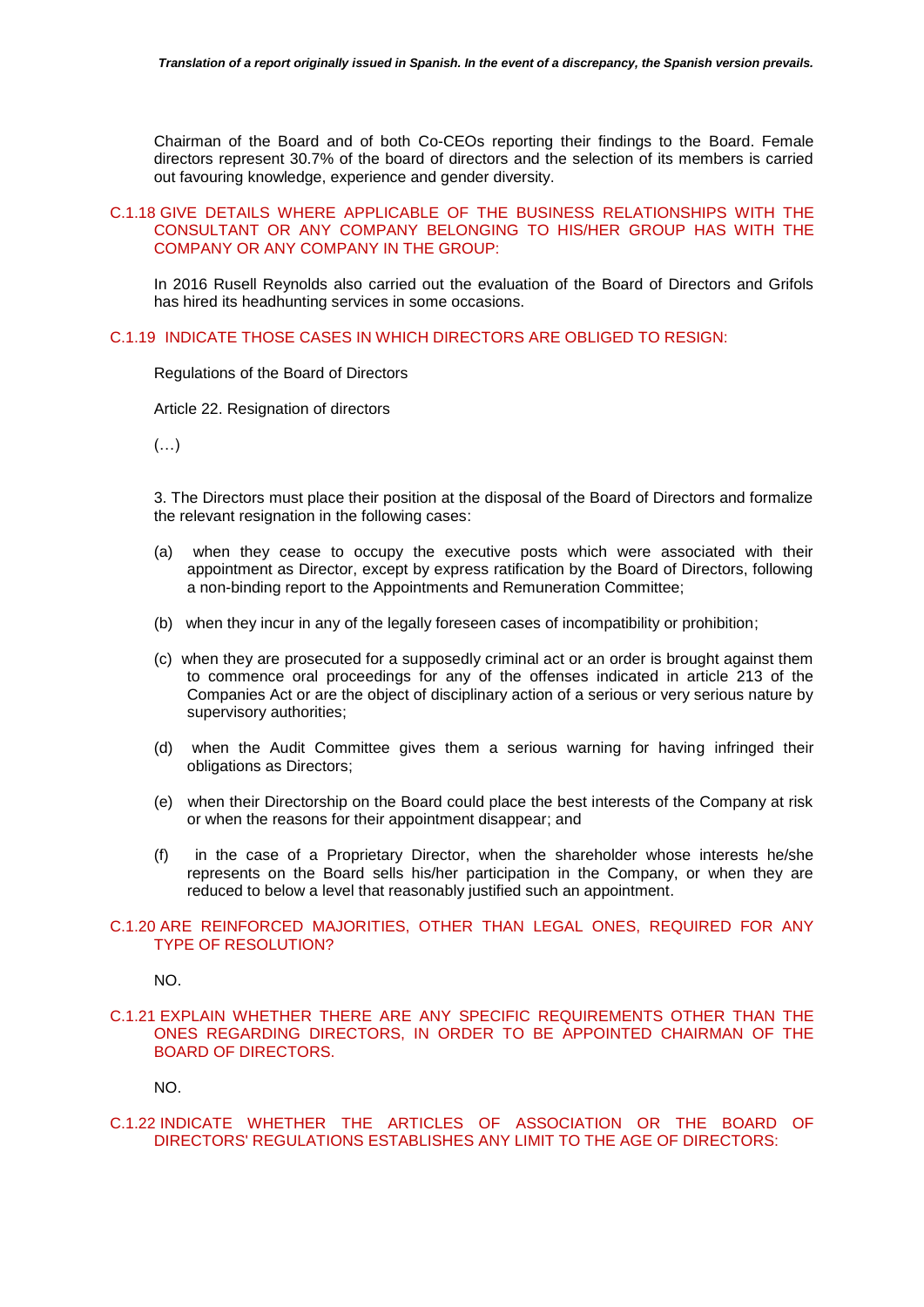Chairman of the Board and of both Co-CEOs reporting their findings to the Board. Female directors represent 30.7% of the board of directors and the selection of its members is carried out favouring knowledge, experience and gender diversity.

### C.1.18 GIVE DETAILS WHERE APPLICABLE OF THE BUSINESS RELATIONSHIPS WITH THE CONSULTANT OR ANY COMPANY BELONGING TO HIS/HER GROUP HAS WITH THE COMPANY OR ANY COMPANY IN THE GROUP:

In 2016 Rusell Reynolds also carried out the evaluation of the Board of Directors and Grifols has hired its headhunting services in some occasions.

### C.1.19 INDICATE THOSE CASES IN WHICH DIRECTORS ARE OBLIGED TO RESIGN:

Regulations of the Board of Directors

Article 22. Resignation of directors

(…)

3. The Directors must place their position at the disposal of the Board of Directors and formalize the relevant resignation in the following cases:

(a) when they cease to occupy the executive posts which were associated with their appointment as Director, except by express ratification by the Board of Directors, following a non-binding report to the Appointments and Remuneration Committee;

(b) when they incur in any of the legally foreseen cases of incompatibility or prohibition;

(c) when they are prosecuted for a supposedly criminal act or an order is brought against them to commence oral proceedings for any of the offenses indicated in article 213 of the Companies Act or are the object of disciplinary action of a serious or very serious nature by supervisory authorities;

(d) when the Audit Committee gives them a serious warning for having infringed their obligations as Directors;

(e) when their Directorship on the Board could place the best interests of the Company at risk or when the reasons for their appointment disappear; and

(f) in the case of a Proprietary Director, when the shareholder whose interests he/she represents on the Board sells his/her participation in the Company, or when they are reduced to below a level that reasonably justified such an appointment.

### C.1.20 ARE REINFORCED MAJORITIES, OTHER THAN LEGAL ONES, REQUIRED FOR ANY TYPE OF RESOLUTION?

NO.

### C.1.21 EXPLAIN WHETHER THERE ARE ANY SPECIFIC REQUIREMENTS OTHER THAN THE ONES REGARDING DIRECTORS, IN ORDER TO BE APPOINTED CHAIRMAN OF THE BOARD OF DIRECTORS.

NO.

### C.1.22 INDICATE WHETHER THE ARTICLES OF ASSOCIATION OR THE BOARD OF DIRECTORS' REGULATIONS ESTABLISHES ANY LIMIT TO THE AGE OF DIRECTORS: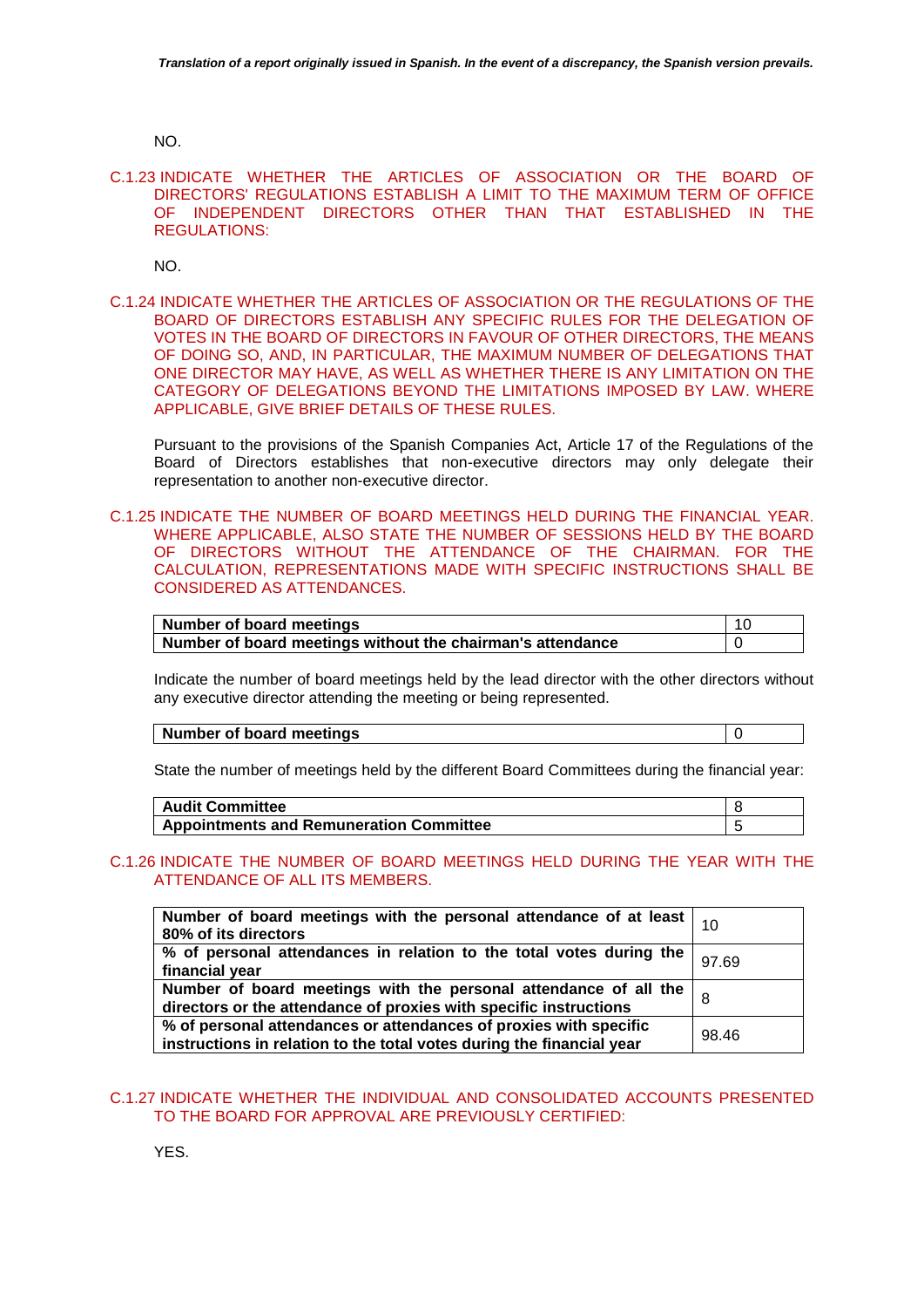NO.

C.1.23 INDICATE WHETHER THE ARTICLES OF ASSOCIATION OR THE BOARD OF DIRECTORS' REGULATIONS ESTABLISH A LIMIT TO THE MAXIMUM TERM OF OFFICE OF INDEPENDENT DIRECTORS OTHER THAN THAT ESTABLISHED IN THE REGULATIONS:

NO.

C.1.24 INDICATE WHETHER THE ARTICLES OF ASSOCIATION OR THE REGULATIONS OF THE BOARD OF DIRECTORS ESTABLISH ANY SPECIFIC RULES FOR THE DELEGATION OF VOTES IN THE BOARD OF DIRECTORS IN FAVOUR OF OTHER DIRECTORS, THE MEANS OF DOING SO, AND, IN PARTICULAR, THE MAXIMUM NUMBER OF DELEGATIONS THAT ONE DIRECTOR MAY HAVE, AS WELL AS WHETHER THERE IS ANY LIMITATION ON THE CATEGORY OF DELEGATIONS BEYOND THE LIMITATIONS IMPOSED BY LAW. WHERE APPLICABLE, GIVE BRIEF DETAILS OF THESE RULES.

Pursuant to the provisions of the Spanish Companies Act, Article 17 of the Regulations of the Board of Directors establishes that non-executive directors may only delegate their representation to another non-executive director.

C.1.25 INDICATE THE NUMBER OF BOARD MEETINGS HELD DURING THE FINANCIAL YEAR. WHERE APPLICABLE, ALSO STATE THE NUMBER OF SESSIONS HELD BY THE BOARD OF DIRECTORS WITHOUT THE ATTENDANCE OF THE CHAIRMAN. FOR THE CALCULATION, REPRESENTATIONS MADE WITH SPECIFIC INSTRUCTIONS SHALL BE CONSIDERED AS ATTENDANCES.

| **Number of board meetings** | 10 |
|---|---|
| **Number of board meetings without the chairman's attendance** | 0 |

Indicate the number of board meetings held by the lead director with the other directors without any executive director attending the meeting or being represented.

| **Number of board meetings** | 0 |
|---|---|

State the number of meetings held by the different Board Committees during the financial year:

| **Audit Committee** | 8 |
|---|---|
| **Appointments and Remuneration Committee** | 5 |

C.1.26 INDICATE THE NUMBER OF BOARD MEETINGS HELD DURING THE YEAR WITH THE ATTENDANCE OF ALL ITS MEMBERS.

| **Number of board meetings with the personal attendance of at least 80% of its directors** | 10 |
|---|---|
| **% of personal attendances in relation to the total votes during the financial year** | 97.69 |
| **Number of board meetings with the personal attendance of all the directors or the attendance of proxies with specific instructions** | 8 |
| **% of personal attendances or attendances of proxies with specific instructions in relation to the total votes during the financial year** | 98.46 |

C.1.27 INDICATE WHETHER THE INDIVIDUAL AND CONSOLIDATED ACCOUNTS PRESENTED TO THE BOARD FOR APPROVAL ARE PREVIOUSLY CERTIFIED:

YES.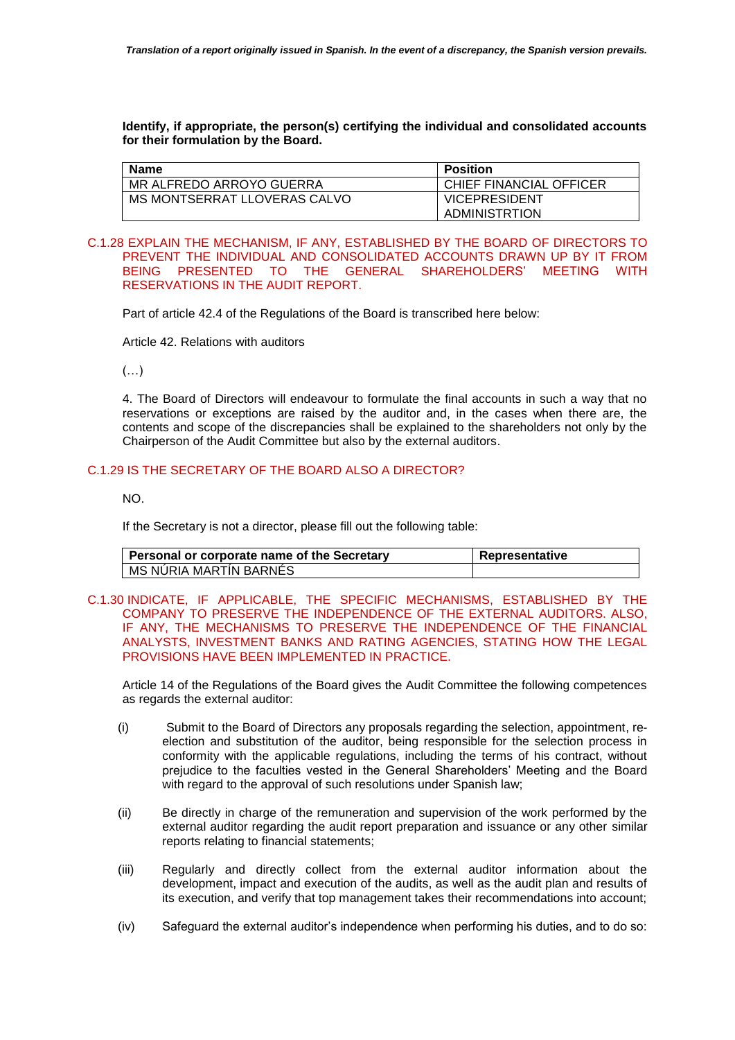**Identify, if appropriate, the person(s) certifying the individual and consolidated accounts for their formulation by the Board.**

| Name | Position |
| --- | --- |
| MR ALFREDO ARROYO GUERRA | CHIEF FINANCIAL OFFICER |
| MS MONTSERRAT LLOVERAS CALVO | VICEPRESIDENT ADMINISTRTION |

C.1.28 EXPLAIN THE MECHANISM, IF ANY, ESTABLISHED BY THE BOARD OF DIRECTORS TO PREVENT THE INDIVIDUAL AND CONSOLIDATED ACCOUNTS DRAWN UP BY IT FROM BEING PRESENTED TO THE GENERAL SHAREHOLDERS' MEETING WITH RESERVATIONS IN THE AUDIT REPORT.

Part of article 42.4 of the Regulations of the Board is transcribed here below:

Article 42. Relations with auditors

(…)

4. The Board of Directors will endeavour to formulate the final accounts in such a way that no reservations or exceptions are raised by the auditor and, in the cases when there are, the contents and scope of the discrepancies shall be explained to the shareholders not only by the Chairperson of the Audit Committee but also by the external auditors.

C.1.29 IS THE SECRETARY OF THE BOARD ALSO A DIRECTOR?

NO.

If the Secretary is not a director, please fill out the following table:

| Personal or corporate name of the Secretary | Representative |
| --- | --- |
| MS NÚRIA MARTÍN BARNÉS | |

C.1.30 INDICATE, IF APPLICABLE, THE SPECIFIC MECHANISMS, ESTABLISHED BY THE COMPANY TO PRESERVE THE INDEPENDENCE OF THE EXTERNAL AUDITORS. ALSO, IF ANY, THE MECHANISMS TO PRESERVE THE INDEPENDENCE OF THE FINANCIAL ANALYSTS, INVESTMENT BANKS AND RATING AGENCIES, STATING HOW THE LEGAL PROVISIONS HAVE BEEN IMPLEMENTED IN PRACTICE.

Article 14 of the Regulations of the Board gives the Audit Committee the following competences as regards the external auditor:

(i) Submit to the Board of Directors any proposals regarding the selection, appointment, re-election and substitution of the auditor, being responsible for the selection process in conformity with the applicable regulations, including the terms of his contract, without prejudice to the faculties vested in the General Shareholders' Meeting and the Board with regard to the approval of such resolutions under Spanish law;

(ii) Be directly in charge of the remuneration and supervision of the work performed by the external auditor regarding the audit report preparation and issuance or any other similar reports relating to financial statements;

(iii) Regularly and directly collect from the external auditor information about the development, impact and execution of the audits, as well as the audit plan and results of its execution, and verify that top management takes their recommendations into account;

(iv) Safeguard the external auditor's independence when performing his duties, and to do so: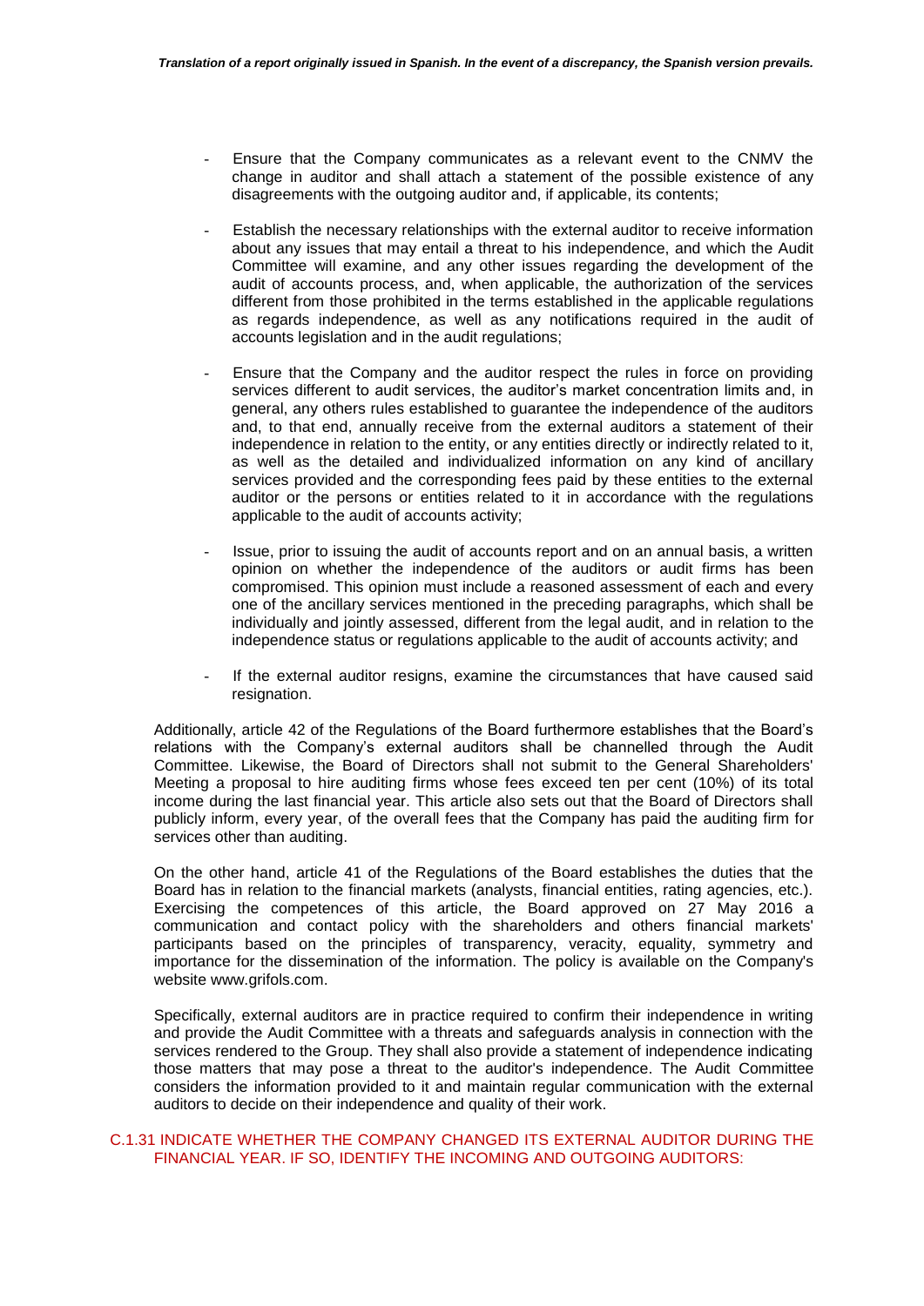- Ensure that the Company communicates as a relevant event to the CNMV the change in auditor and shall attach a statement of the possible existence of any disagreements with the outgoing auditor and, if applicable, its contents;

- Establish the necessary relationships with the external auditor to receive information about any issues that may entail a threat to his independence, and which the Audit Committee will examine, and any other issues regarding the development of the audit of accounts process, and, when applicable, the authorization of the services different from those prohibited in the terms established in the applicable regulations as regards independence, as well as any notifications required in the audit of accounts legislation and in the audit regulations;

- Ensure that the Company and the auditor respect the rules in force on providing services different to audit services, the auditor's market concentration limits and, in general, any others rules established to guarantee the independence of the auditors and, to that end, annually receive from the external auditors a statement of their independence in relation to the entity, or any entities directly or indirectly related to it, as well as the detailed and individualized information on any kind of ancillary services provided and the corresponding fees paid by these entities to the external auditor or the persons or entities related to it in accordance with the regulations applicable to the audit of accounts activity;

- Issue, prior to issuing the audit of accounts report and on an annual basis, a written opinion on whether the independence of the auditors or audit firms has been compromised. This opinion must include a reasoned assessment of each and every one of the ancillary services mentioned in the preceding paragraphs, which shall be individually and jointly assessed, different from the legal audit, and in relation to the independence status or regulations applicable to the audit of accounts activity; and

- If the external auditor resigns, examine the circumstances that have caused said resignation.

Additionally, article 42 of the Regulations of the Board furthermore establishes that the Board's relations with the Company's external auditors shall be channelled through the Audit Committee. Likewise, the Board of Directors shall not submit to the General Shareholders' Meeting a proposal to hire auditing firms whose fees exceed ten per cent (10%) of its total income during the last financial year. This article also sets out that the Board of Directors shall publicly inform, every year, of the overall fees that the Company has paid the auditing firm for services other than auditing.

On the other hand, article 41 of the Regulations of the Board establishes the duties that the Board has in relation to the financial markets (analysts, financial entities, rating agencies, etc.). Exercising the competences of this article, the Board approved on 27 May 2016 a communication and contact policy with the shareholders and others financial markets' participants based on the principles of transparency, veracity, equality, symmetry and importance for the dissemination of the information. The policy is available on the Company's website www.grifols.com.

Specifically, external auditors are in practice required to confirm their independence in writing and provide the Audit Committee with a threats and safeguards analysis in connection with the services rendered to the Group. They shall also provide a statement of independence indicating those matters that may pose a threat to the auditor's independence. The Audit Committee considers the information provided to it and maintain regular communication with the external auditors to decide on their independence and quality of their work.

### C.1.31 INDICATE WHETHER THE COMPANY CHANGED ITS EXTERNAL AUDITOR DURING THE FINANCIAL YEAR. IF SO, IDENTIFY THE INCOMING AND OUTGOING AUDITORS: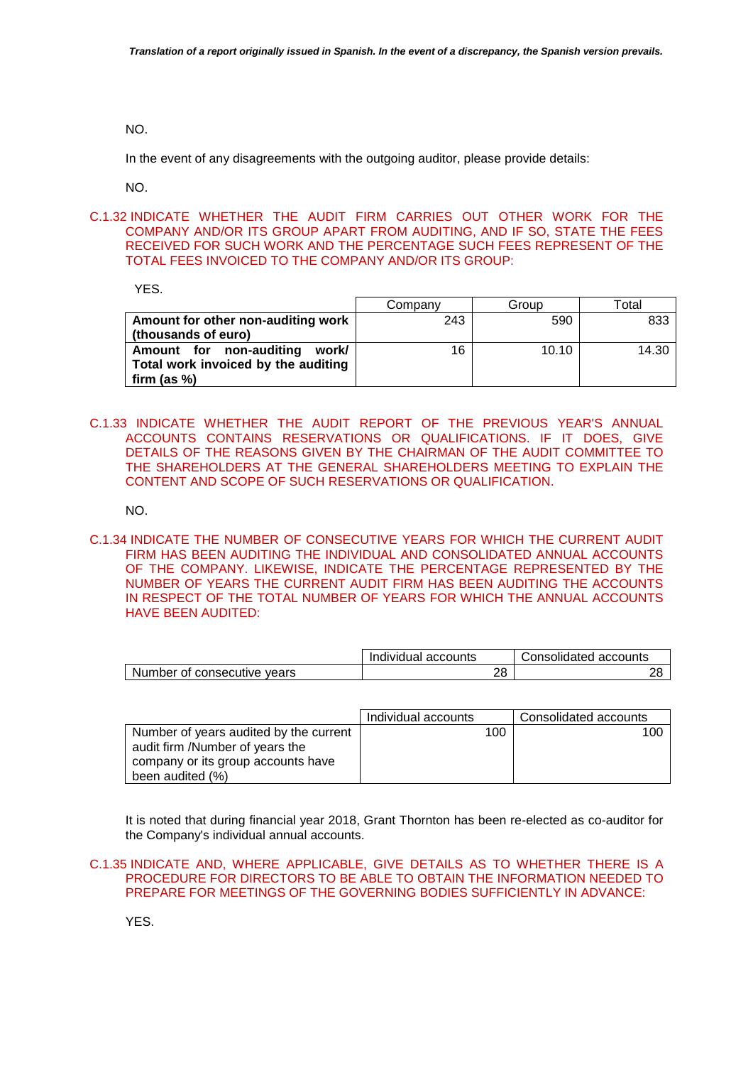NO.

In the event of any disagreements with the outgoing auditor, please provide details:

NO.

C.1.32 INDICATE WHETHER THE AUDIT FIRM CARRIES OUT OTHER WORK FOR THE COMPANY AND/OR ITS GROUP APART FROM AUDITING, AND IF SO, STATE THE FEES RECEIVED FOR SUCH WORK AND THE PERCENTAGE SUCH FEES REPRESENT OF THE TOTAL FEES INVOICED TO THE COMPANY AND/OR ITS GROUP:

YES.

| | Company | Group | Total |
|---|---|---|---|
| **Amount for other non-auditing work (thousands of euro)** | 243 | 590 | 833 |
| **Amount for non-auditing work/ Total work invoiced by the auditing firm (as %)** | 16 | 10.10 | 14.30 |

C.1.33 INDICATE WHETHER THE AUDIT REPORT OF THE PREVIOUS YEAR'S ANNUAL ACCOUNTS CONTAINS RESERVATIONS OR QUALIFICATIONS. IF IT DOES, GIVE DETAILS OF THE REASONS GIVEN BY THE CHAIRMAN OF THE AUDIT COMMITTEE TO THE SHAREHOLDERS AT THE GENERAL SHAREHOLDERS MEETING TO EXPLAIN THE CONTENT AND SCOPE OF SUCH RESERVATIONS OR QUALIFICATION.

NO.

C.1.34 INDICATE THE NUMBER OF CONSECUTIVE YEARS FOR WHICH THE CURRENT AUDIT FIRM HAS BEEN AUDITING THE INDIVIDUAL AND CONSOLIDATED ANNUAL ACCOUNTS OF THE COMPANY. LIKEWISE, INDICATE THE PERCENTAGE REPRESENTED BY THE NUMBER OF YEARS THE CURRENT AUDIT FIRM HAS BEEN AUDITING THE ACCOUNTS IN RESPECT OF THE TOTAL NUMBER OF YEARS FOR WHICH THE ANNUAL ACCOUNTS HAVE BEEN AUDITED:

| | Individual accounts | Consolidated accounts |
|---|---|---|
| Number of consecutive years | 28 | 28 |

| | Individual accounts | Consolidated accounts |
|---|---|---|
| Number of years audited by the current audit firm /Number of years the company or its group accounts have been audited (%) | 100 | 100 |

It is noted that during financial year 2018, Grant Thornton has been re-elected as co-auditor for the Company's individual annual accounts.

C.1.35 INDICATE AND, WHERE APPLICABLE, GIVE DETAILS AS TO WHETHER THERE IS A PROCEDURE FOR DIRECTORS TO BE ABLE TO OBTAIN THE INFORMATION NEEDED TO PREPARE FOR MEETINGS OF THE GOVERNING BODIES SUFFICIENTLY IN ADVANCE:

YES.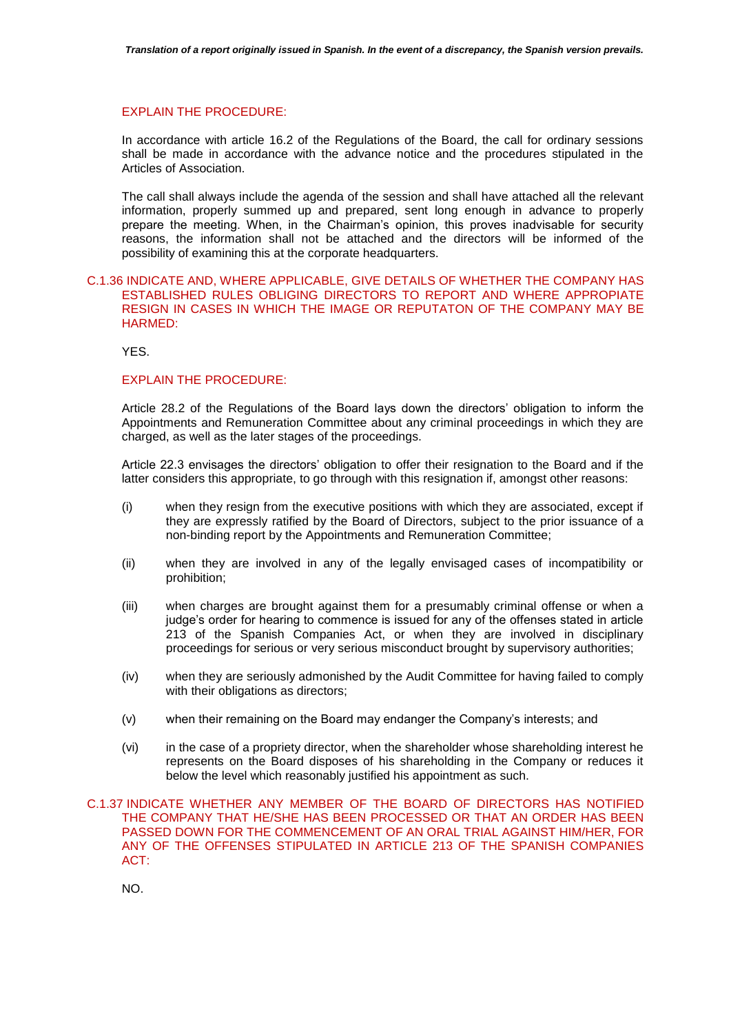EXPLAIN THE PROCEDURE:

In accordance with article 16.2 of the Regulations of the Board, the call for ordinary sessions shall be made in accordance with the advance notice and the procedures stipulated in the Articles of Association.

The call shall always include the agenda of the session and shall have attached all the relevant information, properly summed up and prepared, sent long enough in advance to properly prepare the meeting. When, in the Chairman's opinion, this proves inadvisable for security reasons, the information shall not be attached and the directors will be informed of the possibility of examining this at the corporate headquarters.

C.1.36 INDICATE AND, WHERE APPLICABLE, GIVE DETAILS OF WHETHER THE COMPANY HAS ESTABLISHED RULES OBLIGING DIRECTORS TO REPORT AND WHERE APPROPIATE RESIGN IN CASES IN WHICH THE IMAGE OR REPUTATON OF THE COMPANY MAY BE HARMED:

YES.

EXPLAIN THE PROCEDURE:

Article 28.2 of the Regulations of the Board lays down the directors' obligation to inform the Appointments and Remuneration Committee about any criminal proceedings in which they are charged, as well as the later stages of the proceedings.

Article 22.3 envisages the directors' obligation to offer their resignation to the Board and if the latter considers this appropriate, to go through with this resignation if, amongst other reasons:

(i) when they resign from the executive positions with which they are associated, except if they are expressly ratified by the Board of Directors, subject to the prior issuance of a non-binding report by the Appointments and Remuneration Committee;

(ii) when they are involved in any of the legally envisaged cases of incompatibility or prohibition;

(iii) when charges are brought against them for a presumably criminal offense or when a judge's order for hearing to commence is issued for any of the offenses stated in article 213 of the Spanish Companies Act, or when they are involved in disciplinary proceedings for serious or very serious misconduct brought by supervisory authorities;

(iv) when they are seriously admonished by the Audit Committee for having failed to comply with their obligations as directors;

(v) when their remaining on the Board may endanger the Company's interests; and

(vi) in the case of a propriety director, when the shareholder whose shareholding interest he represents on the Board disposes of his shareholding in the Company or reduces it below the level which reasonably justified his appointment as such.

C.1.37 INDICATE WHETHER ANY MEMBER OF THE BOARD OF DIRECTORS HAS NOTIFIED THE COMPANY THAT HE/SHE HAS BEEN PROCESSED OR THAT AN ORDER HAS BEEN PASSED DOWN FOR THE COMMENCEMENT OF AN ORAL TRIAL AGAINST HIM/HER, FOR ANY OF THE OFFENSES STIPULATED IN ARTICLE 213 OF THE SPANISH COMPANIES ACT:

NO.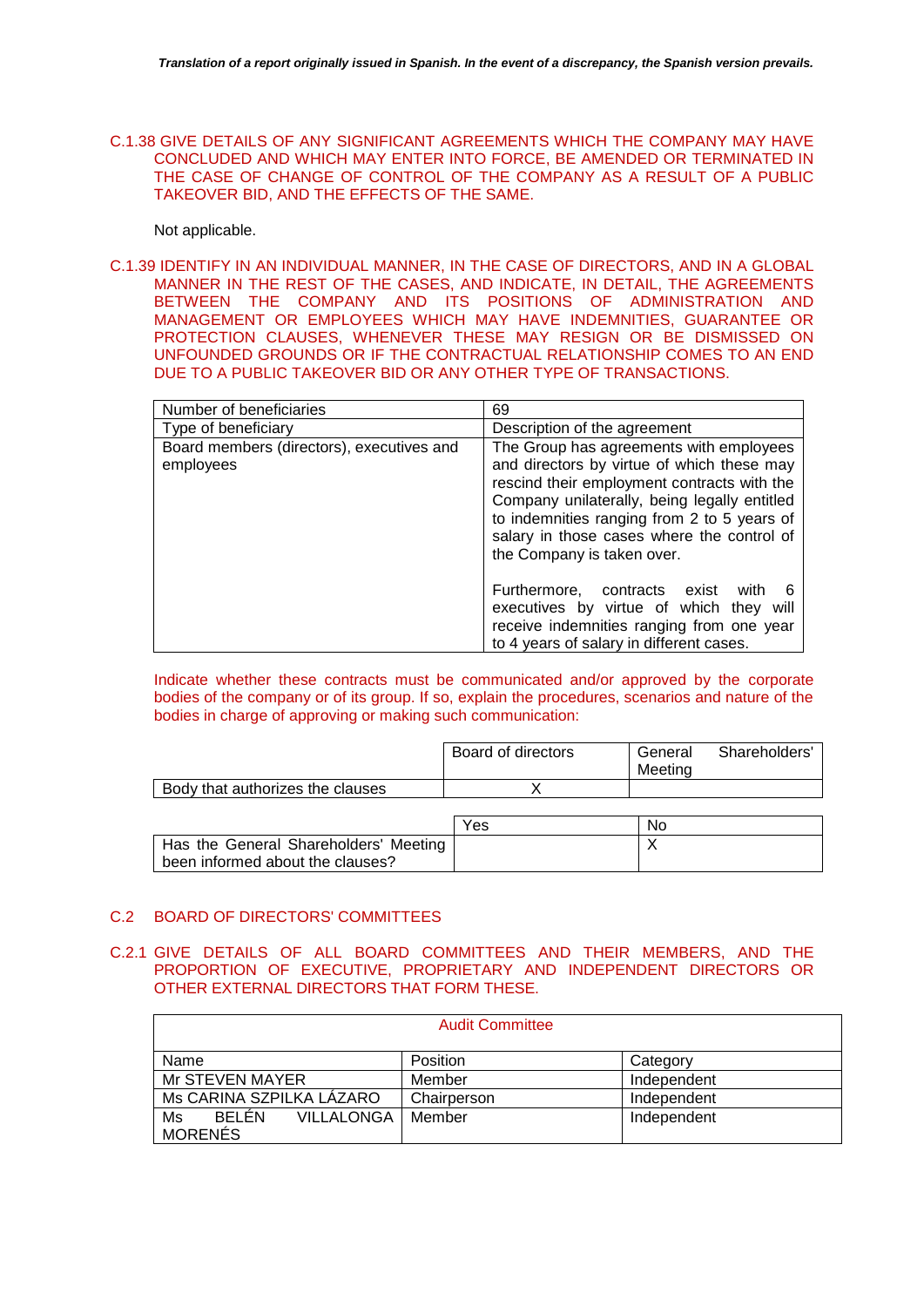*Translation of a report originally issued in Spanish. In the event of a discrepancy, the Spanish version prevails.*

C.1.38 GIVE DETAILS OF ANY SIGNIFICANT AGREEMENTS WHICH THE COMPANY MAY HAVE CONCLUDED AND WHICH MAY ENTER INTO FORCE, BE AMENDED OR TERMINATED IN THE CASE OF CHANGE OF CONTROL OF THE COMPANY AS A RESULT OF A PUBLIC TAKEOVER BID, AND THE EFFECTS OF THE SAME.

Not applicable.

C.1.39 IDENTIFY IN AN INDIVIDUAL MANNER, IN THE CASE OF DIRECTORS, AND IN A GLOBAL MANNER IN THE REST OF THE CASES, AND INDICATE, IN DETAIL, THE AGREEMENTS BETWEEN THE COMPANY AND ITS POSITIONS OF ADMINISTRATION AND MANAGEMENT OR EMPLOYEES WHICH MAY HAVE INDEMNITIES, GUARANTEE OR PROTECTION CLAUSES, WHENEVER THESE MAY RESIGN OR BE DISMISSED ON UNFOUNDED GROUNDS OR IF THE CONTRACTUAL RELATIONSHIP COMES TO AN END DUE TO A PUBLIC TAKEOVER BID OR ANY OTHER TYPE OF TRANSACTIONS.

| Number of beneficiaries | 69 |
|---|---|
| Type of beneficiary | Description of the agreement |
| Board members (directors), executives and employees | The Group has agreements with employees and directors by virtue of which these may rescind their employment contracts with the Company unilaterally, being legally entitled to indemnities ranging from 2 to 5 years of salary in those cases where the control of the Company is taken over.<br><br>Furthermore, contracts exist with 6 executives by virtue of which they will receive indemnities ranging from one year to 4 years of salary in different cases. |

Indicate whether these contracts must be communicated and/or approved by the corporate bodies of the company or of its group. If so, explain the procedures, scenarios and nature of the bodies in charge of approving or making such communication:

| | Board of directors | General Shareholders' Meeting |
|---|---|---|
| Body that authorizes the clauses | X | |

| | Yes | No |
|---|---|---|
| Has the General Shareholders' Meeting been informed about the clauses? | | X |

## C.2 BOARD OF DIRECTORS' COMMITTEES

C.2.1 GIVE DETAILS OF ALL BOARD COMMITTEES AND THEIR MEMBERS, AND THE PROPORTION OF EXECUTIVE, PROPRIETARY AND INDEPENDENT DIRECTORS OR OTHER EXTERNAL DIRECTORS THAT FORM THESE.

| Audit Committee | | |
|---|---|---|
| Name | Position | Category |
| Mr STEVEN MAYER | Member | Independent |
| Ms CARINA SZPILKA LÁZARO | Chairperson | Independent |
| Ms BELÉN VILLALONGA MORENÉS | Member | Independent |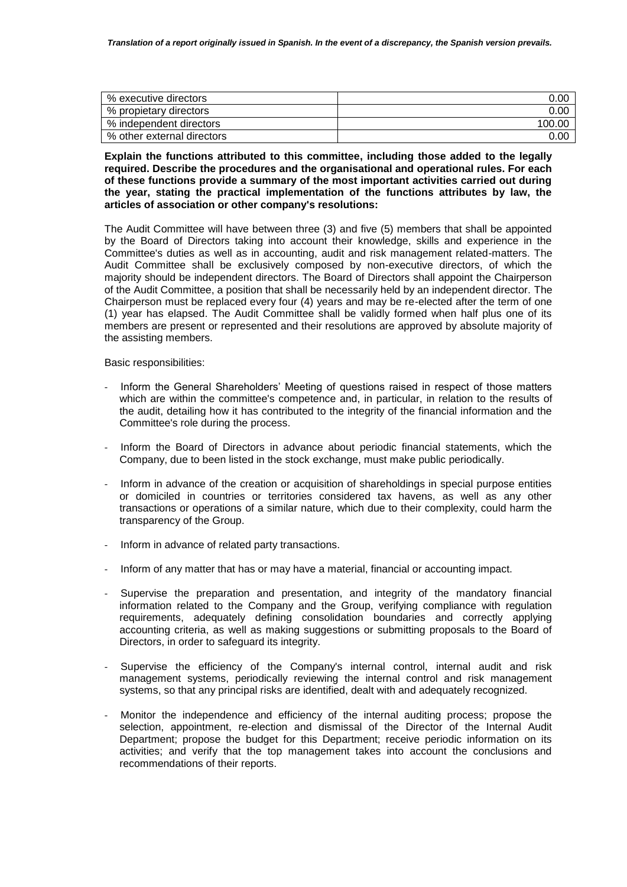| % executive directors | 0.00 |
| --- | --- |
| % propietary directors | 0.00 |
| % independent directors | 100.00 |
| % other external directors | 0.00 |

**Explain the functions attributed to this committee, including those added to the legally required. Describe the procedures and the organisational and operational rules. For each of these functions provide a summary of the most important activities carried out during the year, stating the practical implementation of the functions attributes by law, the articles of association or other company's resolutions:**

The Audit Committee will have between three (3) and five (5) members that shall be appointed by the Board of Directors taking into account their knowledge, skills and experience in the Committee's duties as well as in accounting, audit and risk management related-matters. The Audit Committee shall be exclusively composed by non-executive directors, of which the majority should be independent directors. The Board of Directors shall appoint the Chairperson of the Audit Committee, a position that shall be necessarily held by an independent director. The Chairperson must be replaced every four (4) years and may be re-elected after the term of one (1) year has elapsed. The Audit Committee shall be validly formed when half plus one of its members are present or represented and their resolutions are approved by absolute majority of the assisting members.

Basic responsibilities:

- Inform the General Shareholders' Meeting of questions raised in respect of those matters which are within the committee's competence and, in particular, in relation to the results of the audit, detailing how it has contributed to the integrity of the financial information and the Committee's role during the process.
- Inform the Board of Directors in advance about periodic financial statements, which the Company, due to been listed in the stock exchange, must make public periodically.
- Inform in advance of the creation or acquisition of shareholdings in special purpose entities or domiciled in countries or territories considered tax havens, as well as any other transactions or operations of a similar nature, which due to their complexity, could harm the transparency of the Group.
- Inform in advance of related party transactions.
- Inform of any matter that has or may have a material, financial or accounting impact.
- Supervise the preparation and presentation, and integrity of the mandatory financial information related to the Company and the Group, verifying compliance with regulation requirements, adequately defining consolidation boundaries and correctly applying accounting criteria, as well as making suggestions or submitting proposals to the Board of Directors, in order to safeguard its integrity.
- Supervise the efficiency of the Company's internal control, internal audit and risk management systems, periodically reviewing the internal control and risk management systems, so that any principal risks are identified, dealt with and adequately recognized.
- Monitor the independence and efficiency of the internal auditing process; propose the selection, appointment, re-election and dismissal of the Director of the Internal Audit Department; propose the budget for this Department; receive periodic information on its activities; and verify that the top management takes into account the conclusions and recommendations of their reports.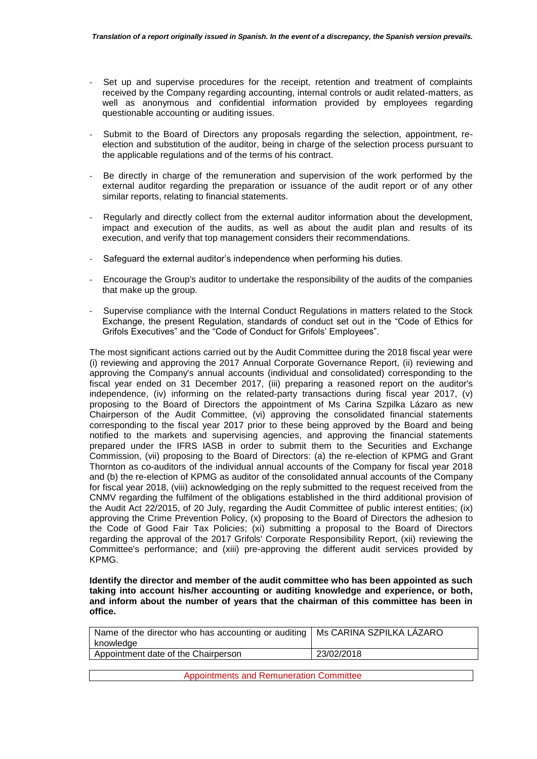- Set up and supervise procedures for the receipt, retention and treatment of complaints received by the Company regarding accounting, internal controls or audit related-matters, as well as anonymous and confidential information provided by employees regarding questionable accounting or auditing issues.

- Submit to the Board of Directors any proposals regarding the selection, appointment, re-election and substitution of the auditor, being in charge of the selection process pursuant to the applicable regulations and of the terms of his contract.

- Be directly in charge of the remuneration and supervision of the work performed by the external auditor regarding the preparation or issuance of the audit report or of any other similar reports, relating to financial statements.

- Regularly and directly collect from the external auditor information about the development, impact and execution of the audits, as well as about the audit plan and results of its execution, and verify that top management considers their recommendations.

- Safeguard the external auditor's independence when performing his duties.

- Encourage the Group's auditor to undertake the responsibility of the audits of the companies that make up the group.

- Supervise compliance with the Internal Conduct Regulations in matters related to the Stock Exchange, the present Regulation, standards of conduct set out in the "Code of Ethics for Grifols Executives" and the "Code of Conduct for Grifols' Employees".

The most significant actions carried out by the Audit Committee during the 2018 fiscal year were (i) reviewing and approving the 2017 Annual Corporate Governance Report, (ii) reviewing and approving the Company's annual accounts (individual and consolidated) corresponding to the fiscal year ended on 31 December 2017, (iii) preparing a reasoned report on the auditor's independence, (iv) informing on the related-party transactions during fiscal year 2017, (v) proposing to the Board of Directors the appointment of Ms Carina Szpilka Lázaro as new Chairperson of the Audit Committee, (vi) approving the consolidated financial statements corresponding to the fiscal year 2017 prior to these being approved by the Board and being notified to the markets and supervising agencies, and approving the financial statements prepared under the IFRS IASB in order to submit them to the Securities and Exchange Commission, (vii) proposing to the Board of Directors: (a) the re-election of KPMG and Grant Thornton as co-auditors of the individual annual accounts of the Company for fiscal year 2018 and (b) the re-election of KPMG as auditor of the consolidated annual accounts of the Company for fiscal year 2018, (viii) acknowledging on the reply submitted to the request received from the CNMV regarding the fulfilment of the obligations established in the third additional provision of the Audit Act 22/2015, of 20 July, regarding the Audit Committee of public interest entities; (ix) approving the Crime Prevention Policy, (x) proposing to the Board of Directors the adhesion to the Code of Good Fair Tax Policies; (xi) submitting a proposal to the Board of Directors regarding the approval of the 2017 Grifols' Corporate Responsibility Report, (xii) reviewing the Committee's performance; and (xiii) pre-approving the different audit services provided by KPMG.

**Identify the director and member of the audit committee who has been appointed as such taking into account his/her accounting or auditing knowledge and experience, or both, and inform about the number of years that the chairman of this committee has been in office.**

| Name of the director who has accounting or auditing knowledge | Ms CARINA SZPILKA LÁZARO |
|---|---|
| Appointment date of the Chairperson | 23/02/2018 |

| Appointments and Remuneration Committee |
|---|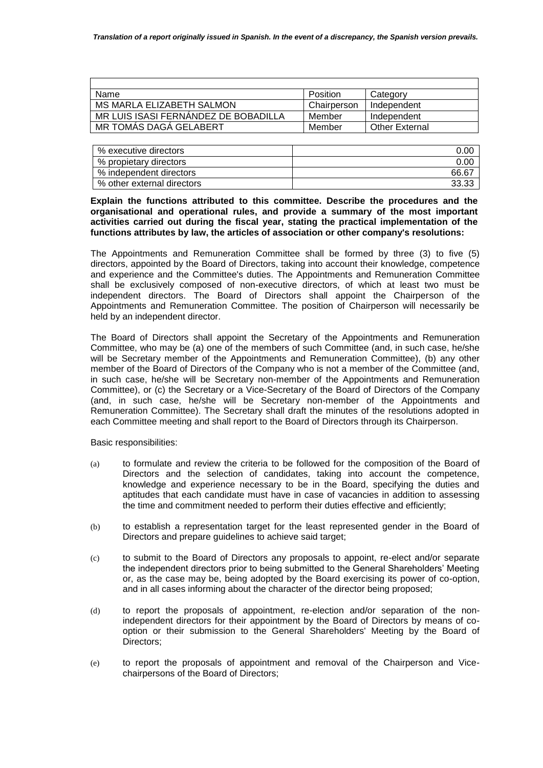| Name | Position | Category |
|---|---|---|
| MS MARLA ELIZABETH SALMON | Chairperson | Independent |
| MR LUIS ISASI FERNÁNDEZ DE BOBADILLA | Member | Independent |
| MR TOMÁS DAGÁ GELABERT | Member | Other External |

| | |
|---|---|
| % executive directors | 0.00 |
| % propietary directors | 0.00 |
| % independent directors | 66.67 |
| % other external directors | 33.33 |

**Explain the functions attributed to this committee. Describe the procedures and the organisational and operational rules, and provide a summary of the most important activities carried out during the fiscal year, stating the practical implementation of the functions attributes by law, the articles of association or other company's resolutions:**

The Appointments and Remuneration Committee shall be formed by three (3) to five (5) directors, appointed by the Board of Directors, taking into account their knowledge, competence and experience and the Committee's duties. The Appointments and Remuneration Committee shall be exclusively composed of non-executive directors, of which at least two must be independent directors. The Board of Directors shall appoint the Chairperson of the Appointments and Remuneration Committee. The position of Chairperson will necessarily be held by an independent director.

The Board of Directors shall appoint the Secretary of the Appointments and Remuneration Committee, who may be (a) one of the members of such Committee (and, in such case, he/she will be Secretary member of the Appointments and Remuneration Committee), (b) any other member of the Board of Directors of the Company who is not a member of the Committee (and, in such case, he/she will be Secretary non-member of the Appointments and Remuneration Committee), or (c) the Secretary or a Vice-Secretary of the Board of Directors of the Company (and, in such case, he/she will be Secretary non-member of the Appointments and Remuneration Committee). The Secretary shall draft the minutes of the resolutions adopted in each Committee meeting and shall report to the Board of Directors through its Chairperson.

Basic responsibilities:

(a) to formulate and review the criteria to be followed for the composition of the Board of Directors and the selection of candidates, taking into account the competence, knowledge and experience necessary to be in the Board, specifying the duties and aptitudes that each candidate must have in case of vacancies in addition to assessing the time and commitment needed to perform their duties effective and efficiently;

(b) to establish a representation target for the least represented gender in the Board of Directors and prepare guidelines to achieve said target;

(c) to submit to the Board of Directors any proposals to appoint, re-elect and/or separate the independent directors prior to being submitted to the General Shareholders' Meeting or, as the case may be, being adopted by the Board exercising its power of co-option, and in all cases informing about the character of the director being proposed;

(d) to report the proposals of appointment, re-election and/or separation of the non-independent directors for their appointment by the Board of Directors by means of co-option or their submission to the General Shareholders' Meeting by the Board of Directors;

(e) to report the proposals of appointment and removal of the Chairperson and Vice-chairpersons of the Board of Directors;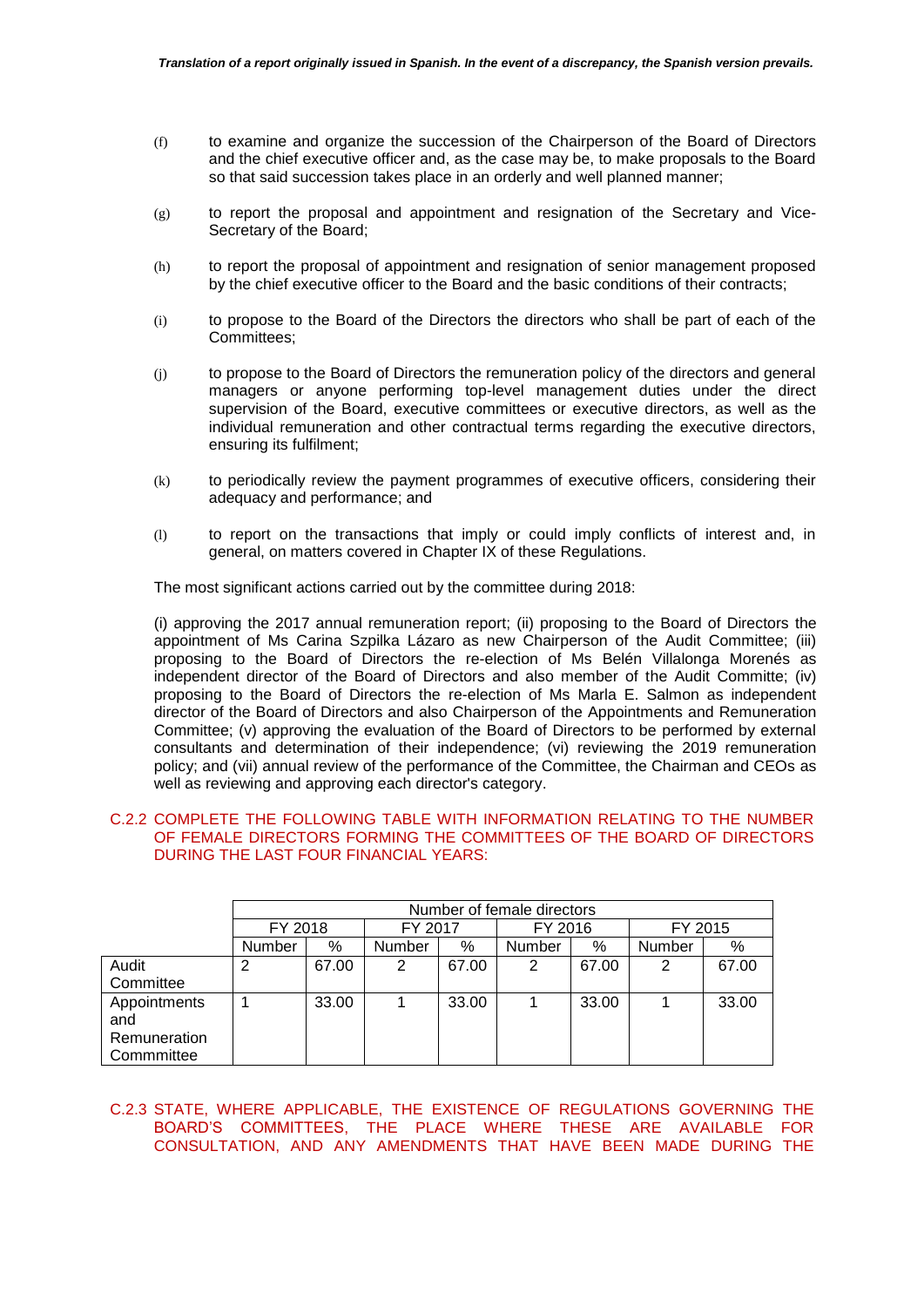(f) to examine and organize the succession of the Chairperson of the Board of Directors and the chief executive officer and, as the case may be, to make proposals to the Board so that said succession takes place in an orderly and well planned manner;

(g) to report the proposal and appointment and resignation of the Secretary and Vice-Secretary of the Board;

(h) to report the proposal of appointment and resignation of senior management proposed by the chief executive officer to the Board and the basic conditions of their contracts;

(i) to propose to the Board of the Directors the directors who shall be part of each of the Committees;

(j) to propose to the Board of Directors the remuneration policy of the directors and general managers or anyone performing top-level management duties under the direct supervision of the Board, executive committees or executive directors, as well as the individual remuneration and other contractual terms regarding the executive directors, ensuring its fulfilment;

(k) to periodically review the payment programmes of executive officers, considering their adequacy and performance; and

(l) to report on the transactions that imply or could imply conflicts of interest and, in general, on matters covered in Chapter IX of these Regulations.

The most significant actions carried out by the committee during 2018:

(i) approving the 2017 annual remuneration report; (ii) proposing to the Board of Directors the appointment of Ms Carina Szpilka Lázaro as new Chairperson of the Audit Committee; (iii) proposing to the Board of Directors the re-election of Ms Belén Villalonga Morenés as independent director of the Board of Directors and also member of the Audit Committe; (iv) proposing to the Board of Directors the re-election of Ms Marla E. Salmon as independent director of the Board of Directors and also Chairperson of the Appointments and Remuneration Committee; (v) approving the evaluation of the Board of Directors to be performed by external consultants and determination of their independence; (vi) reviewing the 2019 remuneration policy; and (vii) annual review of the performance of the Committee, the Chairman and CEOs as well as reviewing and approving each director's category.

## C.2.2 COMPLETE THE FOLLOWING TABLE WITH INFORMATION RELATING TO THE NUMBER OF FEMALE DIRECTORS FORMING THE COMMITTEES OF THE BOARD OF DIRECTORS DURING THE LAST FOUR FINANCIAL YEARS:

| | Number of female directors | | | | | | | |
|---|---|---|---|---|---|---|---|---|
| | FY 2018 | | FY 2017 | | FY 2016 | | FY 2015 | |
| | Number | % | Number | % | Number | % | Number | % |
| Audit Committee | 2 | 67.00 | 2 | 67.00 | 2 | 67.00 | 2 | 67.00 |
| Appointments and Remuneration Commmittee | 1 | 33.00 | 1 | 33.00 | 1 | 33.00 | 1 | 33.00 |

## C.2.3 STATE, WHERE APPLICABLE, THE EXISTENCE OF REGULATIONS GOVERNING THE BOARD'S COMMITTEES, THE PLACE WHERE THESE ARE AVAILABLE FOR CONSULTATION, AND ANY AMENDMENTS THAT HAVE BEEN MADE DURING THE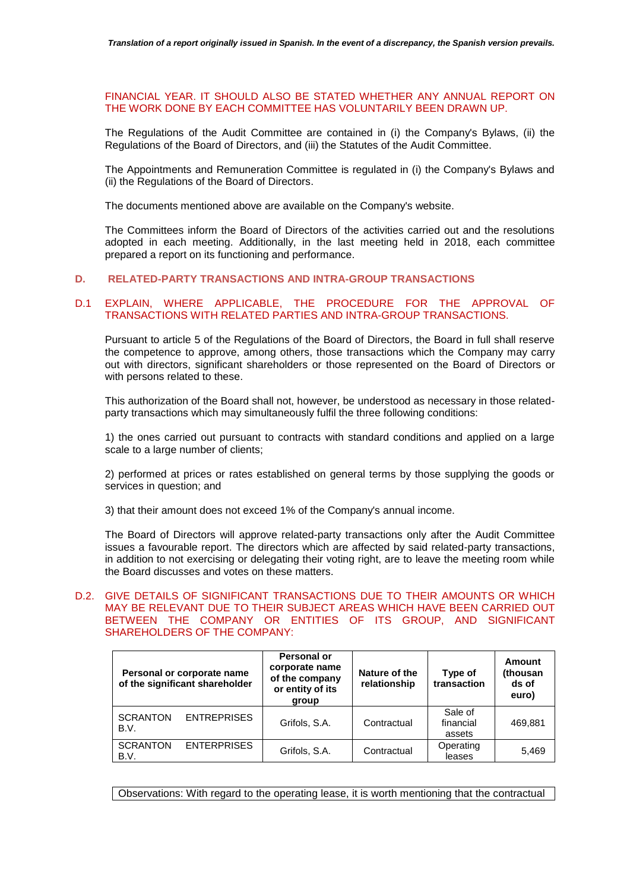FINANCIAL YEAR. IT SHOULD ALSO BE STATED WHETHER ANY ANNUAL REPORT ON THE WORK DONE BY EACH COMMITTEE HAS VOLUNTARILY BEEN DRAWN UP.

The Regulations of the Audit Committee are contained in (i) the Company's Bylaws, (ii) the Regulations of the Board of Directors, and (iii) the Statutes of the Audit Committee.

The Appointments and Remuneration Committee is regulated in (i) the Company's Bylaws and (ii) the Regulations of the Board of Directors.

The documents mentioned above are available on the Company's website.

The Committees inform the Board of Directors of the activities carried out and the resolutions adopted in each meeting. Additionally, in the last meeting held in 2018, each committee prepared a report on its functioning and performance.

## D. RELATED-PARTY TRANSACTIONS AND INTRA-GROUP TRANSACTIONS

### D.1 EXPLAIN, WHERE APPLICABLE, THE PROCEDURE FOR THE APPROVAL OF TRANSACTIONS WITH RELATED PARTIES AND INTRA-GROUP TRANSACTIONS.

Pursuant to article 5 of the Regulations of the Board of Directors, the Board in full shall reserve the competence to approve, among others, those transactions which the Company may carry out with directors, significant shareholders or those represented on the Board of Directors or with persons related to these.

This authorization of the Board shall not, however, be understood as necessary in those related-party transactions which may simultaneously fulfil the three following conditions:

1) the ones carried out pursuant to contracts with standard conditions and applied on a large scale to a large number of clients;

2) performed at prices or rates established on general terms by those supplying the goods or services in question; and

3) that their amount does not exceed 1% of the Company's annual income.

The Board of Directors will approve related-party transactions only after the Audit Committee issues a favourable report. The directors which are affected by said related-party transactions, in addition to not exercising or delegating their voting right, are to leave the meeting room while the Board discusses and votes on these matters.

### D.2. GIVE DETAILS OF SIGNIFICANT TRANSACTIONS DUE TO THEIR AMOUNTS OR WHICH MAY BE RELEVANT DUE TO THEIR SUBJECT AREAS WHICH HAVE BEEN CARRIED OUT BETWEEN THE COMPANY OR ENTITIES OF ITS GROUP, AND SIGNIFICANT SHAREHOLDERS OF THE COMPANY:

| Personal or corporate name of the significant shareholder | Personal or corporate name of the company or entity of its group | Nature of the relationship | Type of transaction | Amount (thousands of euro) |
|---|---|---|---|---|
| SCRANTON ENTERPRISES B.V. | Grifols, S.A. | Contractual | Sale of financial assets | 469,881 |
| SCRANTON ENTERPRISES B.V. | Grifols, S.A. | Contractual | Operating leases | 5,469 |

Observations: With regard to the operating lease, it is worth mentioning that the contractual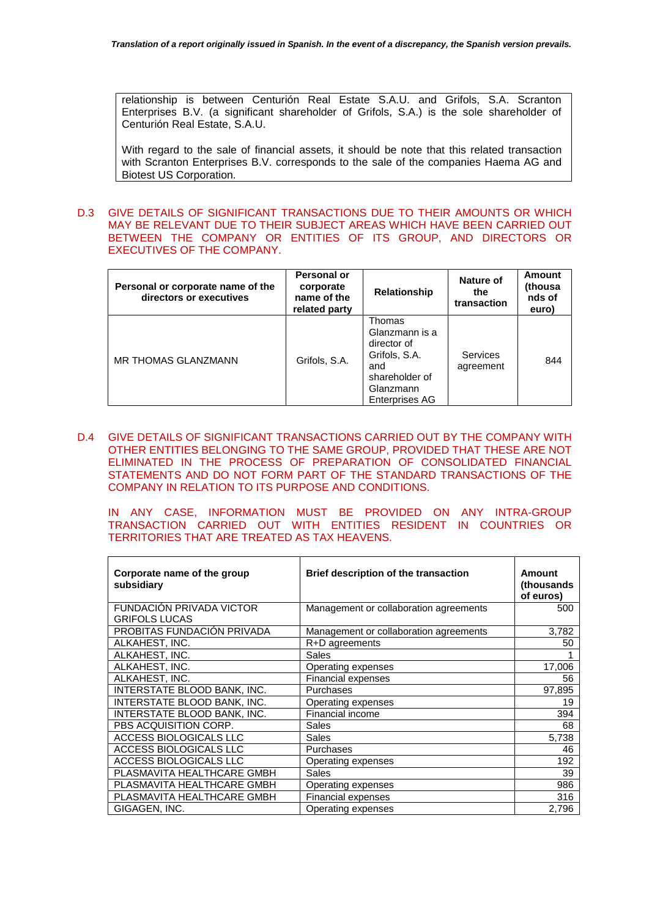relationship is between Centurión Real Estate S.A.U. and Grifols, S.A. Scranton Enterprises B.V. (a significant shareholder of Grifols, S.A.) is the sole shareholder of Centurión Real Estate, S.A.U.

With regard to the sale of financial assets, it should be note that this related transaction with Scranton Enterprises B.V. corresponds to the sale of the companies Haema AG and Biotest US Corporation.

D.3 GIVE DETAILS OF SIGNIFICANT TRANSACTIONS DUE TO THEIR AMOUNTS OR WHICH MAY BE RELEVANT DUE TO THEIR SUBJECT AREAS WHICH HAVE BEEN CARRIED OUT BETWEEN THE COMPANY OR ENTITIES OF ITS GROUP, AND DIRECTORS OR EXECUTIVES OF THE COMPANY.

| Personal or corporate name of the directors or executives | Personal or corporate name of the related party | Relationship | Nature of the transaction | Amount (thousands of euro) |
|---|---|---|---|---|
| MR THOMAS GLANZMANN | Grifols, S.A. | Thomas Glanzmann is a director of Grifols, S.A. and shareholder of Glanzmann Enterprises AG | Services agreement | 844 |

D.4 GIVE DETAILS OF SIGNIFICANT TRANSACTIONS CARRIED OUT BY THE COMPANY WITH OTHER ENTITIES BELONGING TO THE SAME GROUP, PROVIDED THAT THESE ARE NOT ELIMINATED IN THE PROCESS OF PREPARATION OF CONSOLIDATED FINANCIAL STATEMENTS AND DO NOT FORM PART OF THE STANDARD TRANSACTIONS OF THE COMPANY IN RELATION TO ITS PURPOSE AND CONDITIONS.

IN ANY CASE, INFORMATION MUST BE PROVIDED ON ANY INTRA-GROUP TRANSACTION CARRIED OUT WITH ENTITIES RESIDENT IN COUNTRIES OR TERRITORIES THAT ARE TREATED AS TAX HEAVENS.

| Corporate name of the group subsidiary | Brief description of the transaction | Amount (thousands of euros) |
|---|---|---|
| FUNDACIÓN PRIVADA VICTOR GRIFOLS LUCAS | Management or collaboration agreements | 500 |
| PROBITAS FUNDACIÓN PRIVADA | Management or collaboration agreements | 3,782 |
| ALKAHEST, INC. | R+D agreements | 50 |
| ALKAHEST, INC. | Sales | 1 |
| ALKAHEST, INC. | Operating expenses | 17,006 |
| ALKAHEST, INC. | Financial expenses | 56 |
| INTERSTATE BLOOD BANK, INC. | Purchases | 97,895 |
| INTERSTATE BLOOD BANK, INC. | Operating expenses | 19 |
| INTERSTATE BLOOD BANK, INC. | Financial income | 394 |
| PBS ACQUISITION CORP. | Sales | 68 |
| ACCESS BIOLOGICALS LLC | Sales | 5,738 |
| ACCESS BIOLOGICALS LLC | Purchases | 46 |
| ACCESS BIOLOGICALS LLC | Operating expenses | 192 |
| PLASMAVITA HEALTHCARE GMBH | Sales | 39 |
| PLASMAVITA HEALTHCARE GMBH | Operating expenses | 986 |
| PLASMAVITA HEALTHCARE GMBH | Financial expenses | 316 |
| GIGAGEN, INC. | Operating expenses | 2,796 |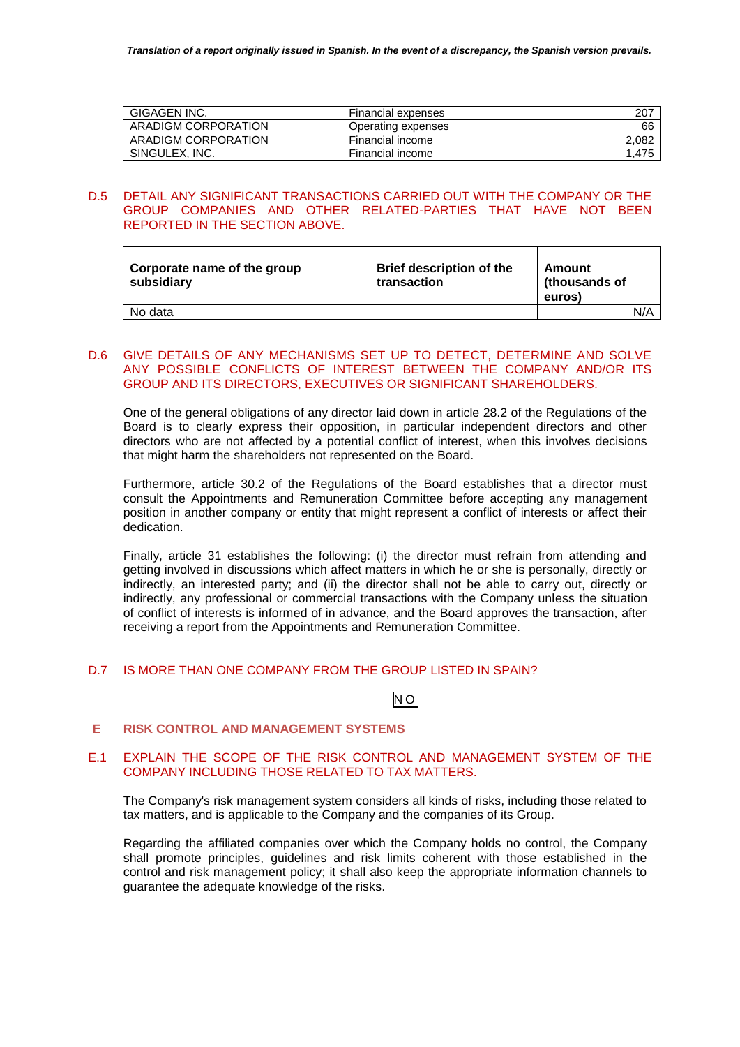| GIGAGEN INC. | Financial expenses | 207 |
|---|---|---|
| ARADIGM CORPORATION | Operating expenses | 66 |
| ARADIGM CORPORATION | Financial income | 2,082 |
| SINGULEX, INC. | Financial income | 1,475 |

## D.5 DETAIL ANY SIGNIFICANT TRANSACTIONS CARRIED OUT WITH THE COMPANY OR THE GROUP COMPANIES AND OTHER RELATED-PARTIES THAT HAVE NOT BEEN REPORTED IN THE SECTION ABOVE.

| Corporate name of the group subsidiary | Brief description of the transaction | Amount (thousands of euros) |
|---|---|---|
| No data | | N/A |

## D.6 GIVE DETAILS OF ANY MECHANISMS SET UP TO DETECT, DETERMINE AND SOLVE ANY POSSIBLE CONFLICTS OF INTEREST BETWEEN THE COMPANY AND/OR ITS GROUP AND ITS DIRECTORS, EXECUTIVES OR SIGNIFICANT SHAREHOLDERS.

One of the general obligations of any director laid down in article 28.2 of the Regulations of the Board is to clearly express their opposition, in particular independent directors and other directors who are not affected by a potential conflict of interest, when this involves decisions that might harm the shareholders not represented on the Board.

Furthermore, article 30.2 of the Regulations of the Board establishes that a director must consult the Appointments and Remuneration Committee before accepting any management position in another company or entity that might represent a conflict of interests or affect their dedication.

Finally, article 31 establishes the following: (i) the director must refrain from attending and getting involved in discussions which affect matters in which he or she is personally, directly or indirectly, an interested party; and (ii) the director shall not be able to carry out, directly or indirectly, any professional or commercial transactions with the Company unless the situation of conflict of interests is informed of in advance, and the Board approves the transaction, after receiving a report from the Appointments and Remuneration Committee.

## D.7 IS MORE THAN ONE COMPANY FROM THE GROUP LISTED IN SPAIN?

NO

# E RISK CONTROL AND MANAGEMENT SYSTEMS

## E.1 EXPLAIN THE SCOPE OF THE RISK CONTROL AND MANAGEMENT SYSTEM OF THE COMPANY INCLUDING THOSE RELATED TO TAX MATTERS.

The Company's risk management system considers all kinds of risks, including those related to tax matters, and is applicable to the Company and the companies of its Group.

Regarding the affiliated companies over which the Company holds no control, the Company shall promote principles, guidelines and risk limits coherent with those established in the control and risk management policy; it shall also keep the appropriate information channels to guarantee the adequate knowledge of the risks.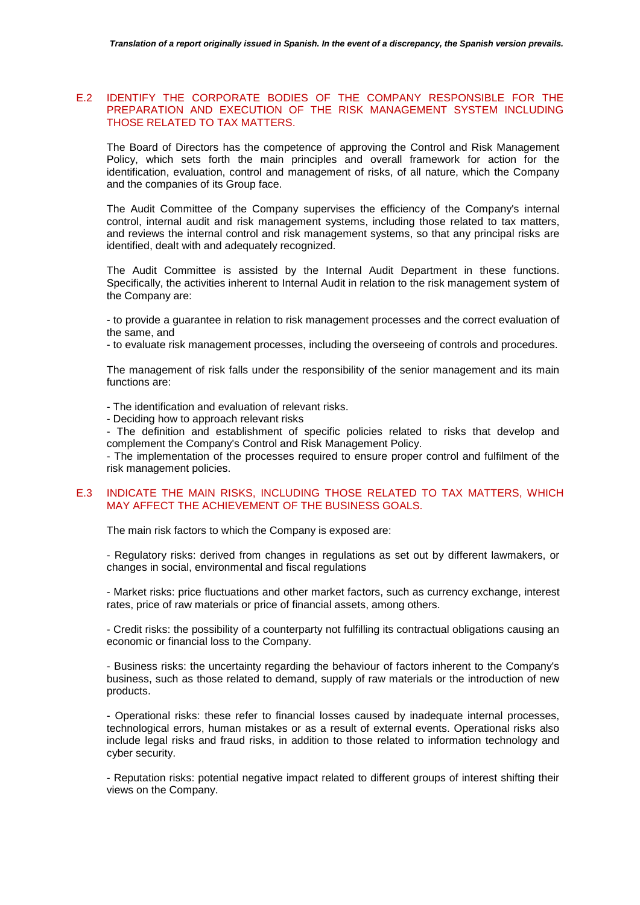## E.2 IDENTIFY THE CORPORATE BODIES OF THE COMPANY RESPONSIBLE FOR THE PREPARATION AND EXECUTION OF THE RISK MANAGEMENT SYSTEM INCLUDING THOSE RELATED TO TAX MATTERS.

The Board of Directors has the competence of approving the Control and Risk Management Policy, which sets forth the main principles and overall framework for action for the identification, evaluation, control and management of risks, of all nature, which the Company and the companies of its Group face.

The Audit Committee of the Company supervises the efficiency of the Company's internal control, internal audit and risk management systems, including those related to tax matters, and reviews the internal control and risk management systems, so that any principal risks are identified, dealt with and adequately recognized.

The Audit Committee is assisted by the Internal Audit Department in these functions. Specifically, the activities inherent to Internal Audit in relation to the risk management system of the Company are:

- to provide a guarantee in relation to risk management processes and the correct evaluation of the same, and
- to evaluate risk management processes, including the overseeing of controls and procedures.

The management of risk falls under the responsibility of the senior management and its main functions are:

- The identification and evaluation of relevant risks.
- Deciding how to approach relevant risks
- The definition and establishment of specific policies related to risks that develop and complement the Company's Control and Risk Management Policy.
- The implementation of the processes required to ensure proper control and fulfilment of the risk management policies.

## E.3 INDICATE THE MAIN RISKS, INCLUDING THOSE RELATED TO TAX MATTERS, WHICH MAY AFFECT THE ACHIEVEMENT OF THE BUSINESS GOALS.

The main risk factors to which the Company is exposed are:

- Regulatory risks: derived from changes in regulations as set out by different lawmakers, or changes in social, environmental and fiscal regulations

- Market risks: price fluctuations and other market factors, such as currency exchange, interest rates, price of raw materials or price of financial assets, among others.

- Credit risks: the possibility of a counterparty not fulfilling its contractual obligations causing an economic or financial loss to the Company.

- Business risks: the uncertainty regarding the behaviour of factors inherent to the Company's business, such as those related to demand, supply of raw materials or the introduction of new products.

- Operational risks: these refer to financial losses caused by inadequate internal processes, technological errors, human mistakes or as a result of external events. Operational risks also include legal risks and fraud risks, in addition to those related to information technology and cyber security.

- Reputation risks: potential negative impact related to different groups of interest shifting their views on the Company.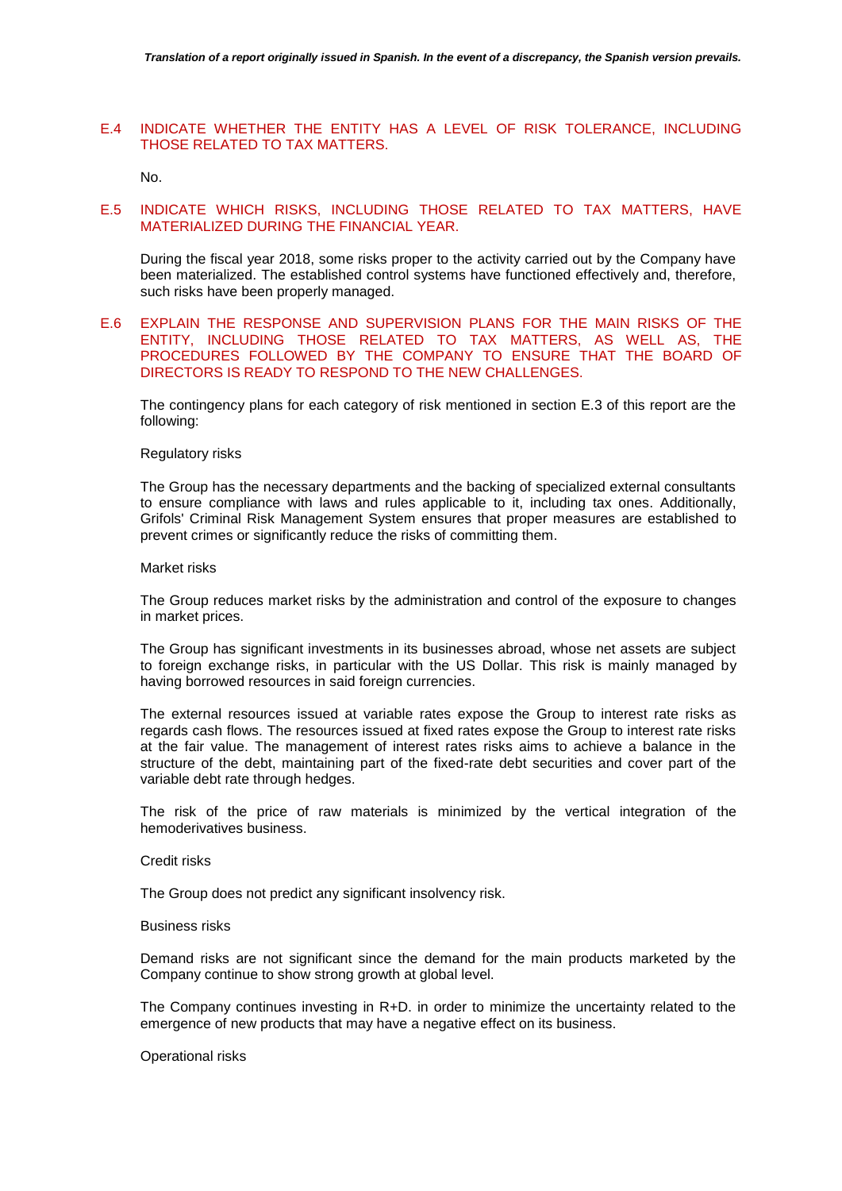## E.4 INDICATE WHETHER THE ENTITY HAS A LEVEL OF RISK TOLERANCE, INCLUDING THOSE RELATED TO TAX MATTERS.

No.

## E.5 INDICATE WHICH RISKS, INCLUDING THOSE RELATED TO TAX MATTERS, HAVE MATERIALIZED DURING THE FINANCIAL YEAR.

During the fiscal year 2018, some risks proper to the activity carried out by the Company have been materialized. The established control systems have functioned effectively and, therefore, such risks have been properly managed.

## E.6 EXPLAIN THE RESPONSE AND SUPERVISION PLANS FOR THE MAIN RISKS OF THE ENTITY, INCLUDING THOSE RELATED TO TAX MATTERS, AS WELL AS, THE PROCEDURES FOLLOWED BY THE COMPANY TO ENSURE THAT THE BOARD OF DIRECTORS IS READY TO RESPOND TO THE NEW CHALLENGES.

The contingency plans for each category of risk mentioned in section E.3 of this report are the following:

Regulatory risks

The Group has the necessary departments and the backing of specialized external consultants to ensure compliance with laws and rules applicable to it, including tax ones. Additionally, Grifols' Criminal Risk Management System ensures that proper measures are established to prevent crimes or significantly reduce the risks of committing them.

Market risks

The Group reduces market risks by the administration and control of the exposure to changes in market prices.

The Group has significant investments in its businesses abroad, whose net assets are subject to foreign exchange risks, in particular with the US Dollar. This risk is mainly managed by having borrowed resources in said foreign currencies.

The external resources issued at variable rates expose the Group to interest rate risks as regards cash flows. The resources issued at fixed rates expose the Group to interest rate risks at the fair value. The management of interest rates risks aims to achieve a balance in the structure of the debt, maintaining part of the fixed-rate debt securities and cover part of the variable debt rate through hedges.

The risk of the price of raw materials is minimized by the vertical integration of the hemoderivatives business.

Credit risks

The Group does not predict any significant insolvency risk.

Business risks

Demand risks are not significant since the demand for the main products marketed by the Company continue to show strong growth at global level.

The Company continues investing in R+D. in order to minimize the uncertainty related to the emergence of new products that may have a negative effect on its business.

Operational risks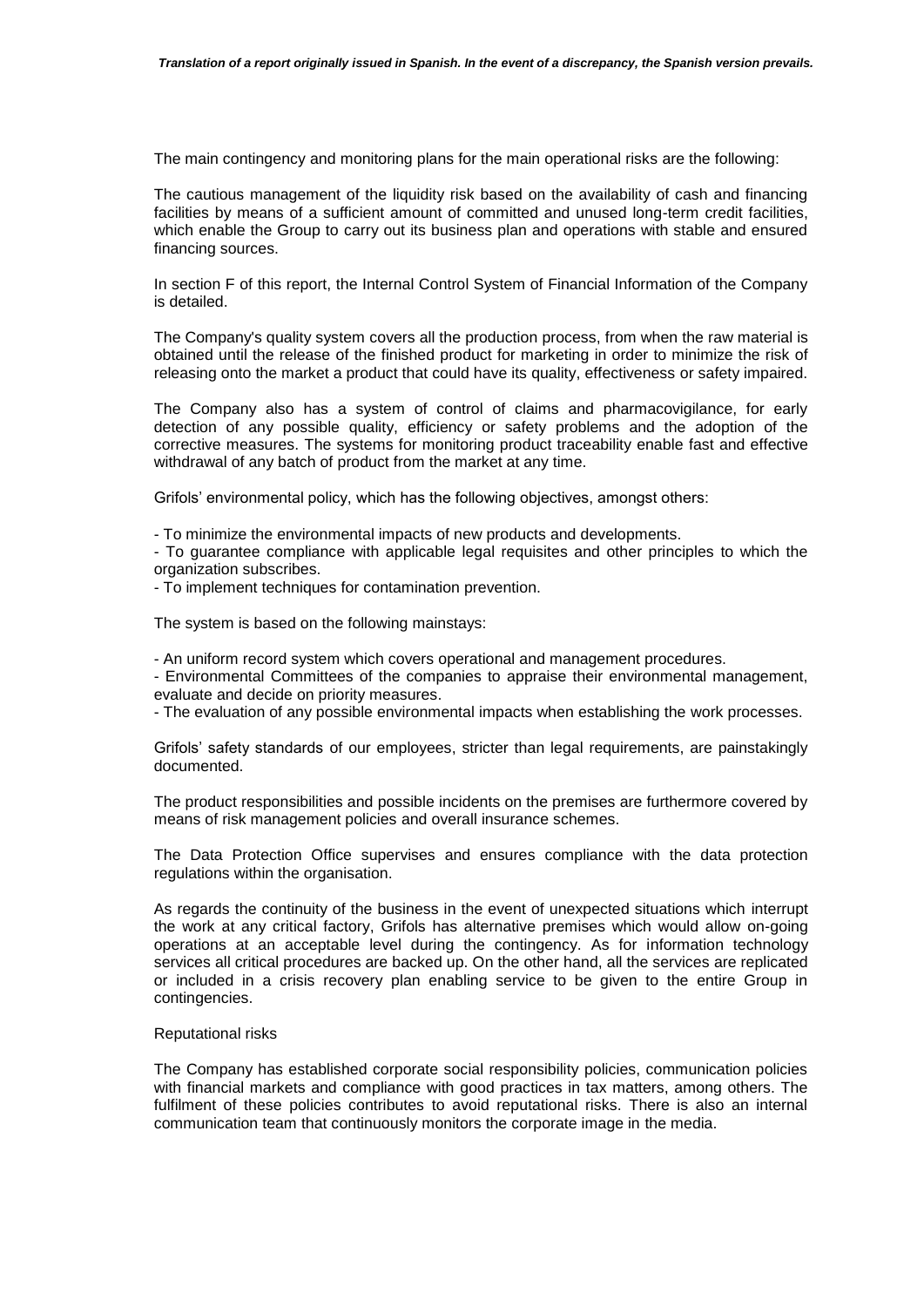The main contingency and monitoring plans for the main operational risks are the following:

The cautious management of the liquidity risk based on the availability of cash and financing facilities by means of a sufficient amount of committed and unused long-term credit facilities, which enable the Group to carry out its business plan and operations with stable and ensured financing sources.

In section F of this report, the Internal Control System of Financial Information of the Company is detailed.

The Company's quality system covers all the production process, from when the raw material is obtained until the release of the finished product for marketing in order to minimize the risk of releasing onto the market a product that could have its quality, effectiveness or safety impaired.

The Company also has a system of control of claims and pharmacovigilance, for early detection of any possible quality, efficiency or safety problems and the adoption of the corrective measures. The systems for monitoring product traceability enable fast and effective withdrawal of any batch of product from the market at any time.

Grifols' environmental policy, which has the following objectives, amongst others:

- To minimize the environmental impacts of new products and developments.
- To guarantee compliance with applicable legal requisites and other principles to which the organization subscribes.
- To implement techniques for contamination prevention.

The system is based on the following mainstays:

- An uniform record system which covers operational and management procedures.
- Environmental Committees of the companies to appraise their environmental management, evaluate and decide on priority measures.
- The evaluation of any possible environmental impacts when establishing the work processes.

Grifols' safety standards of our employees, stricter than legal requirements, are painstakingly documented.

The product responsibilities and possible incidents on the premises are furthermore covered by means of risk management policies and overall insurance schemes.

The Data Protection Office supervises and ensures compliance with the data protection regulations within the organisation.

As regards the continuity of the business in the event of unexpected situations which interrupt the work at any critical factory, Grifols has alternative premises which would allow on-going operations at an acceptable level during the contingency. As for information technology services all critical procedures are backed up. On the other hand, all the services are replicated or included in a crisis recovery plan enabling service to be given to the entire Group in contingencies.

Reputational risks

The Company has established corporate social responsibility policies, communication policies with financial markets and compliance with good practices in tax matters, among others. The fulfilment of these policies contributes to avoid reputational risks. There is also an internal communication team that continuously monitors the corporate image in the media.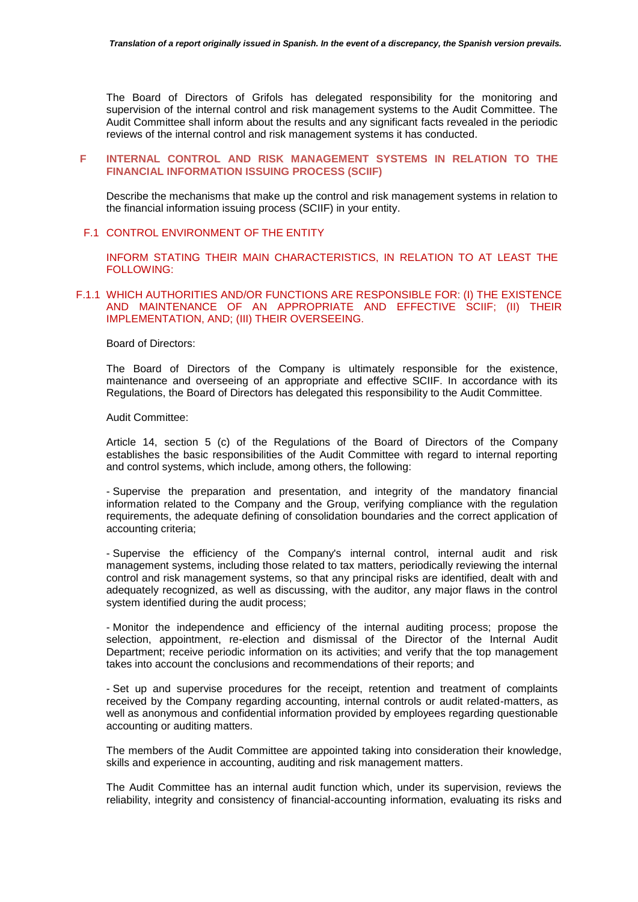The Board of Directors of Grifols has delegated responsibility for the monitoring and supervision of the internal control and risk management systems to the Audit Committee. The Audit Committee shall inform about the results and any significant facts revealed in the periodic reviews of the internal control and risk management systems it has conducted.

## F INTERNAL CONTROL AND RISK MANAGEMENT SYSTEMS IN RELATION TO THE FINANCIAL INFORMATION ISSUING PROCESS (SCIIF)

Describe the mechanisms that make up the control and risk management systems in relation to the financial information issuing process (SCIIF) in your entity.

### F.1 CONTROL ENVIRONMENT OF THE ENTITY

INFORM STATING THEIR MAIN CHARACTERISTICS, IN RELATION TO AT LEAST THE FOLLOWING:

#### F.1.1 WHICH AUTHORITIES AND/OR FUNCTIONS ARE RESPONSIBLE FOR: (I) THE EXISTENCE AND MAINTENANCE OF AN APPROPRIATE AND EFFECTIVE SCIIF; (II) THEIR IMPLEMENTATION, AND; (III) THEIR OVERSEEING.

Board of Directors:

The Board of Directors of the Company is ultimately responsible for the existence, maintenance and overseeing of an appropriate and effective SCIIF. In accordance with its Regulations, the Board of Directors has delegated this responsibility to the Audit Committee.

Audit Committee:

Article 14, section 5 (c) of the Regulations of the Board of Directors of the Company establishes the basic responsibilities of the Audit Committee with regard to internal reporting and control systems, which include, among others, the following:

- Supervise the preparation and presentation, and integrity of the mandatory financial information related to the Company and the Group, verifying compliance with the regulation requirements, the adequate defining of consolidation boundaries and the correct application of accounting criteria;

- Supervise the efficiency of the Company's internal control, internal audit and risk management systems, including those related to tax matters, periodically reviewing the internal control and risk management systems, so that any principal risks are identified, dealt with and adequately recognized, as well as discussing, with the auditor, any major flaws in the control system identified during the audit process;

- Monitor the independence and efficiency of the internal auditing process; propose the selection, appointment, re-election and dismissal of the Director of the Internal Audit Department; receive periodic information on its activities; and verify that the top management takes into account the conclusions and recommendations of their reports; and

- Set up and supervise procedures for the receipt, retention and treatment of complaints received by the Company regarding accounting, internal controls or audit related-matters, as well as anonymous and confidential information provided by employees regarding questionable accounting or auditing matters.

The members of the Audit Committee are appointed taking into consideration their knowledge, skills and experience in accounting, auditing and risk management matters.

The Audit Committee has an internal audit function which, under its supervision, reviews the reliability, integrity and consistency of financial-accounting information, evaluating its risks and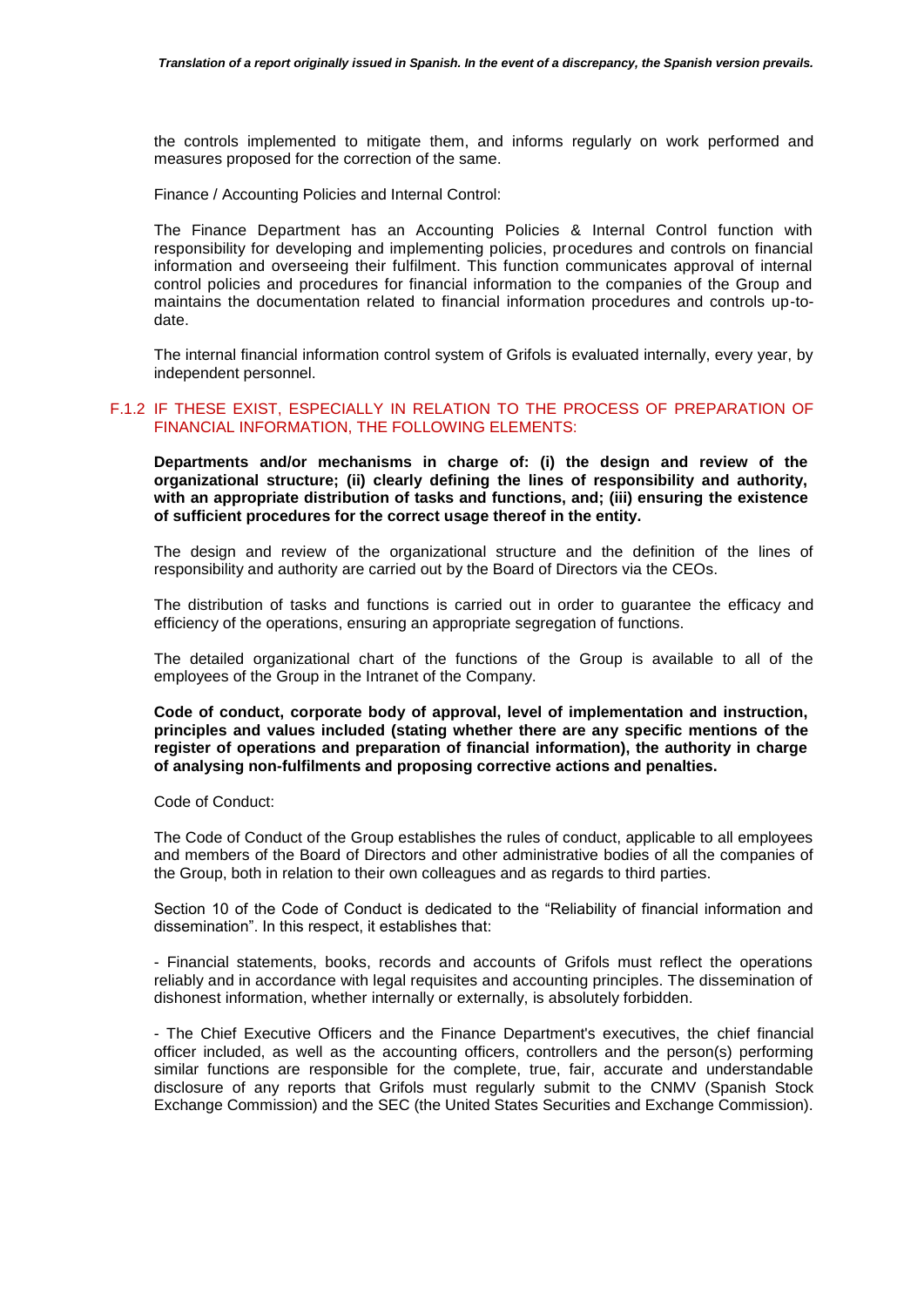the controls implemented to mitigate them, and informs regularly on work performed and measures proposed for the correction of the same.

Finance / Accounting Policies and Internal Control:

The Finance Department has an Accounting Policies & Internal Control function with responsibility for developing and implementing policies, procedures and controls on financial information and overseeing their fulfilment. This function communicates approval of internal control policies and procedures for financial information to the companies of the Group and maintains the documentation related to financial information procedures and controls up-to-date.

The internal financial information control system of Grifols is evaluated internally, every year, by independent personnel.

### F.1.2 IF THESE EXIST, ESPECIALLY IN RELATION TO THE PROCESS OF PREPARATION OF FINANCIAL INFORMATION, THE FOLLOWING ELEMENTS:

**Departments and/or mechanisms in charge of: (i) the design and review of the organizational structure; (ii) clearly defining the lines of responsibility and authority, with an appropriate distribution of tasks and functions, and; (iii) ensuring the existence of sufficient procedures for the correct usage thereof in the entity.**

The design and review of the organizational structure and the definition of the lines of responsibility and authority are carried out by the Board of Directors via the CEOs.

The distribution of tasks and functions is carried out in order to guarantee the efficacy and efficiency of the operations, ensuring an appropriate segregation of functions.

The detailed organizational chart of the functions of the Group is available to all of the employees of the Group in the Intranet of the Company.

**Code of conduct, corporate body of approval, level of implementation and instruction, principles and values included (stating whether there are any specific mentions of the register of operations and preparation of financial information), the authority in charge of analysing non-fulfilments and proposing corrective actions and penalties.**

Code of Conduct:

The Code of Conduct of the Group establishes the rules of conduct, applicable to all employees and members of the Board of Directors and other administrative bodies of all the companies of the Group, both in relation to their own colleagues and as regards to third parties.

Section 10 of the Code of Conduct is dedicated to the "Reliability of financial information and dissemination". In this respect, it establishes that:

- Financial statements, books, records and accounts of Grifols must reflect the operations reliably and in accordance with legal requisites and accounting principles. The dissemination of dishonest information, whether internally or externally, is absolutely forbidden.

- The Chief Executive Officers and the Finance Department's executives, the chief financial officer included, as well as the accounting officers, controllers and the person(s) performing similar functions are responsible for the complete, true, fair, accurate and understandable disclosure of any reports that Grifols must regularly submit to the CNMV (Spanish Stock Exchange Commission) and the SEC (the United States Securities and Exchange Commission).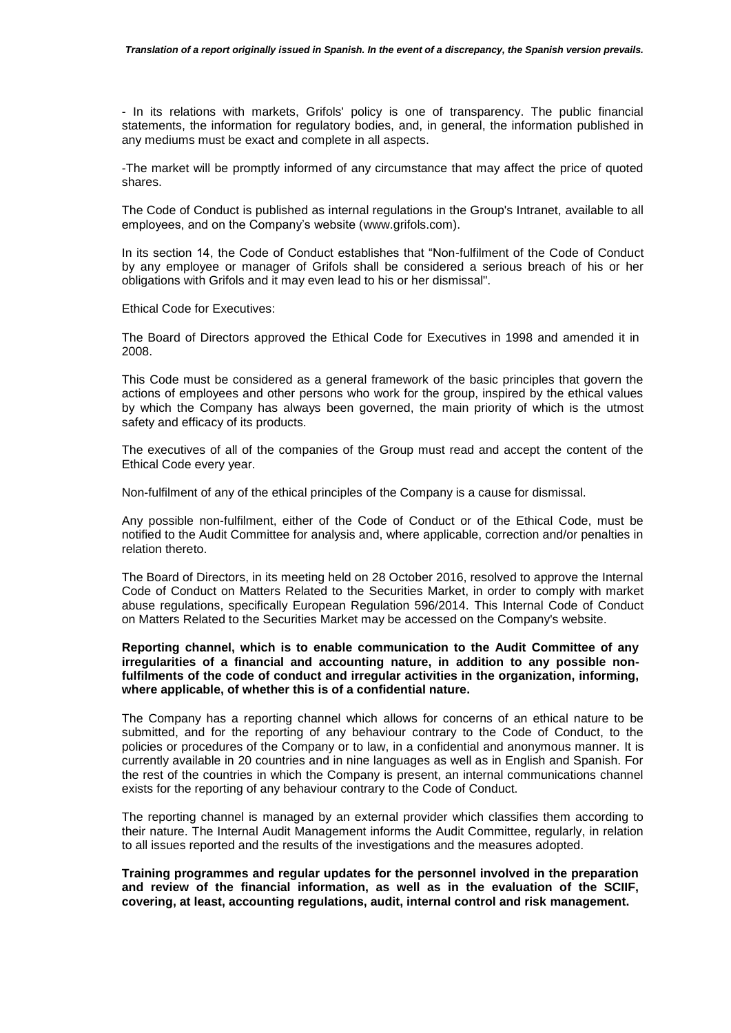- In its relations with markets, Grifols' policy is one of transparency. The public financial statements, the information for regulatory bodies, and, in general, the information published in any mediums must be exact and complete in all aspects.

-The market will be promptly informed of any circumstance that may affect the price of quoted shares.

The Code of Conduct is published as internal regulations in the Group's Intranet, available to all employees, and on the Company's website (www.grifols.com).

In its section 14, the Code of Conduct establishes that "Non-fulfilment of the Code of Conduct by any employee or manager of Grifols shall be considered a serious breach of his or her obligations with Grifols and it may even lead to his or her dismissal".

Ethical Code for Executives:

The Board of Directors approved the Ethical Code for Executives in 1998 and amended it in 2008.

This Code must be considered as a general framework of the basic principles that govern the actions of employees and other persons who work for the group, inspired by the ethical values by which the Company has always been governed, the main priority of which is the utmost safety and efficacy of its products.

The executives of all of the companies of the Group must read and accept the content of the Ethical Code every year.

Non-fulfilment of any of the ethical principles of the Company is a cause for dismissal.

Any possible non-fulfilment, either of the Code of Conduct or of the Ethical Code, must be notified to the Audit Committee for analysis and, where applicable, correction and/or penalties in relation thereto.

The Board of Directors, in its meeting held on 28 October 2016, resolved to approve the Internal Code of Conduct on Matters Related to the Securities Market, in order to comply with market abuse regulations, specifically European Regulation 596/2014. This Internal Code of Conduct on Matters Related to the Securities Market may be accessed on the Company's website.

**Reporting channel, which is to enable communication to the Audit Committee of any irregularities of a financial and accounting nature, in addition to any possible non-fulfilments of the code of conduct and irregular activities in the organization, informing, where applicable, of whether this is of a confidential nature.**

The Company has a reporting channel which allows for concerns of an ethical nature to be submitted, and for the reporting of any behaviour contrary to the Code of Conduct, to the policies or procedures of the Company or to law, in a confidential and anonymous manner. It is currently available in 20 countries and in nine languages as well as in English and Spanish. For the rest of the countries in which the Company is present, an internal communications channel exists for the reporting of any behaviour contrary to the Code of Conduct.

The reporting channel is managed by an external provider which classifies them according to their nature. The Internal Audit Management informs the Audit Committee, regularly, in relation to all issues reported and the results of the investigations and the measures adopted.

**Training programmes and regular updates for the personnel involved in the preparation and review of the financial information, as well as in the evaluation of the SCIIF, covering, at least, accounting regulations, audit, internal control and risk management.**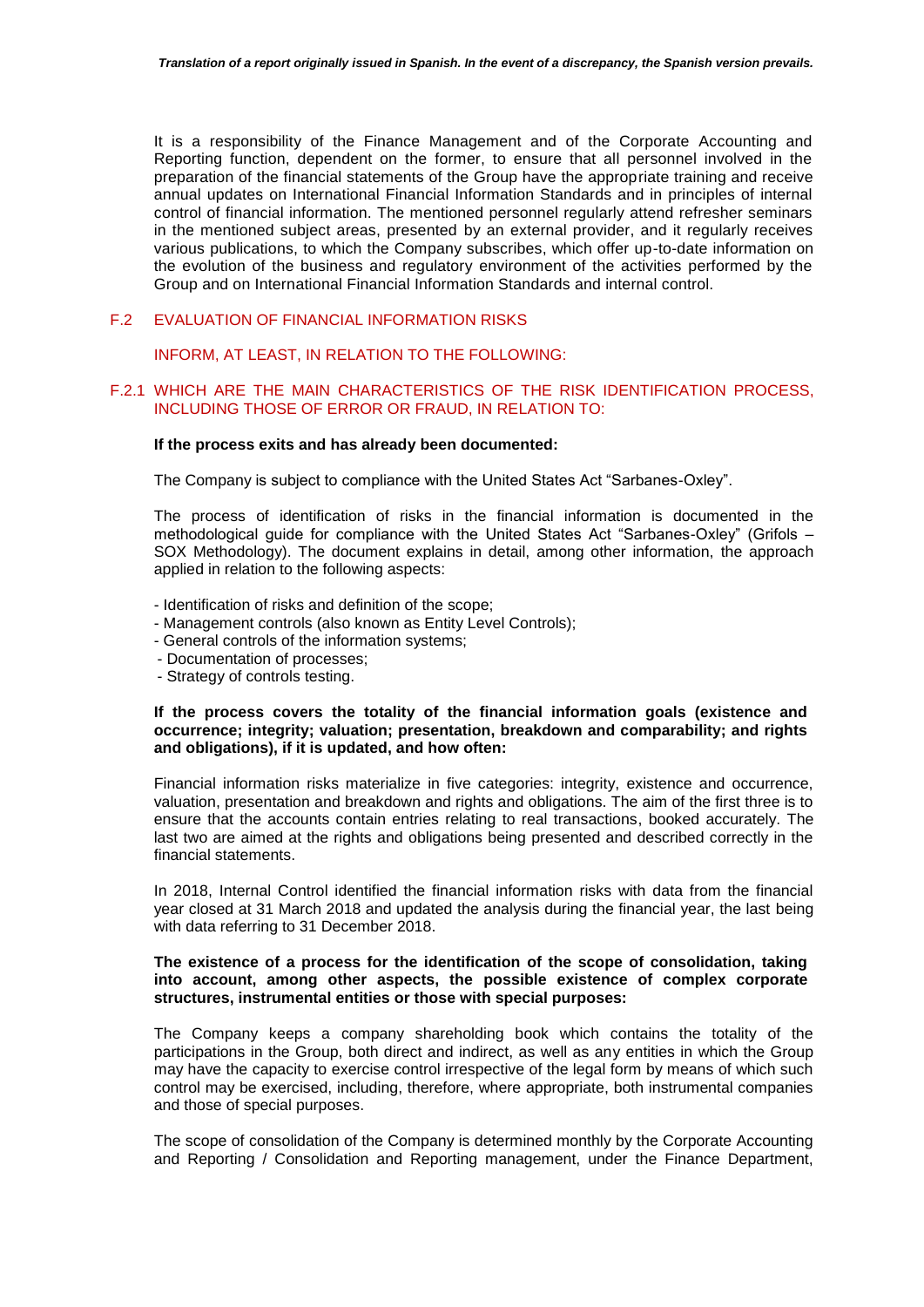It is a responsibility of the Finance Management and of the Corporate Accounting and Reporting function, dependent on the former, to ensure that all personnel involved in the preparation of the financial statements of the Group have the appropriate training and receive annual updates on International Financial Information Standards and in principles of internal control of financial information. The mentioned personnel regularly attend refresher seminars in the mentioned subject areas, presented by an external provider, and it regularly receives various publications, to which the Company subscribes, which offer up-to-date information on the evolution of the business and regulatory environment of the activities performed by the Group and on International Financial Information Standards and internal control.

## F.2 EVALUATION OF FINANCIAL INFORMATION RISKS

INFORM, AT LEAST, IN RELATION TO THE FOLLOWING:

### F.2.1 WHICH ARE THE MAIN CHARACTERISTICS OF THE RISK IDENTIFICATION PROCESS, INCLUDING THOSE OF ERROR OR FRAUD, IN RELATION TO:

**If the process exits and has already been documented:**

The Company is subject to compliance with the United States Act "Sarbanes-Oxley".

The process of identification of risks in the financial information is documented in the methodological guide for compliance with the United States Act "Sarbanes-Oxley" (Grifols – SOX Methodology). The document explains in detail, among other information, the approach applied in relation to the following aspects:

- Identification of risks and definition of the scope;
- Management controls (also known as Entity Level Controls);
- General controls of the information systems;
- Documentation of processes;
- Strategy of controls testing.

**If the process covers the totality of the financial information goals (existence and occurrence; integrity; valuation; presentation, breakdown and comparability; and rights and obligations), if it is updated, and how often:**

Financial information risks materialize in five categories: integrity, existence and occurrence, valuation, presentation and breakdown and rights and obligations. The aim of the first three is to ensure that the accounts contain entries relating to real transactions, booked accurately. The last two are aimed at the rights and obligations being presented and described correctly in the financial statements.

In 2018, Internal Control identified the financial information risks with data from the financial year closed at 31 March 2018 and updated the analysis during the financial year, the last being with data referring to 31 December 2018.

**The existence of a process for the identification of the scope of consolidation, taking into account, among other aspects, the possible existence of complex corporate structures, instrumental entities or those with special purposes:**

The Company keeps a company shareholding book which contains the totality of the participations in the Group, both direct and indirect, as well as any entities in which the Group may have the capacity to exercise control irrespective of the legal form by means of which such control may be exercised, including, therefore, where appropriate, both instrumental companies and those of special purposes.

The scope of consolidation of the Company is determined monthly by the Corporate Accounting and Reporting / Consolidation and Reporting management, under the Finance Department,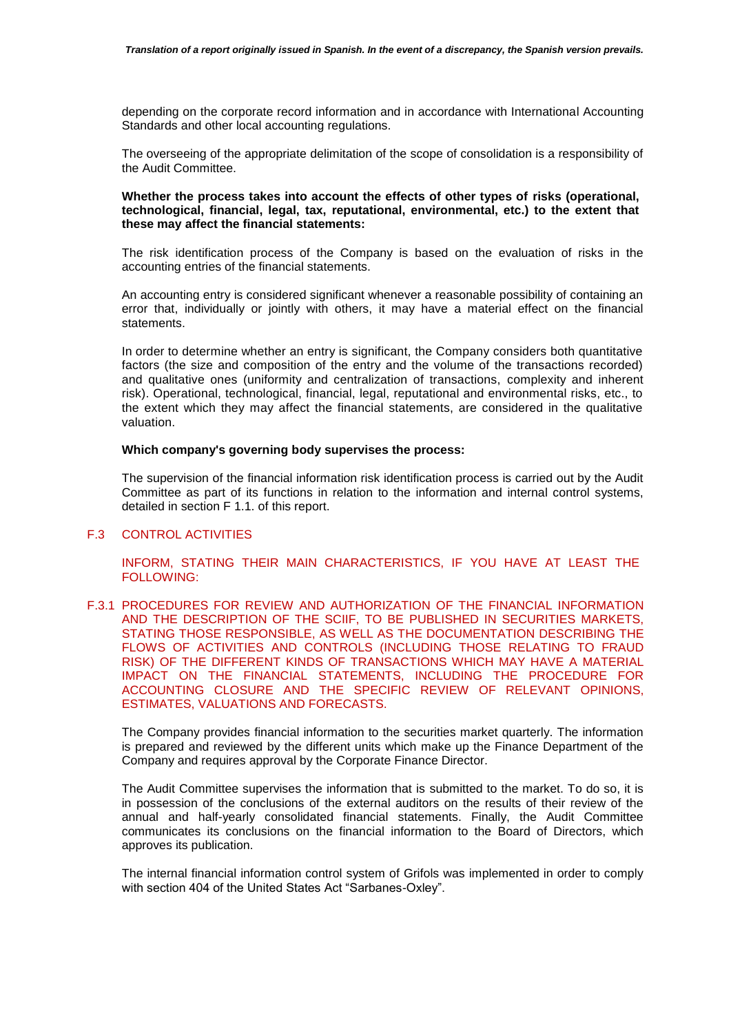depending on the corporate record information and in accordance with International Accounting Standards and other local accounting regulations.

The overseeing of the appropriate delimitation of the scope of consolidation is a responsibility of the Audit Committee.

**Whether the process takes into account the effects of other types of risks (operational, technological, financial, legal, tax, reputational, environmental, etc.) to the extent that these may affect the financial statements:**

The risk identification process of the Company is based on the evaluation of risks in the accounting entries of the financial statements.

An accounting entry is considered significant whenever a reasonable possibility of containing an error that, individually or jointly with others, it may have a material effect on the financial statements.

In order to determine whether an entry is significant, the Company considers both quantitative factors (the size and composition of the entry and the volume of the transactions recorded) and qualitative ones (uniformity and centralization of transactions, complexity and inherent risk). Operational, technological, financial, legal, reputational and environmental risks, etc., to the extent which they may affect the financial statements, are considered in the qualitative valuation.

**Which company's governing body supervises the process:**

The supervision of the financial information risk identification process is carried out by the Audit Committee as part of its functions in relation to the information and internal control systems, detailed in section F 1.1. of this report.

## F.3 CONTROL ACTIVITIES

INFORM, STATING THEIR MAIN CHARACTERISTICS, IF YOU HAVE AT LEAST THE FOLLOWING:

### F.3.1 PROCEDURES FOR REVIEW AND AUTHORIZATION OF THE FINANCIAL INFORMATION AND THE DESCRIPTION OF THE SCIIF, TO BE PUBLISHED IN SECURITIES MARKETS, STATING THOSE RESPONSIBLE, AS WELL AS THE DOCUMENTATION DESCRIBING THE FLOWS OF ACTIVITIES AND CONTROLS (INCLUDING THOSE RELATING TO FRAUD RISK) OF THE DIFFERENT KINDS OF TRANSACTIONS WHICH MAY HAVE A MATERIAL IMPACT ON THE FINANCIAL STATEMENTS, INCLUDING THE PROCEDURE FOR ACCOUNTING CLOSURE AND THE SPECIFIC REVIEW OF RELEVANT OPINIONS, ESTIMATES, VALUATIONS AND FORECASTS.

The Company provides financial information to the securities market quarterly. The information is prepared and reviewed by the different units which make up the Finance Department of the Company and requires approval by the Corporate Finance Director.

The Audit Committee supervises the information that is submitted to the market. To do so, it is in possession of the conclusions of the external auditors on the results of their review of the annual and half-yearly consolidated financial statements. Finally, the Audit Committee communicates its conclusions on the financial information to the Board of Directors, which approves its publication.

The internal financial information control system of Grifols was implemented in order to comply with section 404 of the United States Act "Sarbanes-Oxley".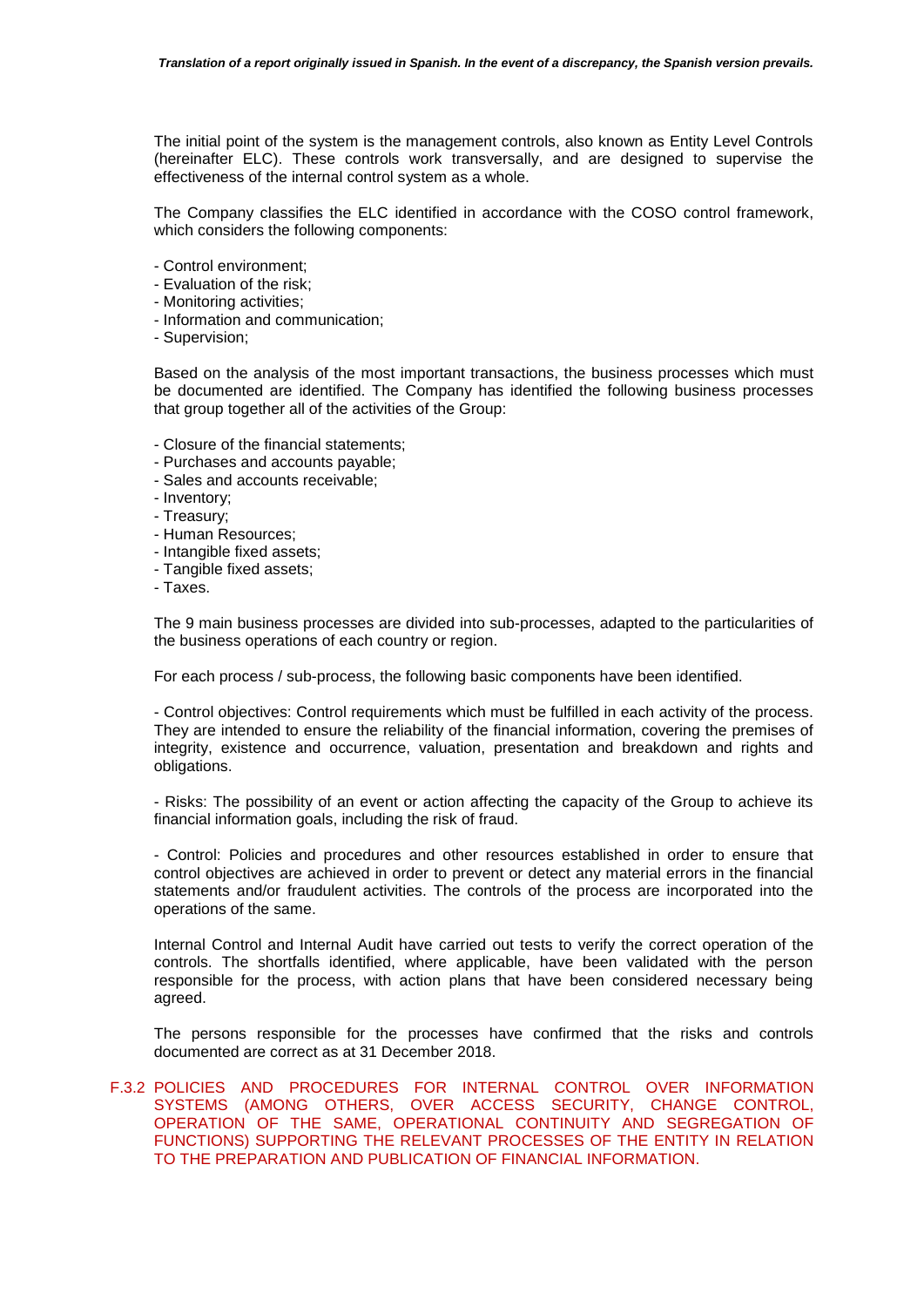The initial point of the system is the management controls, also known as Entity Level Controls (hereinafter ELC). These controls work transversally, and are designed to supervise the effectiveness of the internal control system as a whole.

The Company classifies the ELC identified in accordance with the COSO control framework, which considers the following components:

- Control environment;
- Evaluation of the risk;
- Monitoring activities;
- Information and communication;
- Supervision;

Based on the analysis of the most important transactions, the business processes which must be documented are identified. The Company has identified the following business processes that group together all of the activities of the Group:

- Closure of the financial statements;
- Purchases and accounts payable;
- Sales and accounts receivable;
- Inventory;
- Treasury;
- Human Resources;
- Intangible fixed assets;
- Tangible fixed assets;
- Taxes.

The 9 main business processes are divided into sub-processes, adapted to the particularities of the business operations of each country or region.

For each process / sub-process, the following basic components have been identified.

- Control objectives: Control requirements which must be fulfilled in each activity of the process. They are intended to ensure the reliability of the financial information, covering the premises of integrity, existence and occurrence, valuation, presentation and breakdown and rights and obligations.

- Risks: The possibility of an event or action affecting the capacity of the Group to achieve its financial information goals, including the risk of fraud.

- Control: Policies and procedures and other resources established in order to ensure that control objectives are achieved in order to prevent or detect any material errors in the financial statements and/or fraudulent activities. The controls of the process are incorporated into the operations of the same.

Internal Control and Internal Audit have carried out tests to verify the correct operation of the controls. The shortfalls identified, where applicable, have been validated with the person responsible for the process, with action plans that have been considered necessary being agreed.

The persons responsible for the processes have confirmed that the risks and controls documented are correct as at 31 December 2018.

### F.3.2 POLICIES AND PROCEDURES FOR INTERNAL CONTROL OVER INFORMATION SYSTEMS (AMONG OTHERS, OVER ACCESS SECURITY, CHANGE CONTROL, OPERATION OF THE SAME, OPERATIONAL CONTINUITY AND SEGREGATION OF FUNCTIONS) SUPPORTING THE RELEVANT PROCESSES OF THE ENTITY IN RELATION TO THE PREPARATION AND PUBLICATION OF FINANCIAL INFORMATION.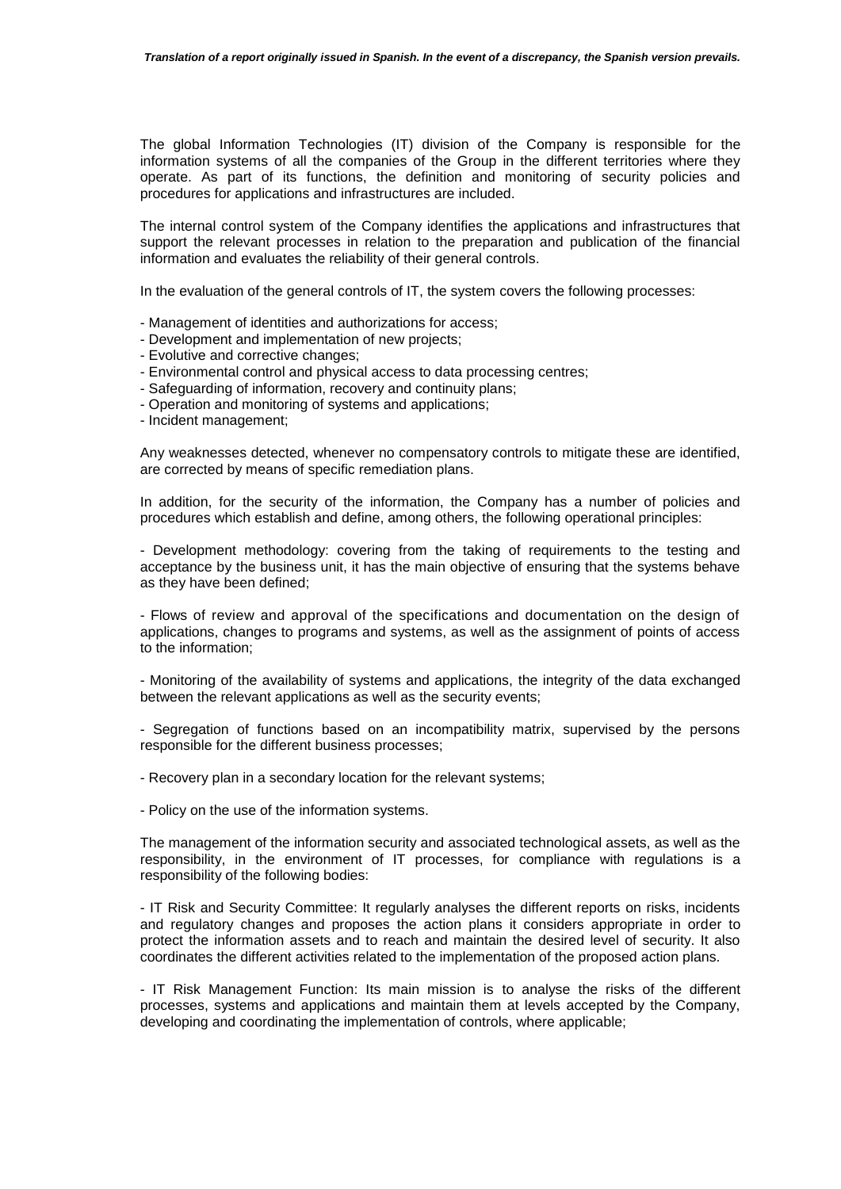The global Information Technologies (IT) division of the Company is responsible for the information systems of all the companies of the Group in the different territories where they operate. As part of its functions, the definition and monitoring of security policies and procedures for applications and infrastructures are included.

The internal control system of the Company identifies the applications and infrastructures that support the relevant processes in relation to the preparation and publication of the financial information and evaluates the reliability of their general controls.

In the evaluation of the general controls of IT, the system covers the following processes:

- Management of identities and authorizations for access;
- Development and implementation of new projects;
- Evolutive and corrective changes;
- Environmental control and physical access to data processing centres;
- Safeguarding of information, recovery and continuity plans;
- Operation and monitoring of systems and applications;
- Incident management;

Any weaknesses detected, whenever no compensatory controls to mitigate these are identified, are corrected by means of specific remediation plans.

In addition, for the security of the information, the Company has a number of policies and procedures which establish and define, among others, the following operational principles:

- Development methodology: covering from the taking of requirements to the testing and acceptance by the business unit, it has the main objective of ensuring that the systems behave as they have been defined;

- Flows of review and approval of the specifications and documentation on the design of applications, changes to programs and systems, as well as the assignment of points of access to the information;

- Monitoring of the availability of systems and applications, the integrity of the data exchanged between the relevant applications as well as the security events;

- Segregation of functions based on an incompatibility matrix, supervised by the persons responsible for the different business processes;

- Recovery plan in a secondary location for the relevant systems;

- Policy on the use of the information systems.

The management of the information security and associated technological assets, as well as the responsibility, in the environment of IT processes, for compliance with regulations is a responsibility of the following bodies:

- IT Risk and Security Committee: It regularly analyses the different reports on risks, incidents and regulatory changes and proposes the action plans it considers appropriate in order to protect the information assets and to reach and maintain the desired level of security. It also coordinates the different activities related to the implementation of the proposed action plans.

- IT Risk Management Function: Its main mission is to analyse the risks of the different processes, systems and applications and maintain them at levels accepted by the Company, developing and coordinating the implementation of controls, where applicable;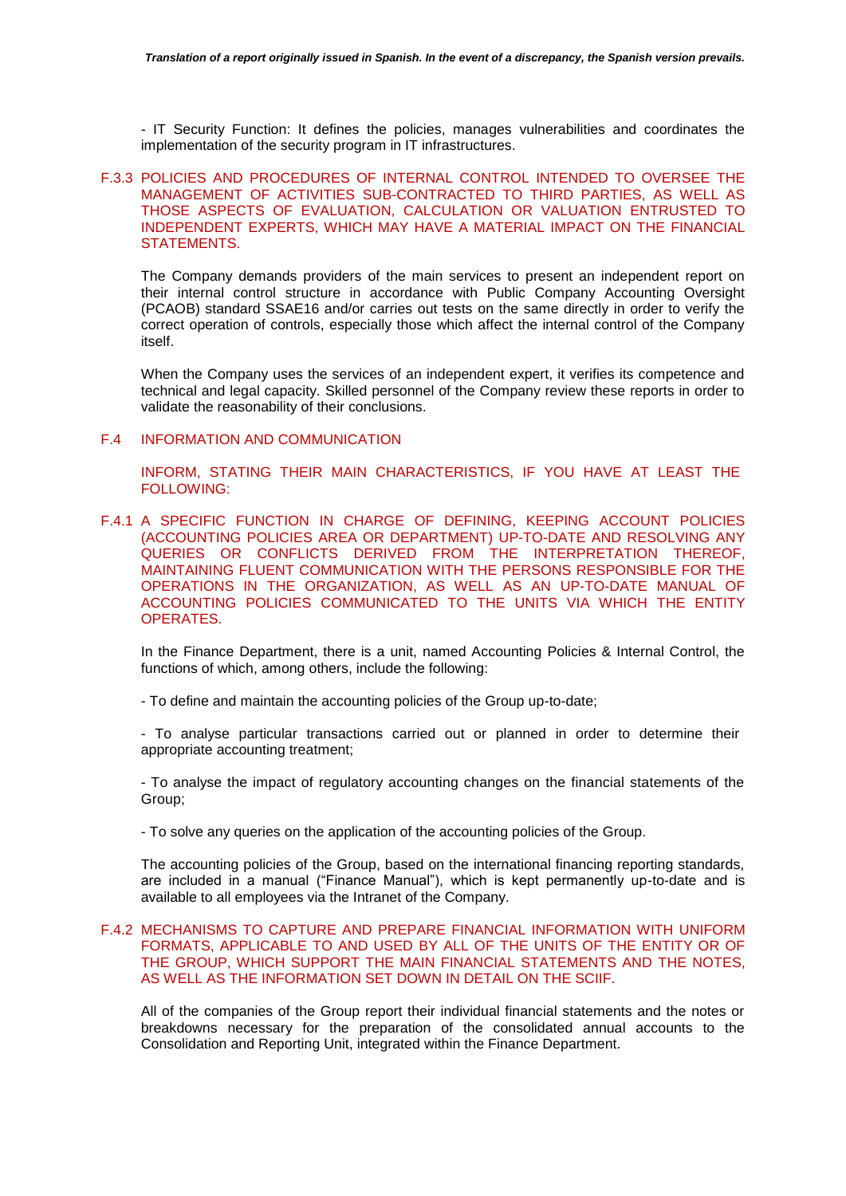- IT Security Function: It defines the policies, manages vulnerabilities and coordinates the implementation of the security program in IT infrastructures.

### F.3.3 POLICIES AND PROCEDURES OF INTERNAL CONTROL INTENDED TO OVERSEE THE MANAGEMENT OF ACTIVITIES SUB-CONTRACTED TO THIRD PARTIES, AS WELL AS THOSE ASPECTS OF EVALUATION, CALCULATION OR VALUATION ENTRUSTED TO INDEPENDENT EXPERTS, WHICH MAY HAVE A MATERIAL IMPACT ON THE FINANCIAL STATEMENTS.

The Company demands providers of the main services to present an independent report on their internal control structure in accordance with Public Company Accounting Oversight (PCAOB) standard SSAE16 and/or carries out tests on the same directly in order to verify the correct operation of controls, especially those which affect the internal control of the Company itself.

When the Company uses the services of an independent expert, it verifies its competence and technical and legal capacity. Skilled personnel of the Company review these reports in order to validate the reasonability of their conclusions.

## F.4 INFORMATION AND COMMUNICATION

INFORM, STATING THEIR MAIN CHARACTERISTICS, IF YOU HAVE AT LEAST THE FOLLOWING:

### F.4.1 A SPECIFIC FUNCTION IN CHARGE OF DEFINING, KEEPING ACCOUNT POLICIES (ACCOUNTING POLICIES AREA OR DEPARTMENT) UP-TO-DATE AND RESOLVING ANY QUERIES OR CONFLICTS DERIVED FROM THE INTERPRETATION THEREOF, MAINTAINING FLUENT COMMUNICATION WITH THE PERSONS RESPONSIBLE FOR THE OPERATIONS IN THE ORGANIZATION, AS WELL AS AN UP-TO-DATE MANUAL OF ACCOUNTING POLICIES COMMUNICATED TO THE UNITS VIA WHICH THE ENTITY OPERATES.

In the Finance Department, there is a unit, named Accounting Policies & Internal Control, the functions of which, among others, include the following:

- To define and maintain the accounting policies of the Group up-to-date;

- To analyse particular transactions carried out or planned in order to determine their appropriate accounting treatment;

- To analyse the impact of regulatory accounting changes on the financial statements of the Group;

- To solve any queries on the application of the accounting policies of the Group.

The accounting policies of the Group, based on the international financing reporting standards, are included in a manual ("Finance Manual"), which is kept permanently up-to-date and is available to all employees via the Intranet of the Company.

### F.4.2 MECHANISMS TO CAPTURE AND PREPARE FINANCIAL INFORMATION WITH UNIFORM FORMATS, APPLICABLE TO AND USED BY ALL OF THE UNITS OF THE ENTITY OR OF THE GROUP, WHICH SUPPORT THE MAIN FINANCIAL STATEMENTS AND THE NOTES, AS WELL AS THE INFORMATION SET DOWN IN DETAIL ON THE SCIIF.

All of the companies of the Group report their individual financial statements and the notes or breakdowns necessary for the preparation of the consolidated annual accounts to the Consolidation and Reporting Unit, integrated within the Finance Department.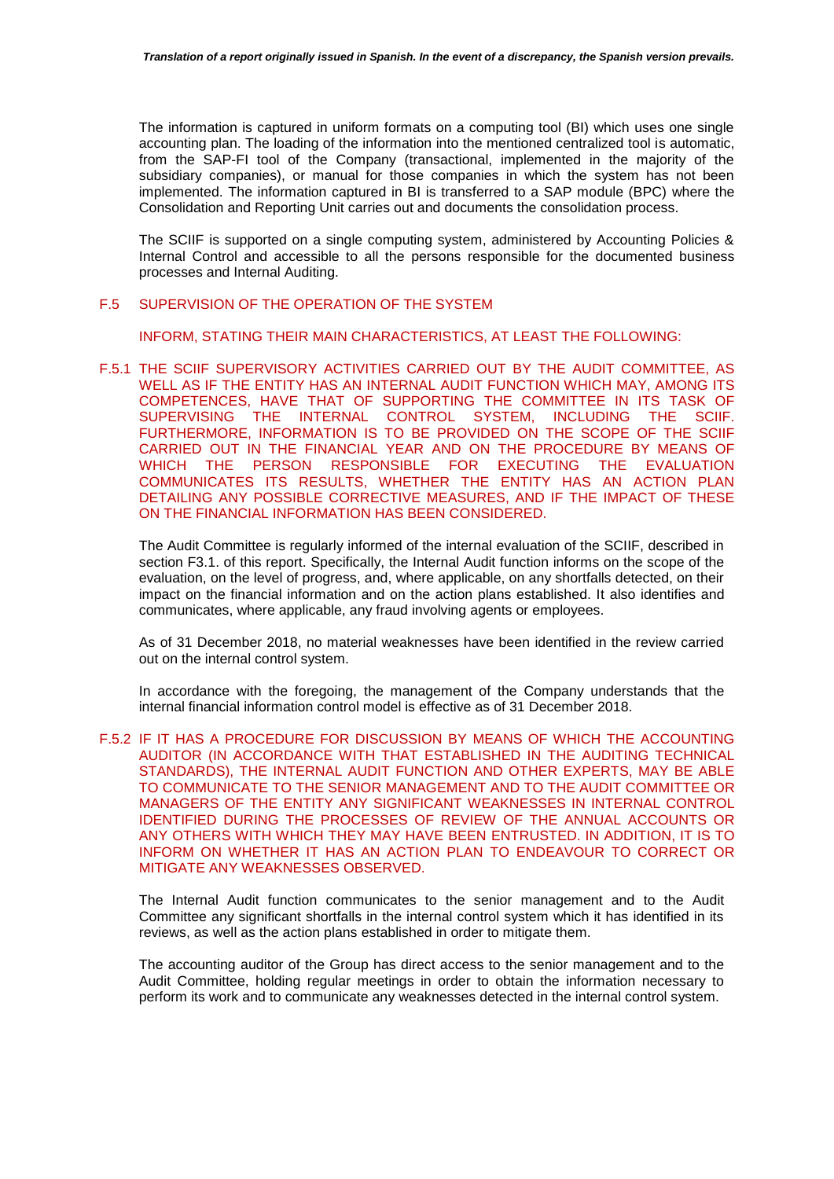The information is captured in uniform formats on a computing tool (BI) which uses one single accounting plan. The loading of the information into the mentioned centralized tool is automatic, from the SAP-FI tool of the Company (transactional, implemented in the majority of the subsidiary companies), or manual for those companies in which the system has not been implemented. The information captured in BI is transferred to a SAP module (BPC) where the Consolidation and Reporting Unit carries out and documents the consolidation process.

The SCIIF is supported on a single computing system, administered by Accounting Policies & Internal Control and accessible to all the persons responsible for the documented business processes and Internal Auditing.

## F.5 SUPERVISION OF THE OPERATION OF THE SYSTEM

INFORM, STATING THEIR MAIN CHARACTERISTICS, AT LEAST THE FOLLOWING:

### F.5.1 THE SCIIF SUPERVISORY ACTIVITIES CARRIED OUT BY THE AUDIT COMMITTEE, AS WELL AS IF THE ENTITY HAS AN INTERNAL AUDIT FUNCTION WHICH MAY, AMONG ITS COMPETENCES, HAVE THAT OF SUPPORTING THE COMMITTEE IN ITS TASK OF SUPERVISING THE INTERNAL CONTROL SYSTEM, INCLUDING THE SCIIF. FURTHERMORE, INFORMATION IS TO BE PROVIDED ON THE SCOPE OF THE SCIIF CARRIED OUT IN THE FINANCIAL YEAR AND ON THE PROCEDURE BY MEANS OF WHICH THE PERSON RESPONSIBLE FOR EXECUTING THE EVALUATION COMMUNICATES ITS RESULTS, WHETHER THE ENTITY HAS AN ACTION PLAN DETAILING ANY POSSIBLE CORRECTIVE MEASURES, AND IF THE IMPACT OF THESE ON THE FINANCIAL INFORMATION HAS BEEN CONSIDERED.

The Audit Committee is regularly informed of the internal evaluation of the SCIIF, described in section F3.1. of this report. Specifically, the Internal Audit function informs on the scope of the evaluation, on the level of progress, and, where applicable, on any shortfalls detected, on their impact on the financial information and on the action plans established. It also identifies and communicates, where applicable, any fraud involving agents or employees.

As of 31 December 2018, no material weaknesses have been identified in the review carried out on the internal control system.

In accordance with the foregoing, the management of the Company understands that the internal financial information control model is effective as of 31 December 2018.

### F.5.2 IF IT HAS A PROCEDURE FOR DISCUSSION BY MEANS OF WHICH THE ACCOUNTING AUDITOR (IN ACCORDANCE WITH THAT ESTABLISHED IN THE AUDITING TECHNICAL STANDARDS), THE INTERNAL AUDIT FUNCTION AND OTHER EXPERTS, MAY BE ABLE TO COMMUNICATE TO THE SENIOR MANAGEMENT AND TO THE AUDIT COMMITTEE OR MANAGERS OF THE ENTITY ANY SIGNIFICANT WEAKNESSES IN INTERNAL CONTROL IDENTIFIED DURING THE PROCESSES OF REVIEW OF THE ANNUAL ACCOUNTS OR ANY OTHERS WITH WHICH THEY MAY HAVE BEEN ENTRUSTED. IN ADDITION, IT IS TO INFORM ON WHETHER IT HAS AN ACTION PLAN TO ENDEAVOUR TO CORRECT OR MITIGATE ANY WEAKNESSES OBSERVED.

The Internal Audit function communicates to the senior management and to the Audit Committee any significant shortfalls in the internal control system which it has identified in its reviews, as well as the action plans established in order to mitigate them.

The accounting auditor of the Group has direct access to the senior management and to the Audit Committee, holding regular meetings in order to obtain the information necessary to perform its work and to communicate any weaknesses detected in the internal control system.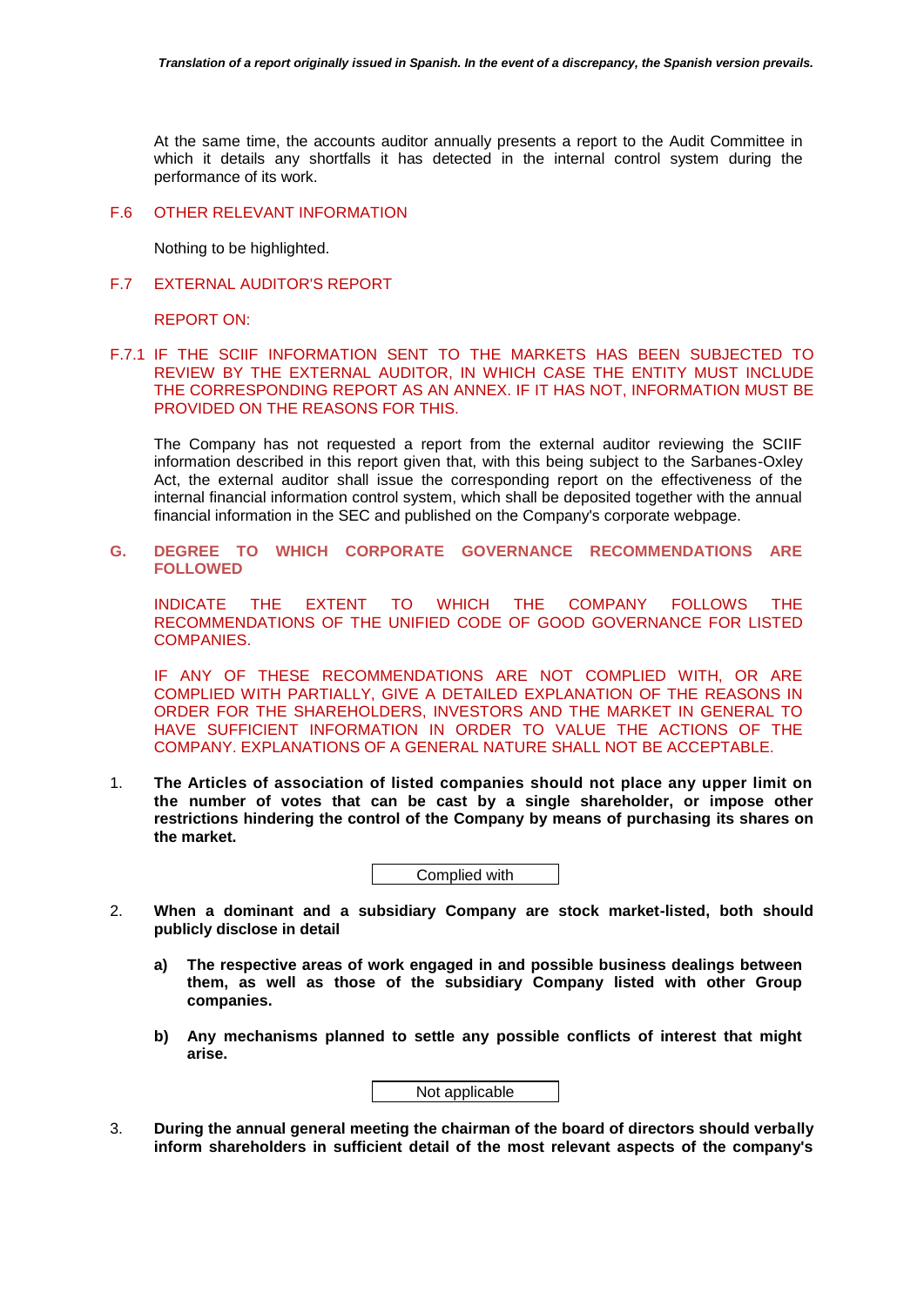*Translation of a report originally issued in Spanish. In the event of a discrepancy, the Spanish version prevails.*

At the same time, the accounts auditor annually presents a report to the Audit Committee in which it details any shortfalls it has detected in the internal control system during the performance of its work.

## F.6 OTHER RELEVANT INFORMATION

Nothing to be highlighted.

## F.7 EXTERNAL AUDITOR'S REPORT

REPORT ON:

### F.7.1 IF THE SCIIF INFORMATION SENT TO THE MARKETS HAS BEEN SUBJECTED TO REVIEW BY THE EXTERNAL AUDITOR, IN WHICH CASE THE ENTITY MUST INCLUDE THE CORRESPONDING REPORT AS AN ANNEX. IF IT HAS NOT, INFORMATION MUST BE PROVIDED ON THE REASONS FOR THIS.

The Company has not requested a report from the external auditor reviewing the SCIIF information described in this report given that, with this being subject to the Sarbanes-Oxley Act, the external auditor shall issue the corresponding report on the effectiveness of the internal financial information control system, which shall be deposited together with the annual financial information in the SEC and published on the Company's corporate webpage.

# G. DEGREE TO WHICH CORPORATE GOVERNANCE RECOMMENDATIONS ARE FOLLOWED

INDICATE THE EXTENT TO WHICH THE COMPANY FOLLOWS THE RECOMMENDATIONS OF THE UNIFIED CODE OF GOOD GOVERNANCE FOR LISTED COMPANIES.

IF ANY OF THESE RECOMMENDATIONS ARE NOT COMPLIED WITH, OR ARE COMPLIED WITH PARTIALLY, GIVE A DETAILED EXPLANATION OF THE REASONS IN ORDER FOR THE SHAREHOLDERS, INVESTORS AND THE MARKET IN GENERAL TO HAVE SUFFICIENT INFORMATION IN ORDER TO VALUE THE ACTIONS OF THE COMPANY. EXPLANATIONS OF A GENERAL NATURE SHALL NOT BE ACCEPTABLE.

1. **The Articles of association of listed companies should not place any upper limit on the number of votes that can be cast by a single shareholder, or impose other restrictions hindering the control of the Company by means of purchasing its shares on the market.**

| Complied with |
|---|

2. **When a dominant and a subsidiary Company are stock market-listed, both should publicly disclose in detail**

   a) **The respective areas of work engaged in and possible business dealings between them, as well as those of the subsidiary Company listed with other Group companies.**

   b) **Any mechanisms planned to settle any possible conflicts of interest that might arise.**

| Not applicable |
|---|

3. **During the annual general meeting the chairman of the board of directors should verbally inform shareholders in sufficient detail of the most relevant aspects of the company's**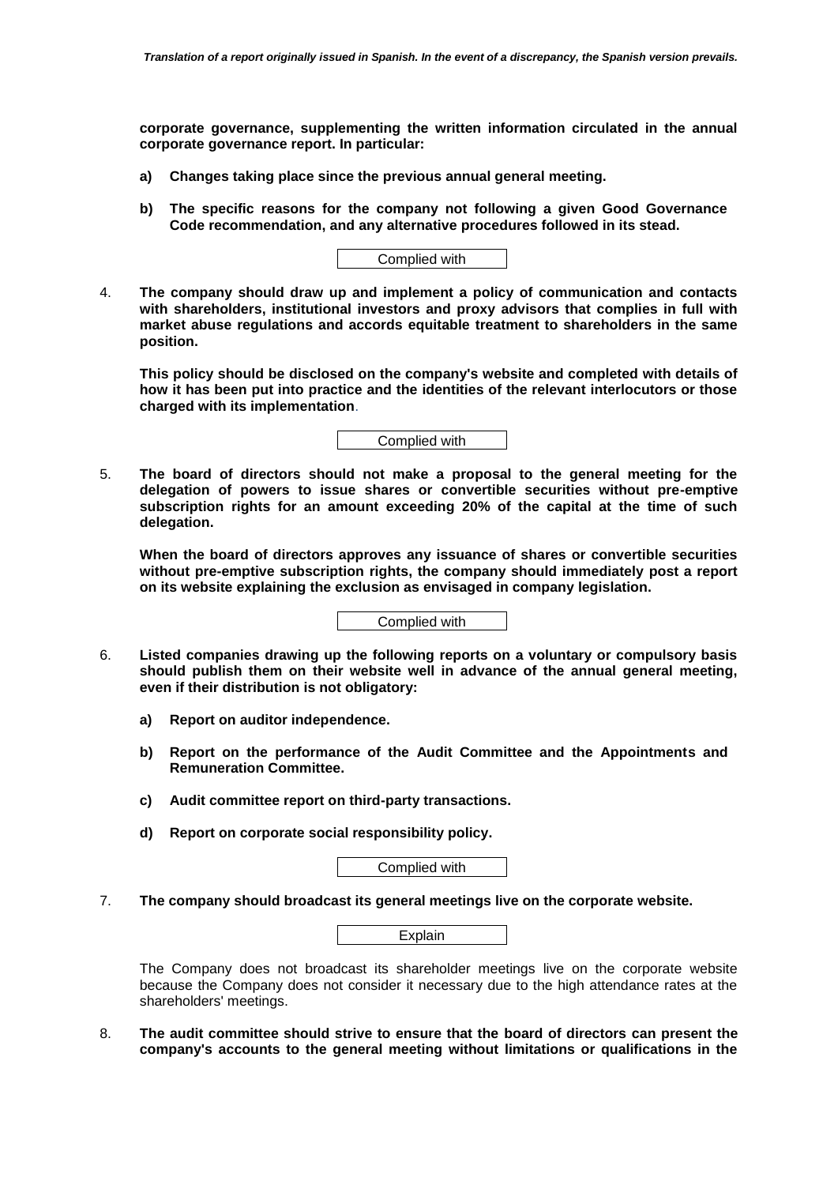**corporate governance, supplementing the written information circulated in the annual corporate governance report. In particular:**

**a) Changes taking place since the previous annual general meeting.**

**b) The specific reasons for the company not following a given Good Governance Code recommendation, and any alternative procedures followed in its stead.**

Complied with

4. **The company should draw up and implement a policy of communication and contacts with shareholders, institutional investors and proxy advisors that complies in full with market abuse regulations and accords equitable treatment to shareholders in the same position.**

   **This policy should be disclosed on the company's website and completed with details of how it has been put into practice and the identities of the relevant interlocutors or those charged with its implementation**.

Complied with

5. **The board of directors should not make a proposal to the general meeting for the delegation of powers to issue shares or convertible securities without pre-emptive subscription rights for an amount exceeding 20% of the capital at the time of such delegation.**

   **When the board of directors approves any issuance of shares or convertible securities without pre-emptive subscription rights, the company should immediately post a report on its website explaining the exclusion as envisaged in company legislation.**

Complied with

6. **Listed companies drawing up the following reports on a voluntary or compulsory basis should publish them on their website well in advance of the annual general meeting, even if their distribution is not obligatory:**

   **a) Report on auditor independence.**

   **b) Report on the performance of the Audit Committee and the Appointments and Remuneration Committee.**

   **c) Audit committee report on third-party transactions.**

   **d) Report on corporate social responsibility policy.**

Complied with

7. **The company should broadcast its general meetings live on the corporate website.**

Explain

The Company does not broadcast its shareholder meetings live on the corporate website because the Company does not consider it necessary due to the high attendance rates at the shareholders' meetings.

8. **The audit committee should strive to ensure that the board of directors can present the company's accounts to the general meeting without limitations or qualifications in the**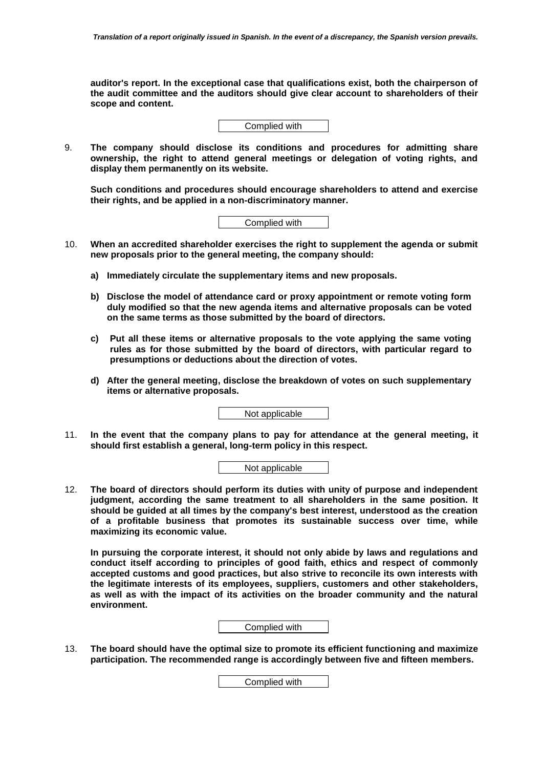**auditor's report. In the exceptional case that qualifications exist, both the chairperson of the audit committee and the auditors should give clear account to shareholders of their scope and content.**

Complied with

9. **The company should disclose its conditions and procedures for admitting share ownership, the right to attend general meetings or delegation of voting rights, and display them permanently on its website.**

   **Such conditions and procedures should encourage shareholders to attend and exercise their rights, and be applied in a non-discriminatory manner.**

Complied with

10. **When an accredited shareholder exercises the right to supplement the agenda or submit new proposals prior to the general meeting, the company should:**

    **a) Immediately circulate the supplementary items and new proposals.**

    **b) Disclose the model of attendance card or proxy appointment or remote voting form duly modified so that the new agenda items and alternative proposals can be voted on the same terms as those submitted by the board of directors.**

    **c) Put all these items or alternative proposals to the vote applying the same voting rules as for those submitted by the board of directors, with particular regard to presumptions or deductions about the direction of votes.**

    **d) After the general meeting, disclose the breakdown of votes on such supplementary items or alternative proposals.**

Not applicable

11. **In the event that the company plans to pay for attendance at the general meeting, it should first establish a general, long-term policy in this respect.**

Not applicable

12. **The board of directors should perform its duties with unity of purpose and independent judgment, according the same treatment to all shareholders in the same position. It should be guided at all times by the company's best interest, understood as the creation of a profitable business that promotes its sustainable success over time, while maximizing its economic value.**

    **In pursuing the corporate interest, it should not only abide by laws and regulations and conduct itself according to principles of good faith, ethics and respect of commonly accepted customs and good practices, but also strive to reconcile its own interests with the legitimate interests of its employees, suppliers, customers and other stakeholders, as well as with the impact of its activities on the broader community and the natural environment.**

Complied with

13. **The board should have the optimal size to promote its efficient functioning and maximize participation. The recommended range is accordingly between five and fifteen members.**

Complied with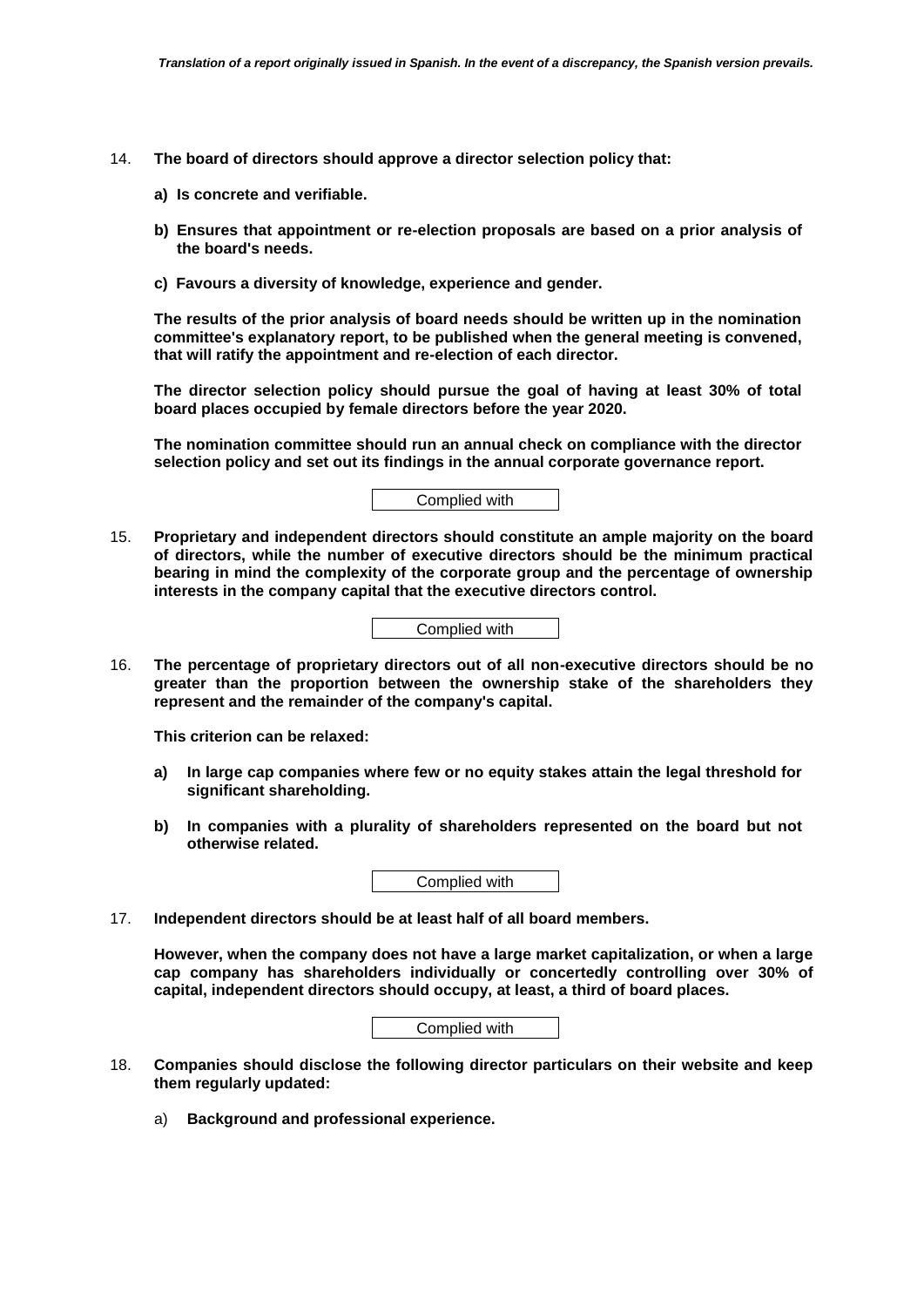14. **The board of directors should approve a director selection policy that:**

    **a) Is concrete and verifiable.**

    **b) Ensures that appointment or re-election proposals are based on a prior analysis of the board's needs.**

    **c) Favours a diversity of knowledge, experience and gender.**

    **The results of the prior analysis of board needs should be written up in the nomination committee's explanatory report, to be published when the general meeting is convened, that will ratify the appointment and re-election of each director.**

    **The director selection policy should pursue the goal of having at least 30% of total board places occupied by female directors before the year 2020.**

    **The nomination committee should run an annual check on compliance with the director selection policy and set out its findings in the annual corporate governance report.**

    Complied with

15. **Proprietary and independent directors should constitute an ample majority on the board of directors, while the number of executive directors should be the minimum practical bearing in mind the complexity of the corporate group and the percentage of ownership interests in the company capital that the executive directors control.**

    Complied with

16. **The percentage of proprietary directors out of all non-executive directors should be no greater than the proportion between the ownership stake of the shareholders they represent and the remainder of the company's capital.**

    **This criterion can be relaxed:**

    **a) In large cap companies where few or no equity stakes attain the legal threshold for significant shareholding.**

    **b) In companies with a plurality of shareholders represented on the board but not otherwise related.**

    Complied with

17. **Independent directors should be at least half of all board members.**

    **However, when the company does not have a large market capitalization, or when a large cap company has shareholders individually or concertedly controlling over 30% of capital, independent directors should occupy, at least, a third of board places.**

    Complied with

18. **Companies should disclose the following director particulars on their website and keep them regularly updated:**

    a) **Background and professional experience.**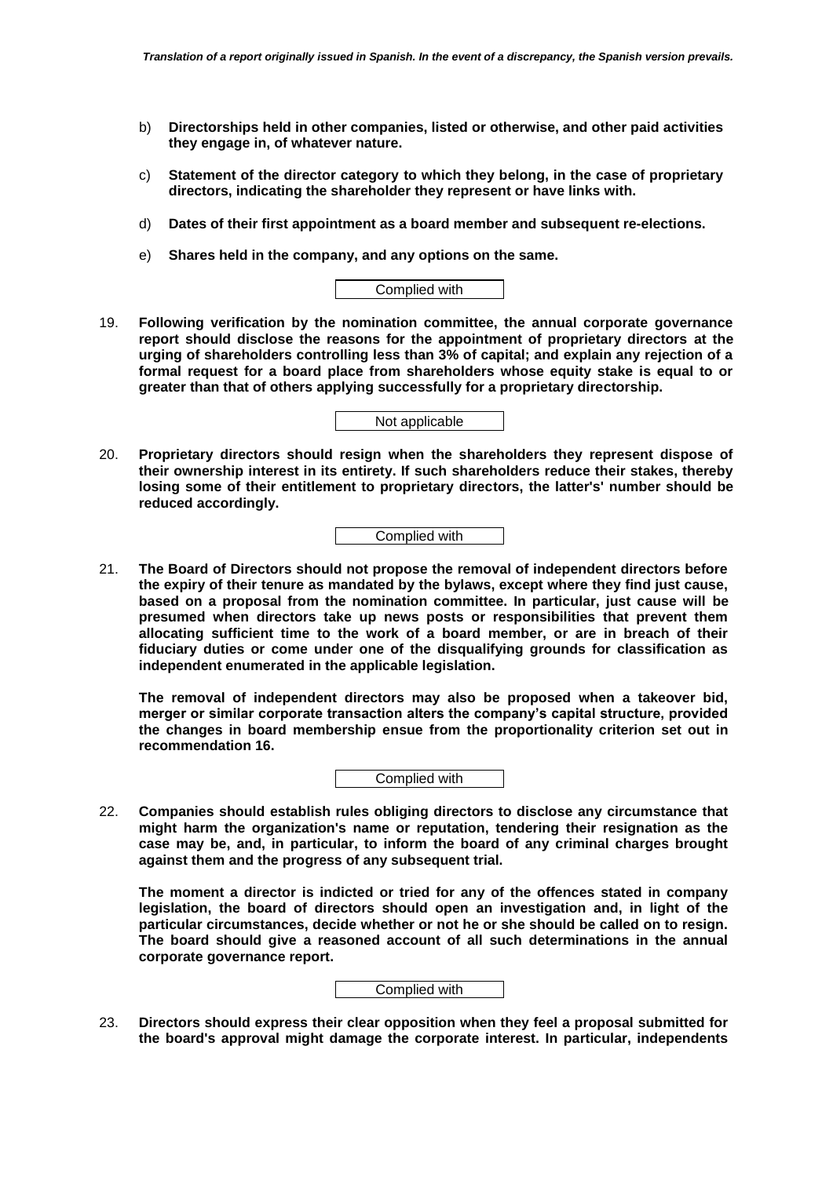b) **Directorships held in other companies, listed or otherwise, and other paid activities they engage in, of whatever nature.**

c) **Statement of the director category to which they belong, in the case of proprietary directors, indicating the shareholder they represent or have links with.**

d) **Dates of their first appointment as a board member and subsequent re-elections.**

e) **Shares held in the company, and any options on the same.**

Complied with

19. **Following verification by the nomination committee, the annual corporate governance report should disclose the reasons for the appointment of proprietary directors at the urging of shareholders controlling less than 3% of capital; and explain any rejection of a formal request for a board place from shareholders whose equity stake is equal to or greater than that of others applying successfully for a proprietary directorship.**

Not applicable

20. **Proprietary directors should resign when the shareholders they represent dispose of their ownership interest in its entirety. If such shareholders reduce their stakes, thereby losing some of their entitlement to proprietary directors, the latter's' number should be reduced accordingly.**

Complied with

21. **The Board of Directors should not propose the removal of independent directors before the expiry of their tenure as mandated by the bylaws, except where they find just cause, based on a proposal from the nomination committee. In particular, just cause will be presumed when directors take up news posts or responsibilities that prevent them allocating sufficient time to the work of a board member, or are in breach of their fiduciary duties or come under one of the disqualifying grounds for classification as independent enumerated in the applicable legislation.**

    **The removal of independent directors may also be proposed when a takeover bid, merger or similar corporate transaction alters the company's capital structure, provided the changes in board membership ensue from the proportionality criterion set out in recommendation 16.**

Complied with

22. **Companies should establish rules obliging directors to disclose any circumstance that might harm the organization's name or reputation, tendering their resignation as the case may be, and, in particular, to inform the board of any criminal charges brought against them and the progress of any subsequent trial.**

    **The moment a director is indicted or tried for any of the offences stated in company legislation, the board of directors should open an investigation and, in light of the particular circumstances, decide whether or not he or she should be called on to resign. The board should give a reasoned account of all such determinations in the annual corporate governance report.**

Complied with

23. **Directors should express their clear opposition when they feel a proposal submitted for the board's approval might damage the corporate interest. In particular, independents**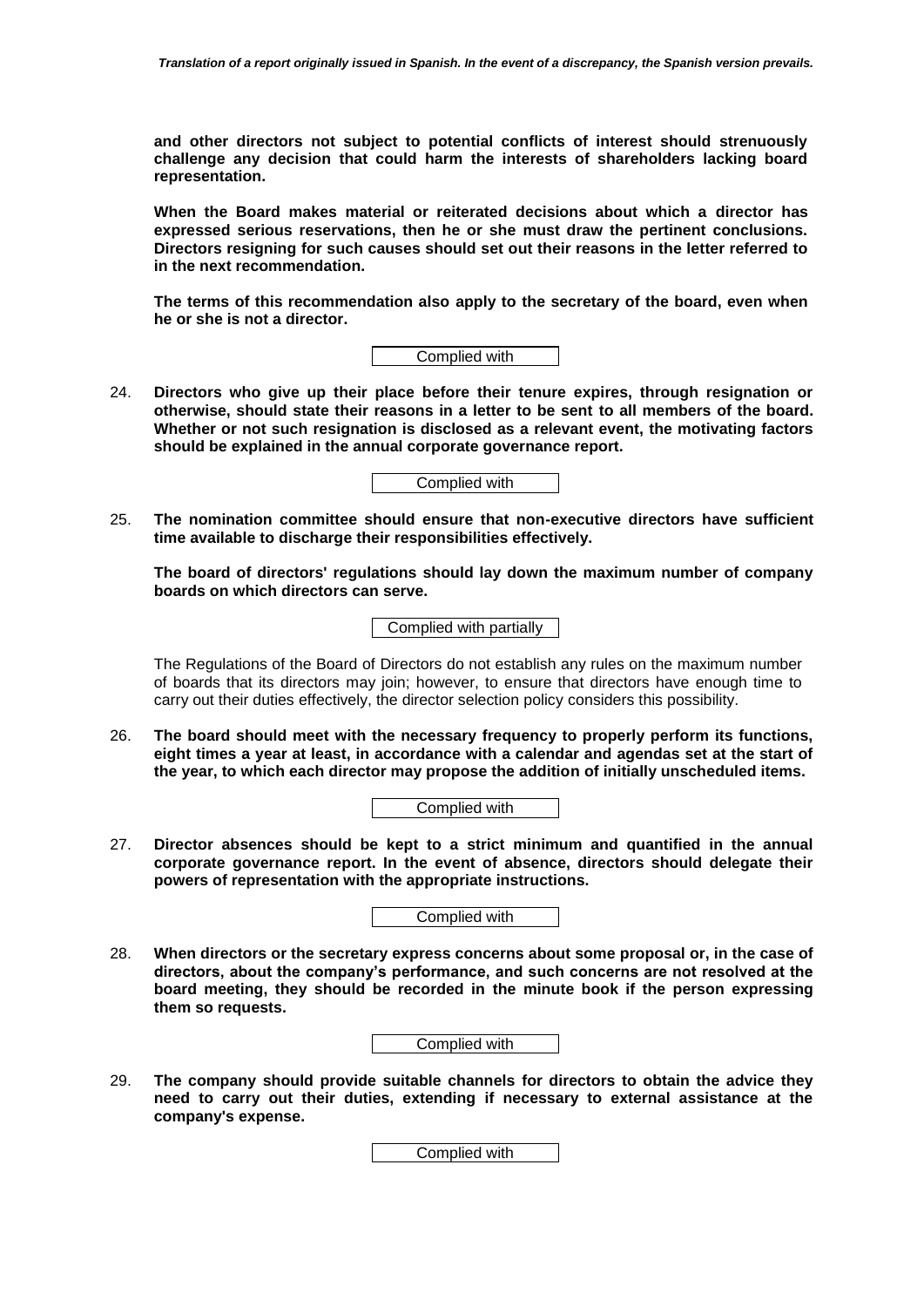**and other directors not subject to potential conflicts of interest should strenuously challenge any decision that could harm the interests of shareholders lacking board representation.**

**When the Board makes material or reiterated decisions about which a director has expressed serious reservations, then he or she must draw the pertinent conclusions. Directors resigning for such causes should set out their reasons in the letter referred to in the next recommendation.**

**The terms of this recommendation also apply to the secretary of the board, even when he or she is not a director.**

Complied with

24. **Directors who give up their place before their tenure expires, through resignation or otherwise, should state their reasons in a letter to be sent to all members of the board. Whether or not such resignation is disclosed as a relevant event, the motivating factors should be explained in the annual corporate governance report.**

Complied with

25. **The nomination committee should ensure that non-executive directors have sufficient time available to discharge their responsibilities effectively.**

    **The board of directors' regulations should lay down the maximum number of company boards on which directors can serve.**

Complied with partially

The Regulations of the Board of Directors do not establish any rules on the maximum number of boards that its directors may join; however, to ensure that directors have enough time to carry out their duties effectively, the director selection policy considers this possibility.

26. **The board should meet with the necessary frequency to properly perform its functions, eight times a year at least, in accordance with a calendar and agendas set at the start of the year, to which each director may propose the addition of initially unscheduled items.**

Complied with

27. **Director absences should be kept to a strict minimum and quantified in the annual corporate governance report. In the event of absence, directors should delegate their powers of representation with the appropriate instructions.**

Complied with

28. **When directors or the secretary express concerns about some proposal or, in the case of directors, about the company's performance, and such concerns are not resolved at the board meeting, they should be recorded in the minute book if the person expressing them so requests.**

Complied with

29. **The company should provide suitable channels for directors to obtain the advice they need to carry out their duties, extending if necessary to external assistance at the company's expense.**

Complied with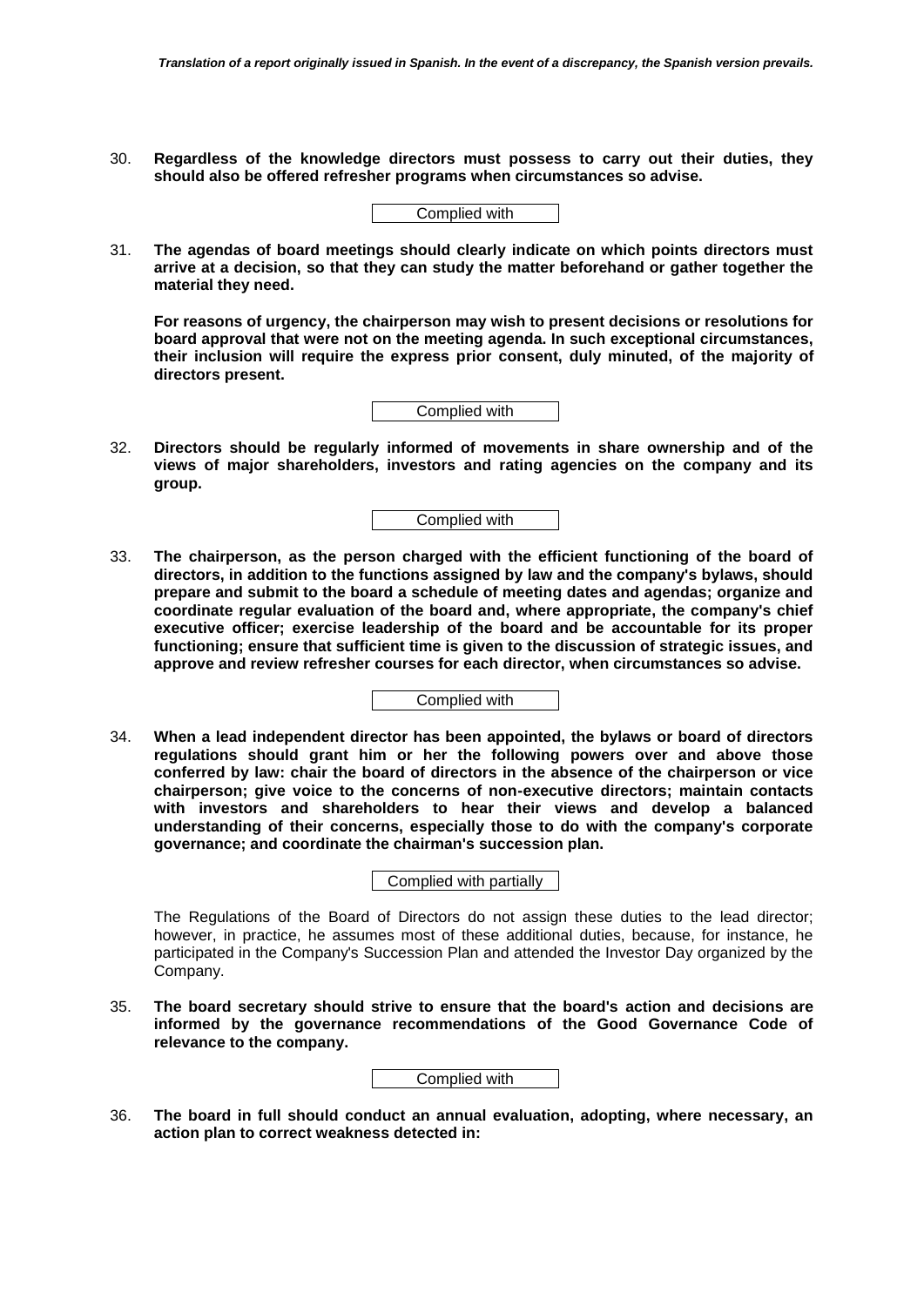30. **Regardless of the knowledge directors must possess to carry out their duties, they should also be offered refresher programs when circumstances so advise.**

Complied with

31. **The agendas of board meetings should clearly indicate on which points directors must arrive at a decision, so that they can study the matter beforehand or gather together the material they need.**

    **For reasons of urgency, the chairperson may wish to present decisions or resolutions for board approval that were not on the meeting agenda. In such exceptional circumstances, their inclusion will require the express prior consent, duly minuted, of the majority of directors present.**

Complied with

32. **Directors should be regularly informed of movements in share ownership and of the views of major shareholders, investors and rating agencies on the company and its group.**

Complied with

33. **The chairperson, as the person charged with the efficient functioning of the board of directors, in addition to the functions assigned by law and the company's bylaws, should prepare and submit to the board a schedule of meeting dates and agendas; organize and coordinate regular evaluation of the board and, where appropriate, the company's chief executive officer; exercise leadership of the board and be accountable for its proper functioning; ensure that sufficient time is given to the discussion of strategic issues, and approve and review refresher courses for each director, when circumstances so advise.**

Complied with

34. **When a lead independent director has been appointed, the bylaws or board of directors regulations should grant him or her the following powers over and above those conferred by law: chair the board of directors in the absence of the chairperson or vice chairperson; give voice to the concerns of non-executive directors; maintain contacts with investors and shareholders to hear their views and develop a balanced understanding of their concerns, especially those to do with the company's corporate governance; and coordinate the chairman's succession plan.**

Complied with partially

The Regulations of the Board of Directors do not assign these duties to the lead director; however, in practice, he assumes most of these additional duties, because, for instance, he participated in the Company's Succession Plan and attended the Investor Day organized by the Company.

35. **The board secretary should strive to ensure that the board's action and decisions are informed by the governance recommendations of the Good Governance Code of relevance to the company.**

Complied with

36. **The board in full should conduct an annual evaluation, adopting, where necessary, an action plan to correct weakness detected in:**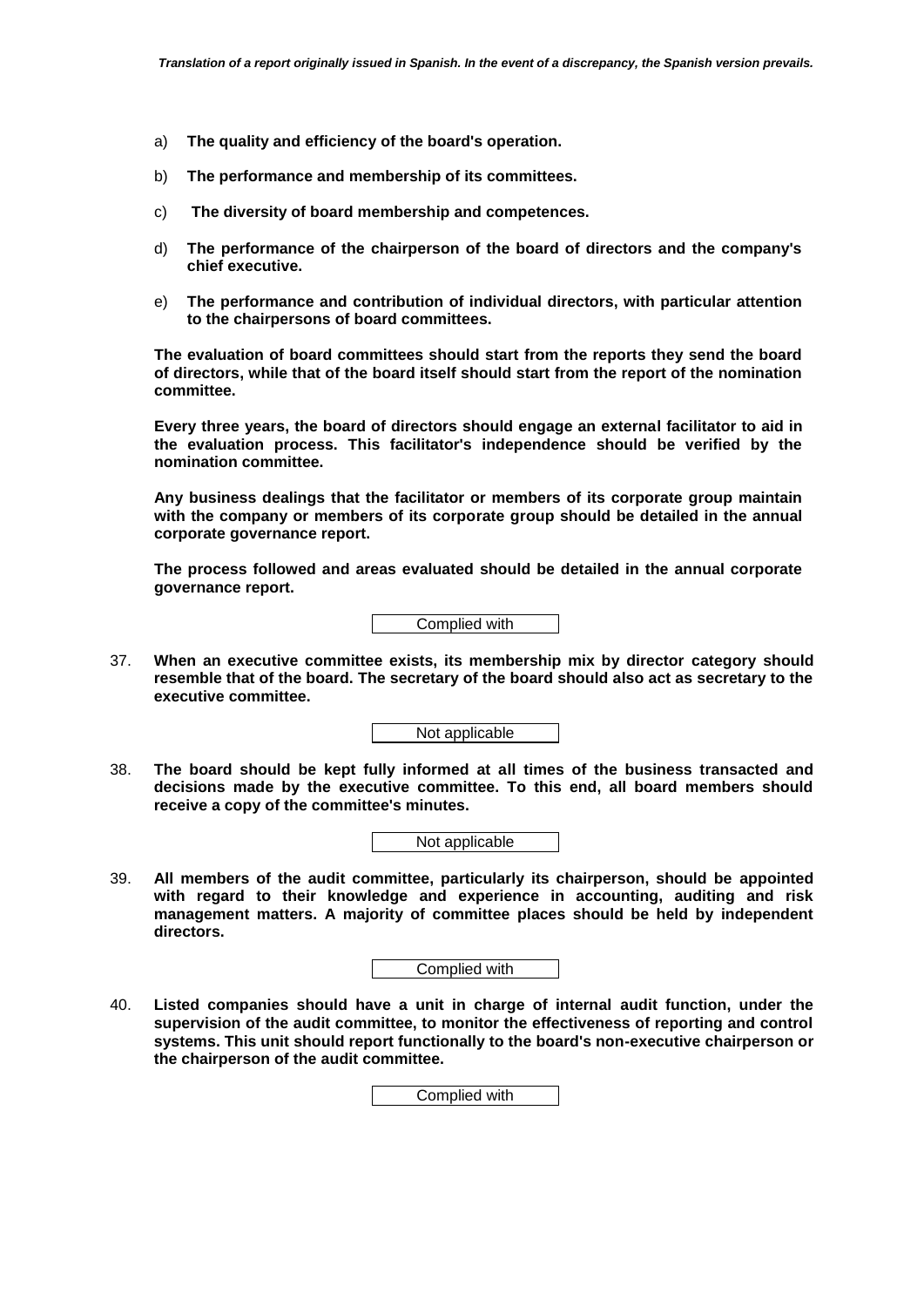a) **The quality and efficiency of the board's operation.**

b) **The performance and membership of its committees.**

c) **The diversity of board membership and competences.**

d) **The performance of the chairperson of the board of directors and the company's chief executive.**

e) **The performance and contribution of individual directors, with particular attention to the chairpersons of board committees.**

**The evaluation of board committees should start from the reports they send the board of directors, while that of the board itself should start from the report of the nomination committee.**

**Every three years, the board of directors should engage an external facilitator to aid in the evaluation process. This facilitator's independence should be verified by the nomination committee.**

**Any business dealings that the facilitator or members of its corporate group maintain with the company or members of its corporate group should be detailed in the annual corporate governance report.**

**The process followed and areas evaluated should be detailed in the annual corporate governance report.**

Complied with

37. **When an executive committee exists, its membership mix by director category should resemble that of the board. The secretary of the board should also act as secretary to the executive committee.**

Not applicable

38. **The board should be kept fully informed at all times of the business transacted and decisions made by the executive committee. To this end, all board members should receive a copy of the committee's minutes.**

Not applicable

39. **All members of the audit committee, particularly its chairperson, should be appointed with regard to their knowledge and experience in accounting, auditing and risk management matters. A majority of committee places should be held by independent directors.**

Complied with

40. **Listed companies should have a unit in charge of internal audit function, under the supervision of the audit committee, to monitor the effectiveness of reporting and control systems. This unit should report functionally to the board's non-executive chairperson or the chairperson of the audit committee.**

Complied with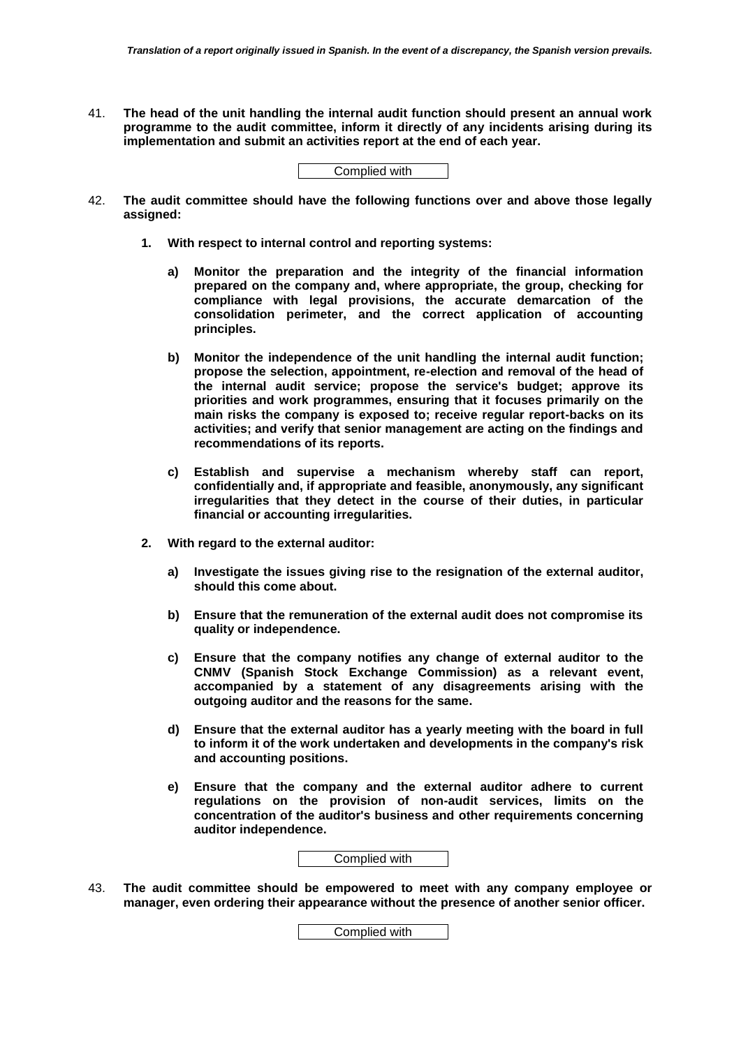41. **The head of the unit handling the internal audit function should present an annual work programme to the audit committee, inform it directly of any incidents arising during its implementation and submit an activities report at the end of each year.**

Complied with

42. **The audit committee should have the following functions over and above those legally assigned:**

 1. **With respect to internal control and reporting systems:**

 a) **Monitor the preparation and the integrity of the financial information prepared on the company and, where appropriate, the group, checking for compliance with legal provisions, the accurate demarcation of the consolidation perimeter, and the correct application of accounting principles.**

 b) **Monitor the independence of the unit handling the internal audit function; propose the selection, appointment, re-election and removal of the head of the internal audit service; propose the service's budget; approve its priorities and work programmes, ensuring that it focuses primarily on the main risks the company is exposed to; receive regular report-backs on its activities; and verify that senior management are acting on the findings and recommendations of its reports.**

 c) **Establish and supervise a mechanism whereby staff can report, confidentially and, if appropriate and feasible, anonymously, any significant irregularities that they detect in the course of their duties, in particular financial or accounting irregularities.**

 2. **With regard to the external auditor:**

 a) **Investigate the issues giving rise to the resignation of the external auditor, should this come about.**

 b) **Ensure that the remuneration of the external audit does not compromise its quality or independence.**

 c) **Ensure that the company notifies any change of external auditor to the CNMV (Spanish Stock Exchange Commission) as a relevant event, accompanied by a statement of any disagreements arising with the outgoing auditor and the reasons for the same.**

 d) **Ensure that the external auditor has a yearly meeting with the board in full to inform it of the work undertaken and developments in the company's risk and accounting positions.**

 e) **Ensure that the company and the external auditor adhere to current regulations on the provision of non-audit services, limits on the concentration of the auditor's business and other requirements concerning auditor independence.**

Complied with

43. **The audit committee should be empowered to meet with any company employee or manager, even ordering their appearance without the presence of another senior officer.**

Complied with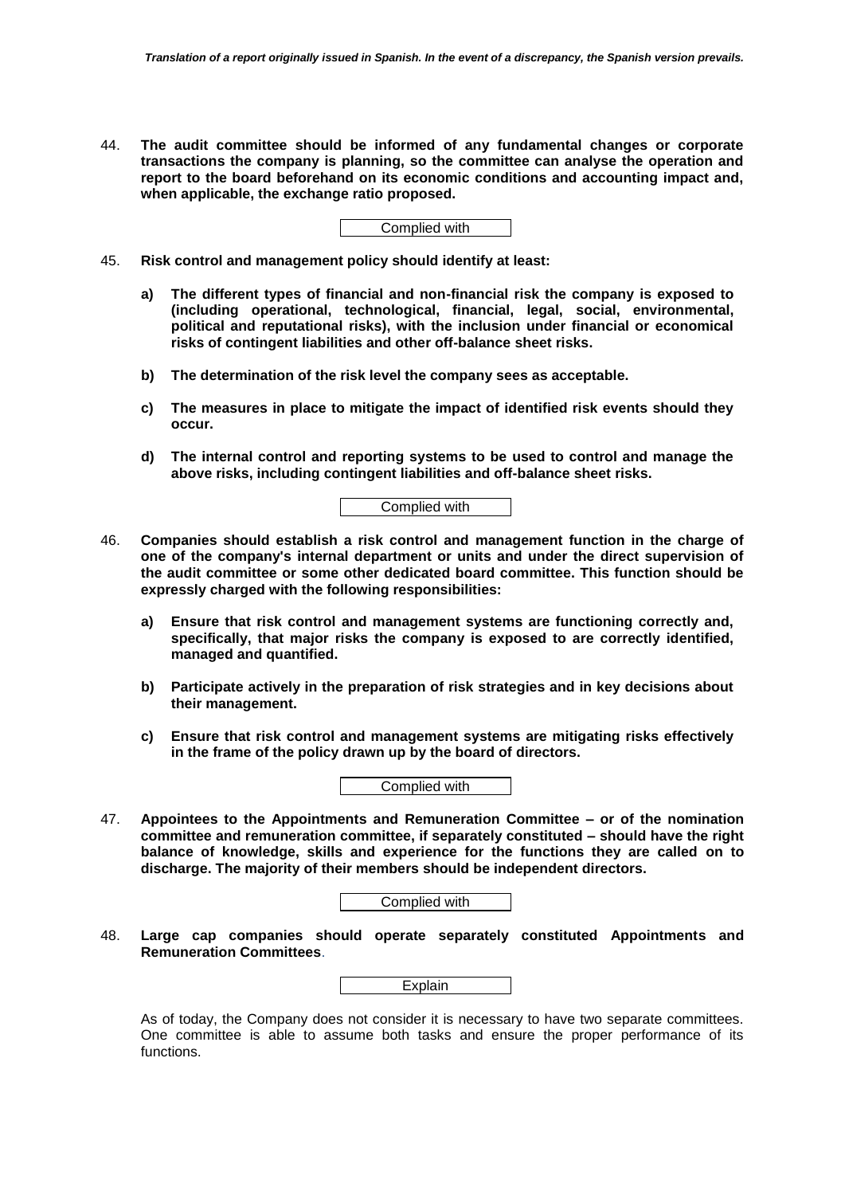44. **The audit committee should be informed of any fundamental changes or corporate transactions the company is planning, so the committee can analyse the operation and report to the board beforehand on its economic conditions and accounting impact and, when applicable, the exchange ratio proposed.**

Complied with

45. **Risk control and management policy should identify at least:**

    **a) The different types of financial and non-financial risk the company is exposed to (including operational, technological, financial, legal, social, environmental, political and reputational risks), with the inclusion under financial or economical risks of contingent liabilities and other off-balance sheet risks.**

    **b) The determination of the risk level the company sees as acceptable.**

    **c) The measures in place to mitigate the impact of identified risk events should they occur.**

    **d) The internal control and reporting systems to be used to control and manage the above risks, including contingent liabilities and off-balance sheet risks.**

Complied with

46. **Companies should establish a risk control and management function in the charge of one of the company's internal department or units and under the direct supervision of the audit committee or some other dedicated board committee. This function should be expressly charged with the following responsibilities:**

    **a) Ensure that risk control and management systems are functioning correctly and, specifically, that major risks the company is exposed to are correctly identified, managed and quantified.**

    **b) Participate actively in the preparation of risk strategies and in key decisions about their management.**

    **c) Ensure that risk control and management systems are mitigating risks effectively in the frame of the policy drawn up by the board of directors.**

Complied with

47. **Appointees to the Appointments and Remuneration Committee – or of the nomination committee and remuneration committee, if separately constituted – should have the right balance of knowledge, skills and experience for the functions they are called on to discharge. The majority of their members should be independent directors.**

Complied with

48. **Large cap companies should operate separately constituted Appointments and Remuneration Committees**.

Explain

As of today, the Company does not consider it is necessary to have two separate committees. One committee is able to assume both tasks and ensure the proper performance of its functions.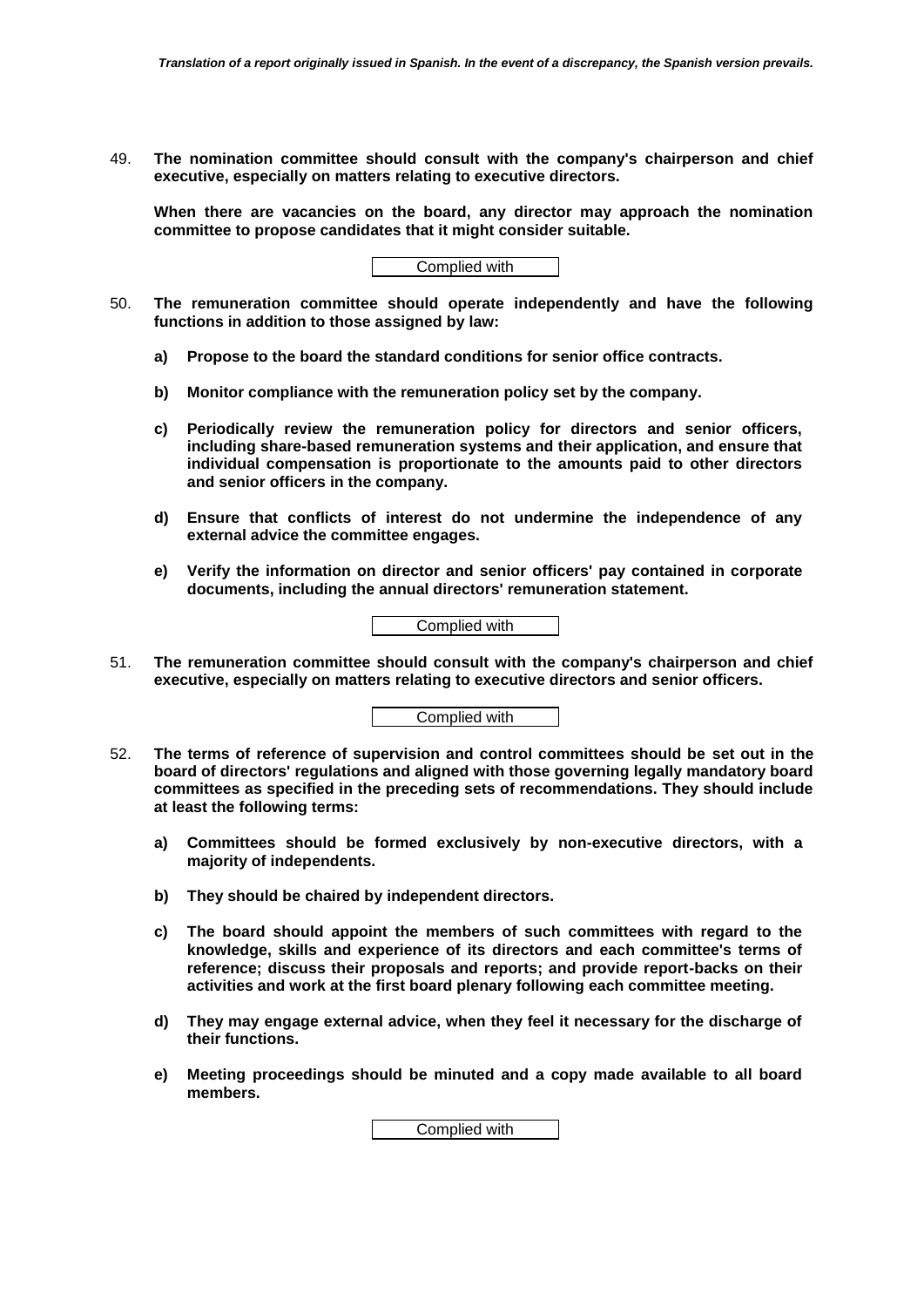49. **The nomination committee should consult with the company's chairperson and chief executive, especially on matters relating to executive directors.**

    **When there are vacancies on the board, any director may approach the nomination committee to propose candidates that it might consider suitable.**

    Complied with

50. **The remuneration committee should operate independently and have the following functions in addition to those assigned by law:**

    **a) Propose to the board the standard conditions for senior office contracts.**

    **b) Monitor compliance with the remuneration policy set by the company.**

    **c) Periodically review the remuneration policy for directors and senior officers, including share-based remuneration systems and their application, and ensure that individual compensation is proportionate to the amounts paid to other directors and senior officers in the company.**

    **d) Ensure that conflicts of interest do not undermine the independence of any external advice the committee engages.**

    **e) Verify the information on director and senior officers' pay contained in corporate documents, including the annual directors' remuneration statement.**

    Complied with

51. **The remuneration committee should consult with the company's chairperson and chief executive, especially on matters relating to executive directors and senior officers.**

    Complied with

52. **The terms of reference of supervision and control committees should be set out in the board of directors' regulations and aligned with those governing legally mandatory board committees as specified in the preceding sets of recommendations. They should include at least the following terms:**

    **a) Committees should be formed exclusively by non-executive directors, with a majority of independents.**

    **b) They should be chaired by independent directors.**

    **c) The board should appoint the members of such committees with regard to the knowledge, skills and experience of its directors and each committee's terms of reference; discuss their proposals and reports; and provide report-backs on their activities and work at the first board plenary following each committee meeting.**

    **d) They may engage external advice, when they feel it necessary for the discharge of their functions.**

    **e) Meeting proceedings should be minuted and a copy made available to all board members.**

    Complied with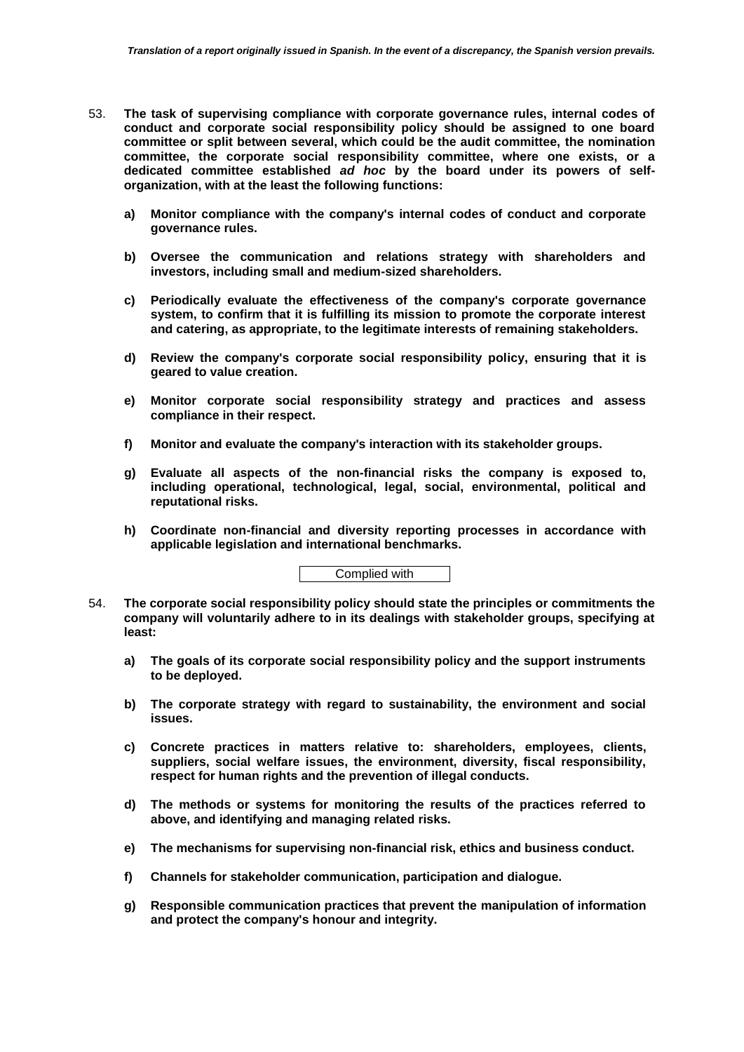53. **The task of supervising compliance with corporate governance rules, internal codes of conduct and corporate social responsibility policy should be assigned to one board committee or split between several, which could be the audit committee, the nomination committee, the corporate social responsibility committee, where one exists, or a dedicated committee established *ad hoc* by the board under its powers of self-organization, with at the least the following functions:**

    **a) Monitor compliance with the company's internal codes of conduct and corporate governance rules.**

    **b) Oversee the communication and relations strategy with shareholders and investors, including small and medium-sized shareholders.**

    **c) Periodically evaluate the effectiveness of the company's corporate governance system, to confirm that it is fulfilling its mission to promote the corporate interest and catering, as appropriate, to the legitimate interests of remaining stakeholders.**

    **d) Review the company's corporate social responsibility policy, ensuring that it is geared to value creation.**

    **e) Monitor corporate social responsibility strategy and practices and assess compliance in their respect.**

    **f) Monitor and evaluate the company's interaction with its stakeholder groups.**

    **g) Evaluate all aspects of the non-financial risks the company is exposed to, including operational, technological, legal, social, environmental, political and reputational risks.**

    **h) Coordinate non-financial and diversity reporting processes in accordance with applicable legislation and international benchmarks.**

    Complied with

54. **The corporate social responsibility policy should state the principles or commitments the company will voluntarily adhere to in its dealings with stakeholder groups, specifying at least:**

    **a) The goals of its corporate social responsibility policy and the support instruments to be deployed.**

    **b) The corporate strategy with regard to sustainability, the environment and social issues.**

    **c) Concrete practices in matters relative to: shareholders, employees, clients, suppliers, social welfare issues, the environment, diversity, fiscal responsibility, respect for human rights and the prevention of illegal conducts.**

    **d) The methods or systems for monitoring the results of the practices referred to above, and identifying and managing related risks.**

    **e) The mechanisms for supervising non-financial risk, ethics and business conduct.**

    **f) Channels for stakeholder communication, participation and dialogue.**

    **g) Responsible communication practices that prevent the manipulation of information and protect the company's honour and integrity.**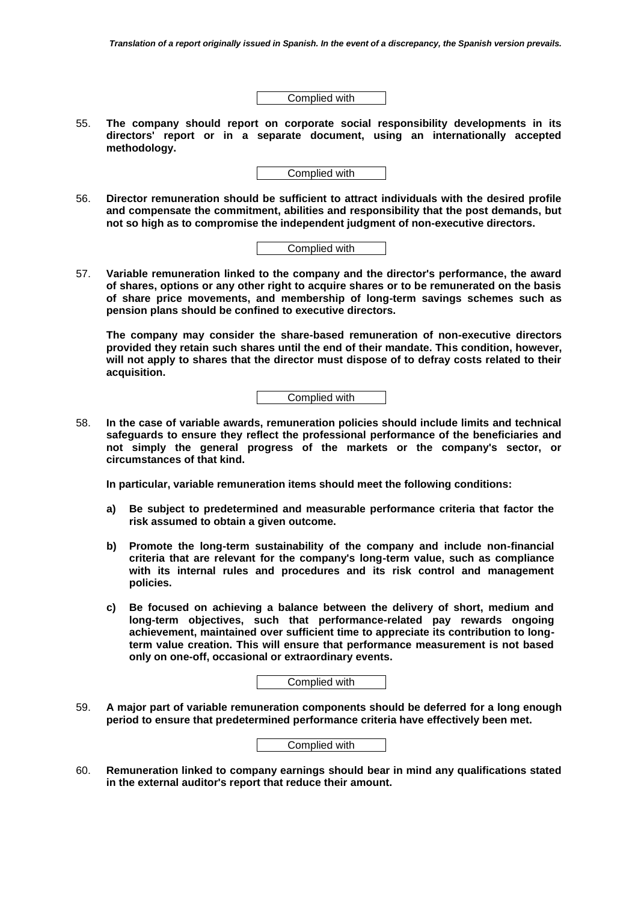Complied with

55. **The company should report on corporate social responsibility developments in its directors' report or in a separate document, using an internationally accepted methodology.**

Complied with

56. **Director remuneration should be sufficient to attract individuals with the desired profile and compensate the commitment, abilities and responsibility that the post demands, but not so high as to compromise the independent judgment of non-executive directors.**

Complied with

57. **Variable remuneration linked to the company and the director's performance, the award of shares, options or any other right to acquire shares or to be remunerated on the basis of share price movements, and membership of long-term savings schemes such as pension plans should be confined to executive directors.**

    **The company may consider the share-based remuneration of non-executive directors provided they retain such shares until the end of their mandate. This condition, however, will not apply to shares that the director must dispose of to defray costs related to their acquisition.**

Complied with

58. **In the case of variable awards, remuneration policies should include limits and technical safeguards to ensure they reflect the professional performance of the beneficiaries and not simply the general progress of the markets or the company's sector, or circumstances of that kind.**

    **In particular, variable remuneration items should meet the following conditions:**

    **a) Be subject to predetermined and measurable performance criteria that factor the risk assumed to obtain a given outcome.**

    **b) Promote the long-term sustainability of the company and include non-financial criteria that are relevant for the company's long-term value, such as compliance with its internal rules and procedures and its risk control and management policies.**

    **c) Be focused on achieving a balance between the delivery of short, medium and long-term objectives, such that performance-related pay rewards ongoing achievement, maintained over sufficient time to appreciate its contribution to long-term value creation. This will ensure that performance measurement is not based only on one-off, occasional or extraordinary events.**

Complied with

59. **A major part of variable remuneration components should be deferred for a long enough period to ensure that predetermined performance criteria have effectively been met.**

Complied with

60. **Remuneration linked to company earnings should bear in mind any qualifications stated in the external auditor's report that reduce their amount.**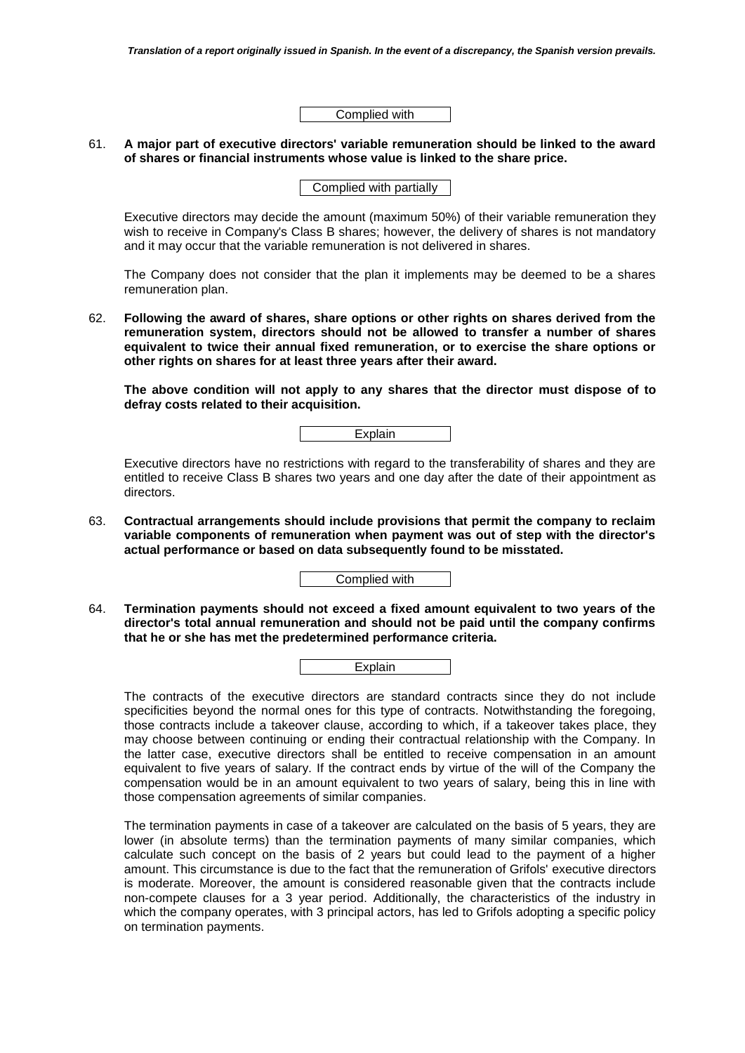Complied with

61. **A major part of executive directors' variable remuneration should be linked to the award of shares or financial instruments whose value is linked to the share price.**

Complied with partially

Executive directors may decide the amount (maximum 50%) of their variable remuneration they wish to receive in Company's Class B shares; however, the delivery of shares is not mandatory and it may occur that the variable remuneration is not delivered in shares.

The Company does not consider that the plan it implements may be deemed to be a shares remuneration plan.

62. **Following the award of shares, share options or other rights on shares derived from the remuneration system, directors should not be allowed to transfer a number of shares equivalent to twice their annual fixed remuneration, or to exercise the share options or other rights on shares for at least three years after their award.**

**The above condition will not apply to any shares that the director must dispose of to defray costs related to their acquisition.**

Explain

Executive directors have no restrictions with regard to the transferability of shares and they are entitled to receive Class B shares two years and one day after the date of their appointment as directors.

63. **Contractual arrangements should include provisions that permit the company to reclaim variable components of remuneration when payment was out of step with the director's actual performance or based on data subsequently found to be misstated.**

Complied with

64. **Termination payments should not exceed a fixed amount equivalent to two years of the director's total annual remuneration and should not be paid until the company confirms that he or she has met the predetermined performance criteria.**

Explain

The contracts of the executive directors are standard contracts since they do not include specificities beyond the normal ones for this type of contracts. Notwithstanding the foregoing, those contracts include a takeover clause, according to which, if a takeover takes place, they may choose between continuing or ending their contractual relationship with the Company. In the latter case, executive directors shall be entitled to receive compensation in an amount equivalent to five years of salary. If the contract ends by virtue of the will of the Company the compensation would be in an amount equivalent to two years of salary, being this in line with those compensation agreements of similar companies.

The termination payments in case of a takeover are calculated on the basis of 5 years, they are lower (in absolute terms) than the termination payments of many similar companies, which calculate such concept on the basis of 2 years but could lead to the payment of a higher amount. This circumstance is due to the fact that the remuneration of Grifols' executive directors is moderate. Moreover, the amount is considered reasonable given that the contracts include non-compete clauses for a 3 year period. Additionally, the characteristics of the industry in which the company operates, with 3 principal actors, has led to Grifols adopting a specific policy on termination payments.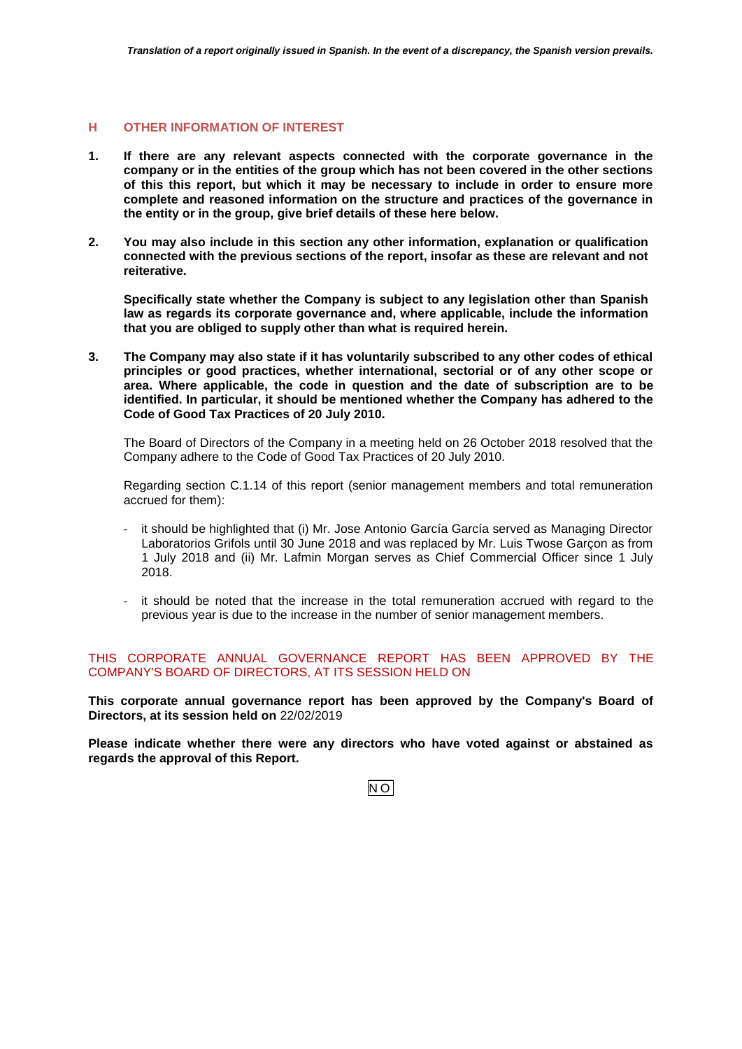*Translation of a report originally issued in Spanish. In the event of a discrepancy, the Spanish version prevails.*

## H OTHER INFORMATION OF INTEREST

1. **If there are any relevant aspects connected with the corporate governance in the company or in the entities of the group which has not been covered in the other sections of this this report, but which it may be necessary to include in order to ensure more complete and reasoned information on the structure and practices of the governance in the entity or in the group, give brief details of these here below.**

2. **You may also include in this section any other information, explanation or qualification connected with the previous sections of the report, insofar as these are relevant and not reiterative.**

   **Specifically state whether the Company is subject to any legislation other than Spanish law as regards its corporate governance and, where applicable, include the information that you are obliged to supply other than what is required herein.**

3. **The Company may also state if it has voluntarily subscribed to any other codes of ethical principles or good practices, whether international, sectorial or of any other scope or area. Where applicable, the code in question and the date of subscription are to be identified. In particular, it should be mentioned whether the Company has adhered to the Code of Good Tax Practices of 20 July 2010.**

   The Board of Directors of the Company in a meeting held on 26 October 2018 resolved that the Company adhere to the Code of Good Tax Practices of 20 July 2010.

   Regarding section C.1.14 of this report (senior management members and total remuneration accrued for them):

   - it should be highlighted that (i) Mr. Jose Antonio García García served as Managing Director Laboratorios Grifols until 30 June 2018 and was replaced by Mr. Luis Twose Garçon as from 1 July 2018 and (ii) Mr. Lafmin Morgan serves as Chief Commercial Officer since 1 July 2018.

   - it should be noted that the increase in the total remuneration accrued with regard to the previous year is due to the increase in the number of senior management members.

THIS CORPORATE ANNUAL GOVERNANCE REPORT HAS BEEN APPROVED BY THE COMPANY'S BOARD OF DIRECTORS, AT ITS SESSION HELD ON

**This corporate annual governance report has been approved by the Company's Board of Directors, at its session held on** 22/02/2019

**Please indicate whether there were any directors who have voted against or abstained as regards the approval of this Report.**

NO